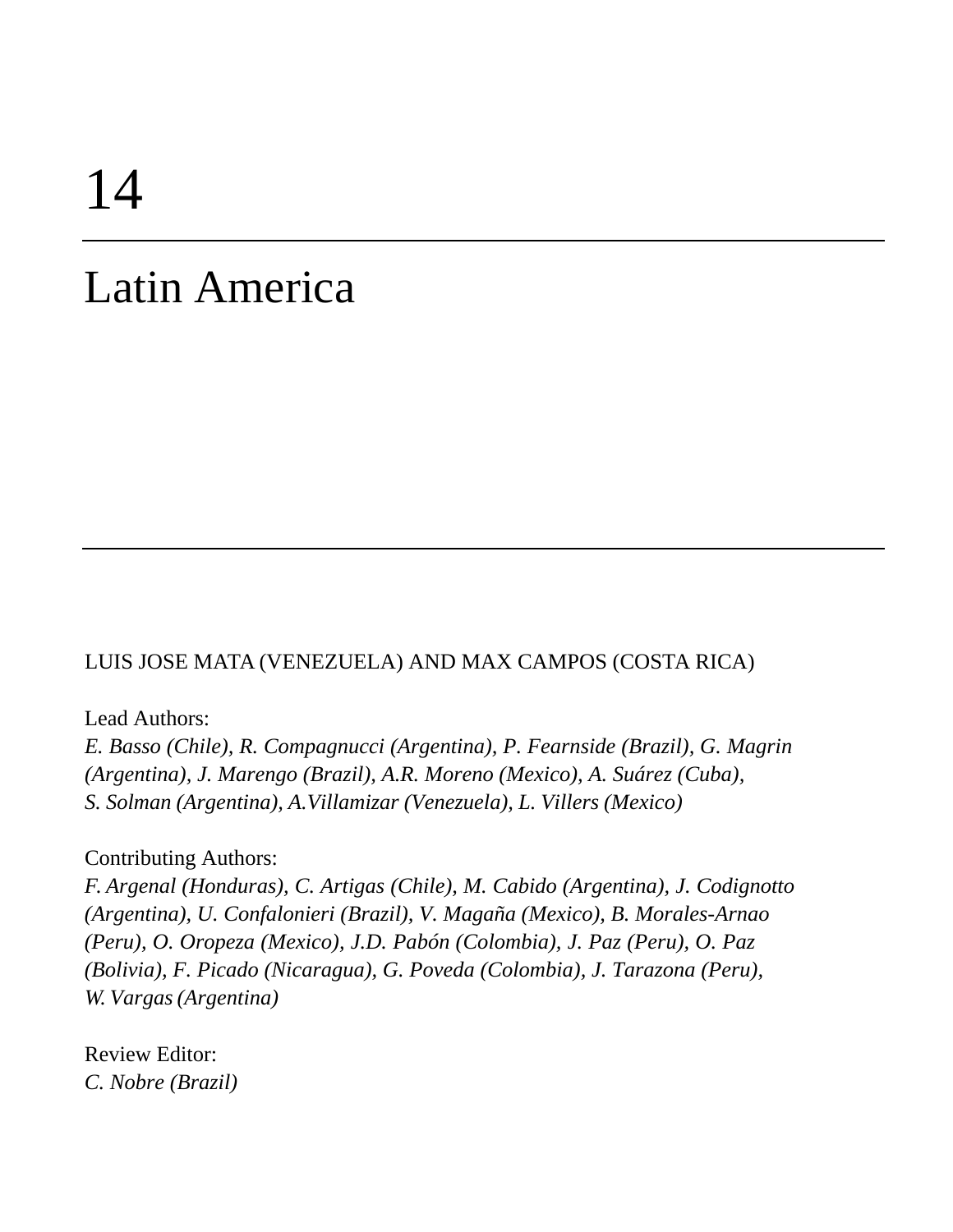# 14

# Latin America

LUIS JOSE MATA (VENEZUELA) AND MAX CAMPOS (COSTA RICA)

Lead Authors:
*E. Basso (Chile), R. Compagnucci (Argentina), P. Fearnside (Brazil), G. Magrin (Argentina), J. Marengo (Brazil), A.R. Moreno (Mexico), A. Suárez (Cuba), S. Solman (Argentina), A.Villamizar (Venezuela), L. Villers (Mexico)*

Contributing Authors:
*F. Argenal (Honduras), C. Artigas (Chile), M. Cabido (Argentina), J. Codignotto (Argentina), U. Confalonieri (Brazil), V. Magaña (Mexico), B. Morales-Arnao (Peru), O. Oropeza (Mexico), J.D. Pabón (Colombia), J. Paz (Peru), O. Paz (Bolivia), F. Picado (Nicaragua), G. Poveda (Colombia), J. Tarazona (Peru), W. Vargas (Argentina)*

Review Editor:
*C. Nobre (Brazil)*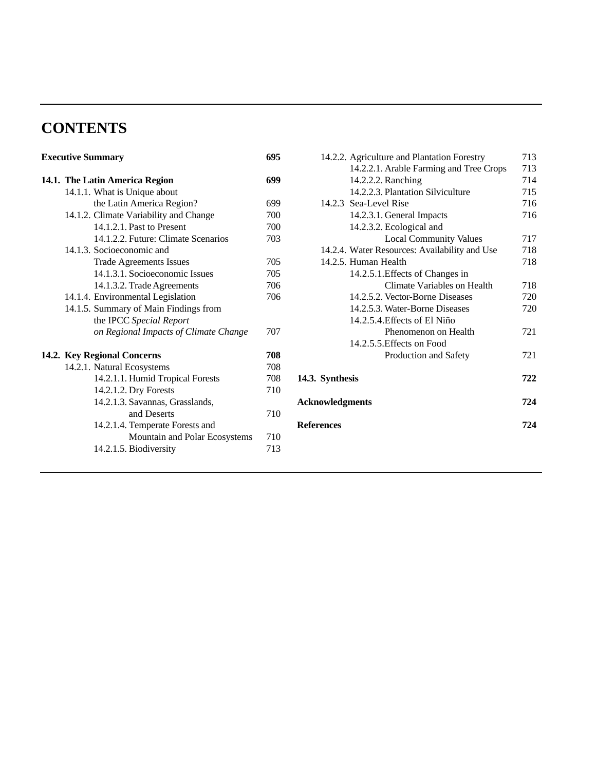# CONTENTS

**Executive Summary** **695**

**14.1. The Latin America Region** **699**

- 14.1.1. What is Unique about the Latin America Region? 699
- 14.1.2. Climate Variability and Change 700
  - 14.1.2.1. Past to Present 700
  - 14.1.2.2. Future: Climate Scenarios 703
- 14.1.3. Socioeconomic and Trade Agreements Issues 705
  - 14.1.3.1. Socioeconomic Issues 705
  - 14.1.3.2. Trade Agreements 706
- 14.1.4. Environmental Legislation 706
- 14.1.5. Summary of Main Findings from the IPCC *Special Report on Regional Impacts of Climate Change* 707

**14.2. Key Regional Concerns** **708**

- 14.2.1. Natural Ecosystems 708
  - 14.2.1.1. Humid Tropical Forests 708
  - 14.2.1.2. Dry Forests 710
  - 14.2.1.3. Savannas, Grasslands, and Deserts 710
  - 14.2.1.4. Temperate Forests and Mountain and Polar Ecosystems 710
  - 14.2.1.5. Biodiversity 713
- 14.2.2. Agriculture and Plantation Forestry 713
  - 14.2.2.1. Arable Farming and Tree Crops 713
  - 14.2.2.2. Ranching 714
  - 14.2.2.3. Plantation Silviculture 715
- 14.2.3 Sea-Level Rise 716
  - 14.2.3.1. General Impacts 716
  - 14.2.3.2. Ecological and Local Community Values 717
- 14.2.4. Water Resources: Availability and Use 718
- 14.2.5. Human Health 718
  - 14.2.5.1. Effects of Changes in Climate Variables on Health 718
  - 14.2.5.2. Vector-Borne Diseases 720
  - 14.2.5.3. Water-Borne Diseases 720
  - 14.2.5.4. Effects of El Niño Phenomenon on Health 721
  - 14.2.5.5. Effects on Food Production and Safety 721

**14.3. Synthesis** **722**

**Acknowledgments** **724**

**References** **724**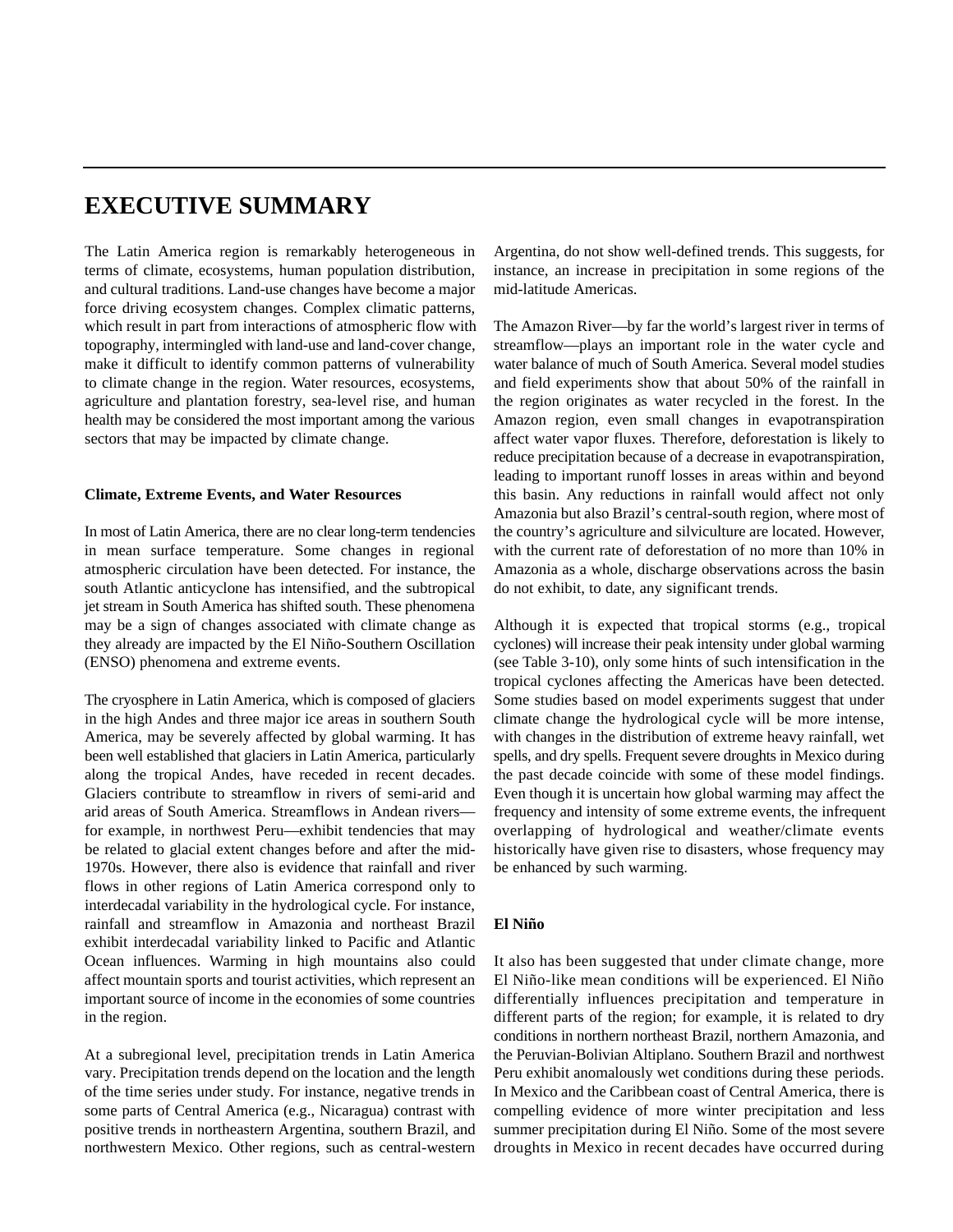# EXECUTIVE SUMMARY

The Latin America region is remarkably heterogeneous in terms of climate, ecosystems, human population distribution, and cultural traditions. Land-use changes have become a major force driving ecosystem changes. Complex climatic patterns, which result in part from interactions of atmospheric flow with topography, intermingled with land-use and land-cover change, make it difficult to identify common patterns of vulnerability to climate change in the region. Water resources, ecosystems, agriculture and plantation forestry, sea-level rise, and human health may be considered the most important among the various sectors that may be impacted by climate change.

### Climate, Extreme Events, and Water Resources

In most of Latin America, there are no clear long-term tendencies in mean surface temperature. Some changes in regional atmospheric circulation have been detected. For instance, the south Atlantic anticyclone has intensified, and the subtropical jet stream in South America has shifted south. These phenomena may be a sign of changes associated with climate change as they already are impacted by the El Niño-Southern Oscillation (ENSO) phenomena and extreme events.

The cryosphere in Latin America, which is composed of glaciers in the high Andes and three major ice areas in southern South America, may be severely affected by global warming. It has been well established that glaciers in Latin America, particularly along the tropical Andes, have receded in recent decades. Glaciers contribute to streamflow in rivers of semi-arid and arid areas of South America. Streamflows in Andean rivers—for example, in northwest Peru—exhibit tendencies that may be related to glacial extent changes before and after the mid-1970s. However, there also is evidence that rainfall and river flows in other regions of Latin America correspond only to interdecadal variability in the hydrological cycle. For instance, rainfall and streamflow in Amazonia and northeast Brazil exhibit interdecadal variability linked to Pacific and Atlantic Ocean influences. Warming in high mountains also could affect mountain sports and tourist activities, which represent an important source of income in the economies of some countries in the region.

At a subregional level, precipitation trends in Latin America vary. Precipitation trends depend on the location and the length of the time series under study. For instance, negative trends in some parts of Central America (e.g., Nicaragua) contrast with positive trends in northeastern Argentina, southern Brazil, and northwestern Mexico. Other regions, such as central-western Argentina, do not show well-defined trends. This suggests, for instance, an increase in precipitation in some regions of the mid-latitude Americas.

The Amazon River—by far the world's largest river in terms of streamflow—plays an important role in the water cycle and water balance of much of South America. Several model studies and field experiments show that about 50% of the rainfall in the region originates as water recycled in the forest. In the Amazon region, even small changes in evapotranspiration affect water vapor fluxes. Therefore, deforestation is likely to reduce precipitation because of a decrease in evapotranspiration, leading to important runoff losses in areas within and beyond this basin. Any reductions in rainfall would affect not only Amazonia but also Brazil's central-south region, where most of the country's agriculture and silviculture are located. However, with the current rate of deforestation of no more than 10% in Amazonia as a whole, discharge observations across the basin do not exhibit, to date, any significant trends.

Although it is expected that tropical storms (e.g., tropical cyclones) will increase their peak intensity under global warming (see Table 3-10), only some hints of such intensification in the tropical cyclones affecting the Americas have been detected. Some studies based on model experiments suggest that under climate change the hydrological cycle will be more intense, with changes in the distribution of extreme heavy rainfall, wet spells, and dry spells. Frequent severe droughts in Mexico during the past decade coincide with some of these model findings. Even though it is uncertain how global warming may affect the frequency and intensity of some extreme events, the infrequent overlapping of hydrological and weather/climate events historically have given rise to disasters, whose frequency may be enhanced by such warming.

### El Niño

It also has been suggested that under climate change, more El Niño-like mean conditions will be experienced. El Niño differentially influences precipitation and temperature in different parts of the region; for example, it is related to dry conditions in northern northeast Brazil, northern Amazonia, and the Peruvian-Bolivian Altiplano. Southern Brazil and northwest Peru exhibit anomalously wet conditions during these periods. In Mexico and the Caribbean coast of Central America, there is compelling evidence of more winter precipitation and less summer precipitation during El Niño. Some of the most severe droughts in Mexico in recent decades have occurred during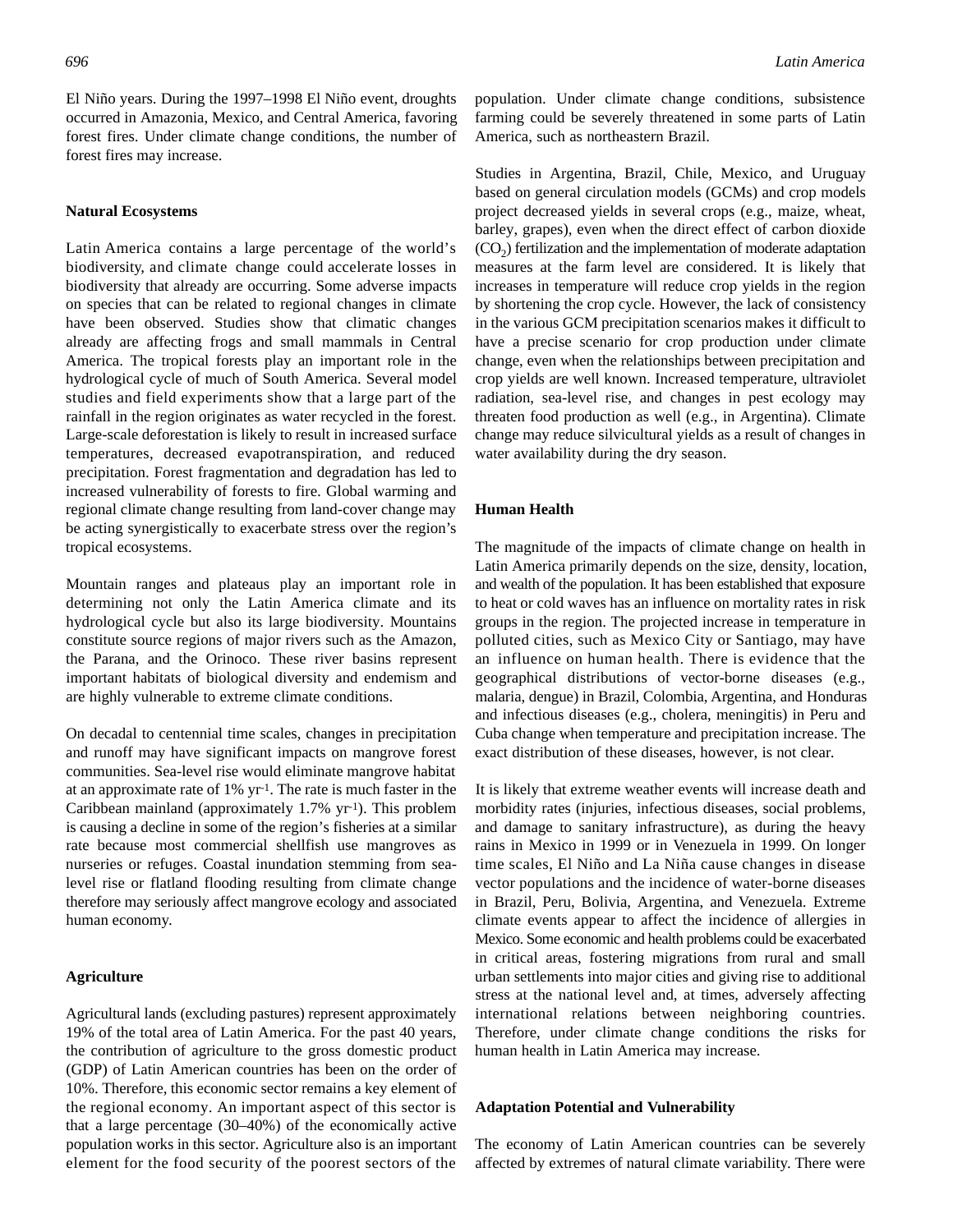El Niño years. During the 1997–1998 El Niño event, droughts occurred in Amazonia, Mexico, and Central America, favoring forest fires. Under climate change conditions, the number of forest fires may increase.

### Natural Ecosystems

Latin America contains a large percentage of the world's biodiversity, and climate change could accelerate losses in biodiversity that already are occurring. Some adverse impacts on species that can be related to regional changes in climate have been observed. Studies show that climatic changes already are affecting frogs and small mammals in Central America. The tropical forests play an important role in the hydrological cycle of much of South America. Several model studies and field experiments show that a large part of the rainfall in the region originates as water recycled in the forest. Large-scale deforestation is likely to result in increased surface temperatures, decreased evapotranspiration, and reduced precipitation. Forest fragmentation and degradation has led to increased vulnerability of forests to fire. Global warming and regional climate change resulting from land-cover change may be acting synergistically to exacerbate stress over the region's tropical ecosystems.

Mountain ranges and plateaus play an important role in determining not only the Latin America climate and its hydrological cycle but also its large biodiversity. Mountains constitute source regions of major rivers such as the Amazon, the Parana, and the Orinoco. These river basins represent important habitats of biological diversity and endemism and are highly vulnerable to extreme climate conditions.

On decadal to centennial time scales, changes in precipitation and runoff may have significant impacts on mangrove forest communities. Sea-level rise would eliminate mangrove habitat at an approximate rate of 1% $yr^{-1}$. The rate is much faster in the Caribbean mainland (approximately 1.7% $yr^{-1}$). This problem is causing a decline in some of the region's fisheries at a similar rate because most commercial shellfish use mangroves as nurseries or refuges. Coastal inundation stemming from sea-level rise or flatland flooding resulting from climate change therefore may seriously affect mangrove ecology and associated human economy.

### Agriculture

Agricultural lands (excluding pastures) represent approximately 19% of the total area of Latin America. For the past 40 years, the contribution of agriculture to the gross domestic product (GDP) of Latin American countries has been on the order of 10%. Therefore, this economic sector remains a key element of the regional economy. An important aspect of this sector is that a large percentage (30–40%) of the economically active population works in this sector. Agriculture also is an important element for the food security of the poorest sectors of the population. Under climate change conditions, subsistence farming could be severely threatened in some parts of Latin America, such as northeastern Brazil.

Studies in Argentina, Brazil, Chile, Mexico, and Uruguay based on general circulation models (GCMs) and crop models project decreased yields in several crops (e.g., maize, wheat, barley, grapes), even when the direct effect of carbon dioxide ($CO_2$) fertilization and the implementation of moderate adaptation measures at the farm level are considered. It is likely that increases in temperature will reduce crop yields in the region by shortening the crop cycle. However, the lack of consistency in the various GCM precipitation scenarios makes it difficult to have a precise scenario for crop production under climate change, even when the relationships between precipitation and crop yields are well known. Increased temperature, ultraviolet radiation, sea-level rise, and changes in pest ecology may threaten food production as well (e.g., in Argentina). Climate change may reduce silvicultural yields as a result of changes in water availability during the dry season.

### Human Health

The magnitude of the impacts of climate change on health in Latin America primarily depends on the size, density, location, and wealth of the population. It has been established that exposure to heat or cold waves has an influence on mortality rates in risk groups in the region. The projected increase in temperature in polluted cities, such as Mexico City or Santiago, may have an influence on human health. There is evidence that the geographical distributions of vector-borne diseases (e.g., malaria, dengue) in Brazil, Colombia, Argentina, and Honduras and infectious diseases (e.g., cholera, meningitis) in Peru and Cuba change when temperature and precipitation increase. The exact distribution of these diseases, however, is not clear.

It is likely that extreme weather events will increase death and morbidity rates (injuries, infectious diseases, social problems, and damage to sanitary infrastructure), as during the heavy rains in Mexico in 1999 or in Venezuela in 1999. On longer time scales, El Niño and La Niña cause changes in disease vector populations and the incidence of water-borne diseases in Brazil, Peru, Bolivia, Argentina, and Venezuela. Extreme climate events appear to affect the incidence of allergies in Mexico. Some economic and health problems could be exacerbated in critical areas, fostering migrations from rural and small urban settlements into major cities and giving rise to additional stress at the national level and, at times, adversely affecting international relations between neighboring countries. Therefore, under climate change conditions the risks for human health in Latin America may increase.

### Adaptation Potential and Vulnerability

The economy of Latin American countries can be severely affected by extremes of natural climate variability. There were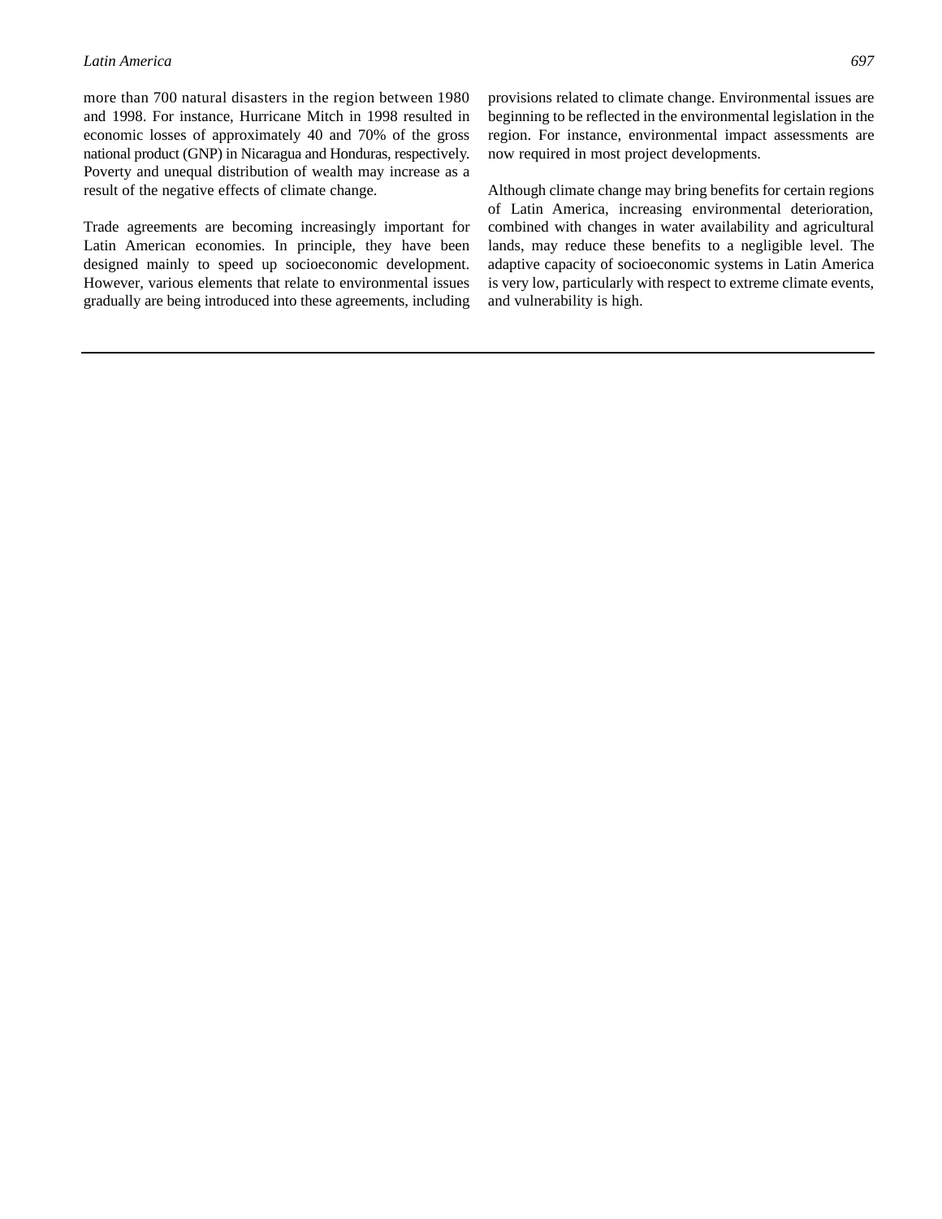more than 700 natural disasters in the region between 1980 and 1998. For instance, Hurricane Mitch in 1998 resulted in economic losses of approximately 40 and 70% of the gross national product (GNP) in Nicaragua and Honduras, respectively. Poverty and unequal distribution of wealth may increase as a result of the negative effects of climate change.

Trade agreements are becoming increasingly important for Latin American economies. In principle, they have been designed mainly to speed up socioeconomic development. However, various elements that relate to environmental issues gradually are being introduced into these agreements, including provisions related to climate change. Environmental issues are beginning to be reflected in the environmental legislation in the region. For instance, environmental impact assessments are now required in most project developments.

Although climate change may bring benefits for certain regions of Latin America, increasing environmental deterioration, combined with changes in water availability and agricultural lands, may reduce these benefits to a negligible level. The adaptive capacity of socioeconomic systems in Latin America is very low, particularly with respect to extreme climate events, and vulnerability is high.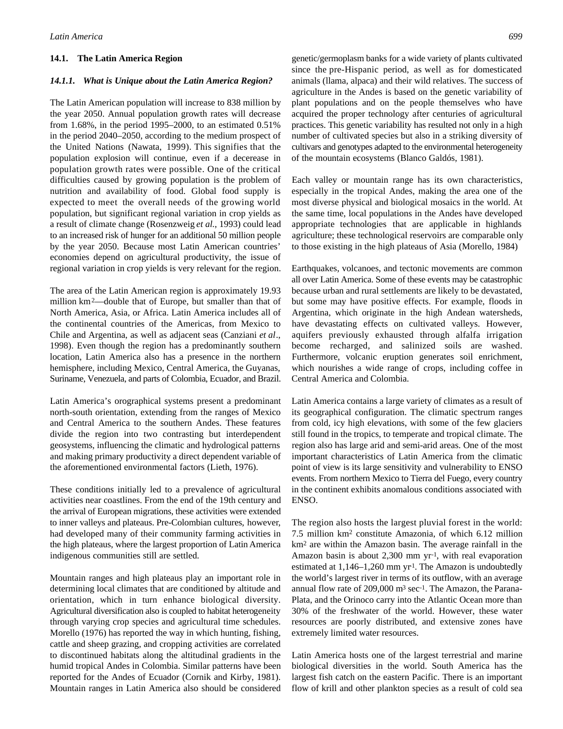## 14.1. The Latin America Region

### *14.1.1. What is Unique about the Latin America Region?*

The Latin American population will increase to 838 million by the year 2050. Annual population growth rates will decrease from 1.68%, in the period 1995–2000, to an estimated 0.51% in the period 2040–2050, according to the medium prospect of the United Nations (Nawata, 1999). This signifies that the population explosion will continue, even if a decerease in population growth rates were possible. One of the critical difficulties caused by growing population is the problem of nutrition and availability of food. Global food supply is expected to meet the overall needs of the growing world population, but significant regional variation in crop yields as a result of climate change (Rosenzweig *et al.*, 1993) could lead to an increased risk of hunger for an additional 50 million people by the year 2050. Because most Latin American countries' economies depend on agricultural productivity, the issue of regional variation in crop yields is very relevant for the region.

The area of the Latin American region is approximately 19.93 million km$^2$—double that of Europe, but smaller than that of North America, Asia, or Africa. Latin America includes all of the continental countries of the Americas, from Mexico to Chile and Argentina, as well as adjacent seas (Canziani *et al*., 1998). Even though the region has a predominantly southern location, Latin America also has a presence in the northern hemisphere, including Mexico, Central America, the Guyanas, Suriname, Venezuela, and parts of Colombia, Ecuador, and Brazil.

Latin America's orographical systems present a predominant north-south orientation, extending from the ranges of Mexico and Central America to the southern Andes. These features divide the region into two contrasting but interdependent geosystems, influencing the climatic and hydrological patterns and making primary productivity a direct dependent variable of the aforementioned environmental factors (Lieth, 1976).

These conditions initially led to a prevalence of agricultural activities near coastlines. From the end of the 19th century and the arrival of European migrations, these activities were extended to inner valleys and plateaus. Pre-Colombian cultures, however, had developed many of their community farming activities in the high plateaus, where the largest proportion of Latin America indigenous communities still are settled.

Mountain ranges and high plateaus play an important role in determining local climates that are conditioned by altitude and orientation, which in turn enhance biological diversity. Agricultural diversification also is coupled to habitat heterogeneity through varying crop species and agricultural time schedules. Morello (1976) has reported the way in which hunting, fishing, cattle and sheep grazing, and cropping activities are correlated to discontinued habitats along the altitudinal gradients in the humid tropical Andes in Colombia. Similar patterns have been reported for the Andes of Ecuador (Cornik and Kirby, 1981). Mountain ranges in Latin America also should be considered genetic/germoplasm banks for a wide variety of plants cultivated since the pre-Hispanic period, as well as for domesticated animals (llama, alpaca) and their wild relatives. The success of agriculture in the Andes is based on the genetic variability of plant populations and on the people themselves who have acquired the proper technology after centuries of agricultural practices. This genetic variability has resulted not only in a high number of cultivated species but also in a striking diversity of cultivars and genotypes adapted to the environmental heterogeneity of the mountain ecosystems (Blanco Galdós, 1981).

Each valley or mountain range has its own characteristics, especially in the tropical Andes, making the area one of the most diverse physical and biological mosaics in the world. At the same time, local populations in the Andes have developed appropriate technologies that are applicable in highlands agriculture; these technological reservoirs are comparable only to those existing in the high plateaus of Asia (Morello, 1984)

Earthquakes, volcanoes, and tectonic movements are common all over Latin America. Some of these events may be catastrophic because urban and rural settlements are likely to be devastated, but some may have positive effects. For example, floods in Argentina, which originate in the high Andean watersheds, have devastating effects on cultivated valleys. However, aquifers previously exhausted through alfalfa irrigation become recharged, and salinized soils are washed. Furthermore, volcanic eruption generates soil enrichment, which nourishes a wide range of crops, including coffee in Central America and Colombia.

Latin America contains a large variety of climates as a result of its geographical configuration. The climatic spectrum ranges from cold, icy high elevations, with some of the few glaciers still found in the tropics, to temperate and tropical climate. The region also has large arid and semi-arid areas. One of the most important characteristics of Latin America from the climatic point of view is its large sensitivity and vulnerability to ENSO events. From northern Mexico to Tierra del Fuego, every country in the continent exhibits anomalous conditions associated with ENSO.

The region also hosts the largest pluvial forest in the world: 7.5 million km$^2$ constitute Amazonia, of which 6.12 million km$^2$ are within the Amazon basin. The average rainfall in the Amazon basin is about 2,300 mm yr$^{-1}$, with real evaporation estimated at 1,146–1,260 mm yr$^{-1}$. The Amazon is undoubtedly the world's largest river in terms of its outflow, with an average annual flow rate of 209,000 m$^3$ sec$^{-1}$. The Amazon, the Parana-Plata, and the Orinoco carry into the Atlantic Ocean more than 30% of the freshwater of the world. However, these water resources are poorly distributed, and extensive zones have extremely limited water resources.

Latin America hosts one of the largest terrestrial and marine biological diversities in the world. South America has the largest fish catch on the eastern Pacific. There is an important flow of krill and other plankton species as a result of cold sea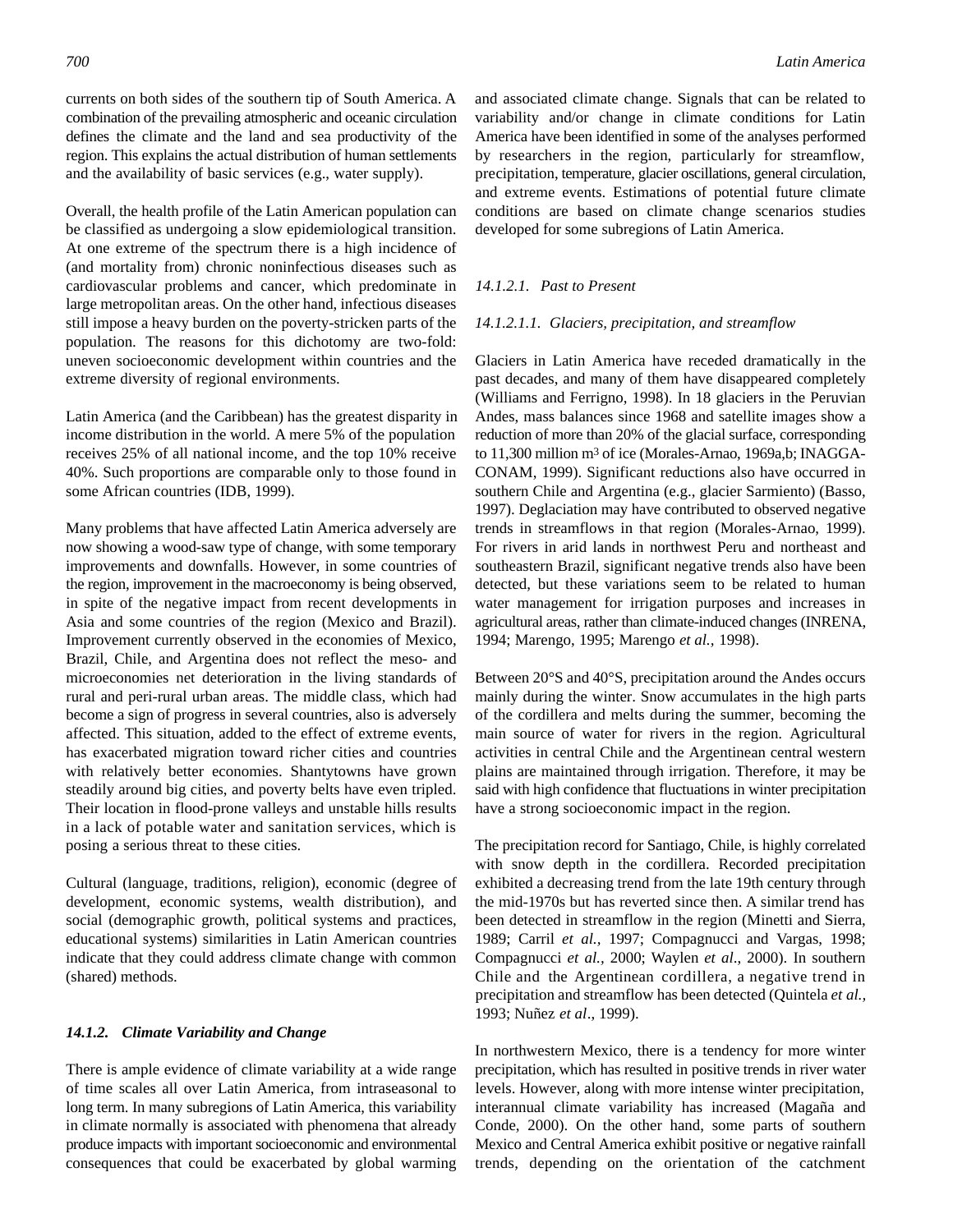currents on both sides of the southern tip of South America. A combination of the prevailing atmospheric and oceanic circulation defines the climate and the land and sea productivity of the region. This explains the actual distribution of human settlements and the availability of basic services (e.g., water supply).

Overall, the health profile of the Latin American population can be classified as undergoing a slow epidemiological transition. At one extreme of the spectrum there is a high incidence of (and mortality from) chronic noninfectious diseases such as cardiovascular problems and cancer, which predominate in large metropolitan areas. On the other hand, infectious diseases still impose a heavy burden on the poverty-stricken parts of the population. The reasons for this dichotomy are two-fold: uneven socioeconomic development within countries and the extreme diversity of regional environments.

Latin America (and the Caribbean) has the greatest disparity in income distribution in the world. A mere 5% of the population receives 25% of all national income, and the top 10% receive 40%. Such proportions are comparable only to those found in some African countries (IDB, 1999).

Many problems that have affected Latin America adversely are now showing a wood-saw type of change, with some temporary improvements and downfalls. However, in some countries of the region, improvement in the macroeconomy is being observed, in spite of the negative impact from recent developments in Asia and some countries of the region (Mexico and Brazil). Improvement currently observed in the economies of Mexico, Brazil, Chile, and Argentina does not reflect the meso- and microeconomies net deterioration in the living standards of rural and peri-rural urban areas. The middle class, which had become a sign of progress in several countries, also is adversely affected. This situation, added to the effect of extreme events, has exacerbated migration toward richer cities and countries with relatively better economies. Shantytowns have grown steadily around big cities, and poverty belts have even tripled. Their location in flood-prone valleys and unstable hills results in a lack of potable water and sanitation services, which is posing a serious threat to these cities.

Cultural (language, traditions, religion), economic (degree of development, economic systems, wealth distribution), and social (demographic growth, political systems and practices, educational systems) similarities in Latin American countries indicate that they could address climate change with common (shared) methods.

### *14.1.2. Climate Variability and Change*

There is ample evidence of climate variability at a wide range of time scales all over Latin America, from intraseasonal to long term. In many subregions of Latin America, this variability in climate normally is associated with phenomena that already produce impacts with important socioeconomic and environmental consequences that could be exacerbated by global warming and associated climate change. Signals that can be related to variability and/or change in climate conditions for Latin America have been identified in some of the analyses performed by researchers in the region, particularly for streamflow, precipitation, temperature, glacier oscillations, general circulation, and extreme events. Estimations of potential future climate conditions are based on climate change scenarios studies developed for some subregions of Latin America.

#### *14.1.2.1. Past to Present*

##### *14.1.2.1.1. Glaciers, precipitation, and streamflow*

Glaciers in Latin America have receded dramatically in the past decades, and many of them have disappeared completely (Williams and Ferrigno, 1998). In 18 glaciers in the Peruvian Andes, mass balances since 1968 and satellite images show a reduction of more than 20% of the glacial surface, corresponding to 11,300 million m³ of ice (Morales-Arnao, 1969a,b; INAGGA-CONAM, 1999). Significant reductions also have occurred in southern Chile and Argentina (e.g., glacier Sarmiento) (Basso, 1997). Deglaciation may have contributed to observed negative trends in streamflows in that region (Morales-Arnao, 1999). For rivers in arid lands in northwest Peru and northeast and southeastern Brazil, significant negative trends also have been detected, but these variations seem to be related to human water management for irrigation purposes and increases in agricultural areas, rather than climate-induced changes (INRENA, 1994; Marengo, 1995; Marengo *et al.,* 1998).

Between 20°S and 40°S, precipitation around the Andes occurs mainly during the winter. Snow accumulates in the high parts of the cordillera and melts during the summer, becoming the main source of water for rivers in the region. Agricultural activities in central Chile and the Argentinean central western plains are maintained through irrigation. Therefore, it may be said with high confidence that fluctuations in winter precipitation have a strong socioeconomic impact in the region.

The precipitation record for Santiago, Chile, is highly correlated with snow depth in the cordillera. Recorded precipitation exhibited a decreasing trend from the late 19th century through the mid-1970s but has reverted since then. A similar trend has been detected in streamflow in the region (Minetti and Sierra, 1989; Carril *et al.,* 1997; Compagnucci and Vargas, 1998; Compagnucci *et al.,* 2000; Waylen *et al*., 2000). In southern Chile and the Argentinean cordillera, a negative trend in precipitation and streamflow has been detected (Quintela *et al.,* 1993; Nuñez *et al*., 1999).

In northwestern Mexico, there is a tendency for more winter precipitation, which has resulted in positive trends in river water levels. However, along with more intense winter precipitation, interannual climate variability has increased (Magaña and Conde, 2000). On the other hand, some parts of southern Mexico and Central America exhibit positive or negative rainfall trends, depending on the orientation of the catchment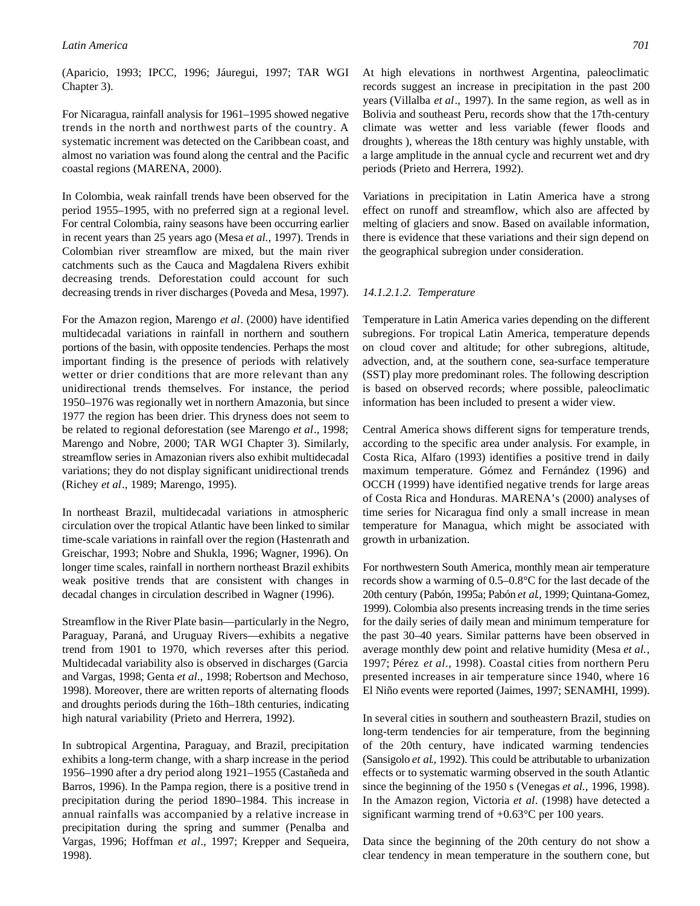(Aparicio, 1993; IPCC, 1996; Jáuregui, 1997; TAR WGI Chapter 3).

For Nicaragua, rainfall analysis for 1961–1995 showed negative trends in the north and northwest parts of the country. A systematic increment was detected on the Caribbean coast, and almost no variation was found along the central and the Pacific coastal regions (MARENA, 2000).

In Colombia, weak rainfall trends have been observed for the period 1955–1995, with no preferred sign at a regional level. For central Colombia, rainy seasons have been occurring earlier in recent years than 25 years ago (Mesa *et al.,* 1997). Trends in Colombian river streamflow are mixed, but the main river catchments such as the Cauca and Magdalena Rivers exhibit decreasing trends. Deforestation could account for such decreasing trends in river discharges (Poveda and Mesa, 1997).

For the Amazon region, Marengo *et al*. (2000) have identified multidecadal variations in rainfall in northern and southern portions of the basin, with opposite tendencies. Perhaps the most important finding is the presence of periods with relatively wetter or drier conditions that are more relevant than any unidirectional trends themselves. For instance, the period 1950–1976 was regionally wet in northern Amazonia, but since 1977 the region has been drier. This dryness does not seem to be related to regional deforestation (see Marengo *et al*., 1998; Marengo and Nobre, 2000; TAR WGI Chapter 3). Similarly, streamflow series in Amazonian rivers also exhibit multidecadal variations; they do not display significant unidirectional trends (Richey *et al*., 1989; Marengo, 1995).

In northeast Brazil, multidecadal variations in atmospheric circulation over the tropical Atlantic have been linked to similar time-scale variations in rainfall over the region (Hastenrath and Greischar, 1993; Nobre and Shukla, 1996; Wagner, 1996). On longer time scales, rainfall in northern northeast Brazil exhibits weak positive trends that are consistent with changes in decadal changes in circulation described in Wagner (1996).

Streamflow in the River Plate basin—particularly in the Negro, Paraguay, Paraná, and Uruguay Rivers—exhibits a negative trend from 1901 to 1970, which reverses after this period. Multidecadal variability also is observed in discharges (Garcia and Vargas, 1998; Genta *et al*., 1998; Robertson and Mechoso, 1998). Moreover, there are written reports of alternating floods and droughts periods during the 16th–18th centuries, indicating high natural variability (Prieto and Herrera, 1992).

In subtropical Argentina, Paraguay, and Brazil, precipitation exhibits a long-term change, with a sharp increase in the period 1956–1990 after a dry period along 1921–1955 (Castañeda and Barros, 1996). In the Pampa region, there is a positive trend in precipitation during the period 1890–1984. This increase in annual rainfalls was accompanied by a relative increase in precipitation during the spring and summer (Penalba and Vargas, 1996; Hoffman *et al*., 1997; Krepper and Sequeira, 1998).

At high elevations in northwest Argentina, paleoclimatic records suggest an increase in precipitation in the past 200 years (Villalba *et al*., 1997). In the same region, as well as in Bolivia and southeast Peru, records show that the 17th-century climate was wetter and less variable (fewer floods and droughts ), whereas the 18th century was highly unstable, with a large amplitude in the annual cycle and recurrent wet and dry periods (Prieto and Herrera, 1992).

Variations in precipitation in Latin America have a strong effect on runoff and streamflow, which also are affected by melting of glaciers and snow. Based on available information, there is evidence that these variations and their sign depend on the geographical subregion under consideration.

###### *14.1.2.1.2. Temperature*

Temperature in Latin America varies depending on the different subregions. For tropical Latin America, temperature depends on cloud cover and altitude; for other subregions, altitude, advection, and, at the southern cone, sea-surface temperature (SST) play more predominant roles. The following description is based on observed records; where possible, paleoclimatic information has been included to present a wider view.

Central America shows different signs for temperature trends, according to the specific area under analysis. For example, in Costa Rica, Alfaro (1993) identifies a positive trend in daily maximum temperature. Gómez and Fernández (1996) and OCCH (1999) have identified negative trends for large areas of Costa Rica and Honduras. MARENA's (2000) analyses of time series for Nicaragua find only a small increase in mean temperature for Managua, which might be associated with growth in urbanization.

For northwestern South America, monthly mean air temperature records show a warming of 0.5–0.8°C for the last decade of the 20th century (Pabón, 1995a; Pabón *et al*., 1999; Quintana-Gomez, 1999). Colombia also presents increasing trends in the time series for the daily series of daily mean and minimum temperature for the past 30–40 years. Similar patterns have been observed in average monthly dew point and relative humidity (Mesa *et al.*, 1997; Pérez *et al*., 1998). Coastal cities from northern Peru presented increases in air temperature since 1940, where 16 El Niño events were reported (Jaimes, 1997; SENAMHI, 1999).

In several cities in southern and southeastern Brazil, studies on long-term tendencies for air temperature, from the beginning of the 20th century, have indicated warming tendencies (Sansigolo *et al.*, 1992). This could be attributable to urbanization effects or to systematic warming observed in the south Atlantic since the beginning of the 1950 s (Venegas *et al.,* 1996, 1998). In the Amazon region, Victoria *et al*. (1998) have detected a significant warming trend of +0.63°C per 100 years.

Data since the beginning of the 20th century do not show a clear tendency in mean temperature in the southern cone, but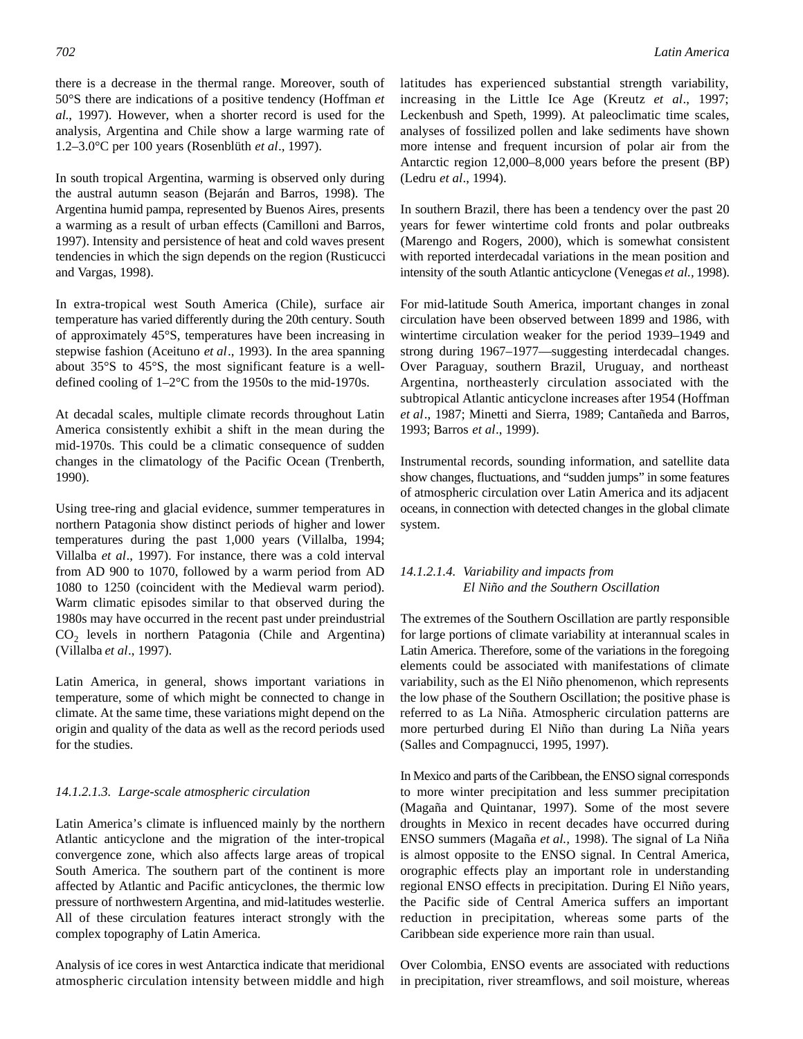there is a decrease in the thermal range. Moreover, south of 50°S there are indications of a positive tendency (Hoffman *et al*., 1997). However, when a shorter record is used for the analysis, Argentina and Chile show a large warming rate of 1.2–3.0°C per 100 years (Rosenblüth *et al*., 1997).

In south tropical Argentina, warming is observed only during the austral autumn season (Bejarán and Barros, 1998). The Argentina humid pampa, represented by Buenos Aires, presents a warming as a result of urban effects (Camilloni and Barros, 1997). Intensity and persistence of heat and cold waves present tendencies in which the sign depends on the region (Rusticucci and Vargas, 1998).

In extra-tropical west South America (Chile), surface air temperature has varied differently during the 20th century. South of approximately 45°S, temperatures have been increasing in stepwise fashion (Aceituno *et al*., 1993). In the area spanning about 35°S to 45°S, the most significant feature is a well-defined cooling of 1–2°C from the 1950s to the mid-1970s.

At decadal scales, multiple climate records throughout Latin America consistently exhibit a shift in the mean during the mid-1970s. This could be a climatic consequence of sudden changes in the climatology of the Pacific Ocean (Trenberth, 1990).

Using tree-ring and glacial evidence, summer temperatures in northern Patagonia show distinct periods of higher and lower temperatures during the past 1,000 years (Villalba, 1994; Villalba *et al*., 1997). For instance, there was a cold interval from AD 900 to 1070, followed by a warm period from AD 1080 to 1250 (coincident with the Medieval warm period). Warm climatic episodes similar to that observed during the 1980s may have occurred in the recent past under preindustrial $CO_2$ levels in northern Patagonia (Chile and Argentina) (Villalba *et al*., 1997).

Latin America, in general, shows important variations in temperature, some of which might be connected to change in climate. At the same time, these variations might depend on the origin and quality of the data as well as the record periods used for the studies.

#### *14.1.2.1.3. Large-scale atmospheric circulation*

Latin America's climate is influenced mainly by the northern Atlantic anticyclone and the migration of the inter-tropical convergence zone, which also affects large areas of tropical South America. The southern part of the continent is more affected by Atlantic and Pacific anticyclones, the thermic low pressure of northwestern Argentina, and mid-latitudes westerlie. All of these circulation features interact strongly with the complex topography of Latin America.

Analysis of ice cores in west Antarctica indicate that meridional atmospheric circulation intensity between middle and high latitudes has experienced substantial strength variability, increasing in the Little Ice Age (Kreutz *et al*., 1997; Leckenbush and Speth, 1999). At paleoclimatic time scales, analyses of fossilized pollen and lake sediments have shown more intense and frequent incursion of polar air from the Antarctic region 12,000–8,000 years before the present (BP) (Ledru *et al*., 1994).

In southern Brazil, there has been a tendency over the past 20 years for fewer wintertime cold fronts and polar outbreaks (Marengo and Rogers, 2000), which is somewhat consistent with reported interdecadal variations in the mean position and intensity of the south Atlantic anticyclone (Venegas *et al.,* 1998).

For mid-latitude South America, important changes in zonal circulation have been observed between 1899 and 1986, with wintertime circulation weaker for the period 1939–1949 and strong during 1967–1977—suggesting interdecadal changes. Over Paraguay, southern Brazil, Uruguay, and northeast Argentina, northeasterly circulation associated with the subtropical Atlantic anticyclone increases after 1954 (Hoffman *et al*., 1987; Minetti and Sierra, 1989; Cantañeda and Barros, 1993; Barros *et al*., 1999).

Instrumental records, sounding information, and satellite data show changes, fluctuations, and "sudden jumps" in some features of atmospheric circulation over Latin America and its adjacent oceans, in connection with detected changes in the global climate system.

#### *14.1.2.1.4. Variability and impacts from El Niño and the Southern Oscillation*

The extremes of the Southern Oscillation are partly responsible for large portions of climate variability at interannual scales in Latin America. Therefore, some of the variations in the foregoing elements could be associated with manifestations of climate variability, such as the El Niño phenomenon, which represents the low phase of the Southern Oscillation; the positive phase is referred to as La Niña. Atmospheric circulation patterns are more perturbed during El Niño than during La Niña years (Salles and Compagnucci, 1995, 1997).

In Mexico and parts of the Caribbean, the ENSO signal corresponds to more winter precipitation and less summer precipitation (Magaña and Quintanar, 1997). Some of the most severe droughts in Mexico in recent decades have occurred during ENSO summers (Magaña *et al.,* 1998). The signal of La Niña is almost opposite to the ENSO signal. In Central America, orographic effects play an important role in understanding regional ENSO effects in precipitation. During El Niño years, the Pacific side of Central America suffers an important reduction in precipitation, whereas some parts of the Caribbean side experience more rain than usual.

Over Colombia, ENSO events are associated with reductions in precipitation, river streamflows, and soil moisture, whereas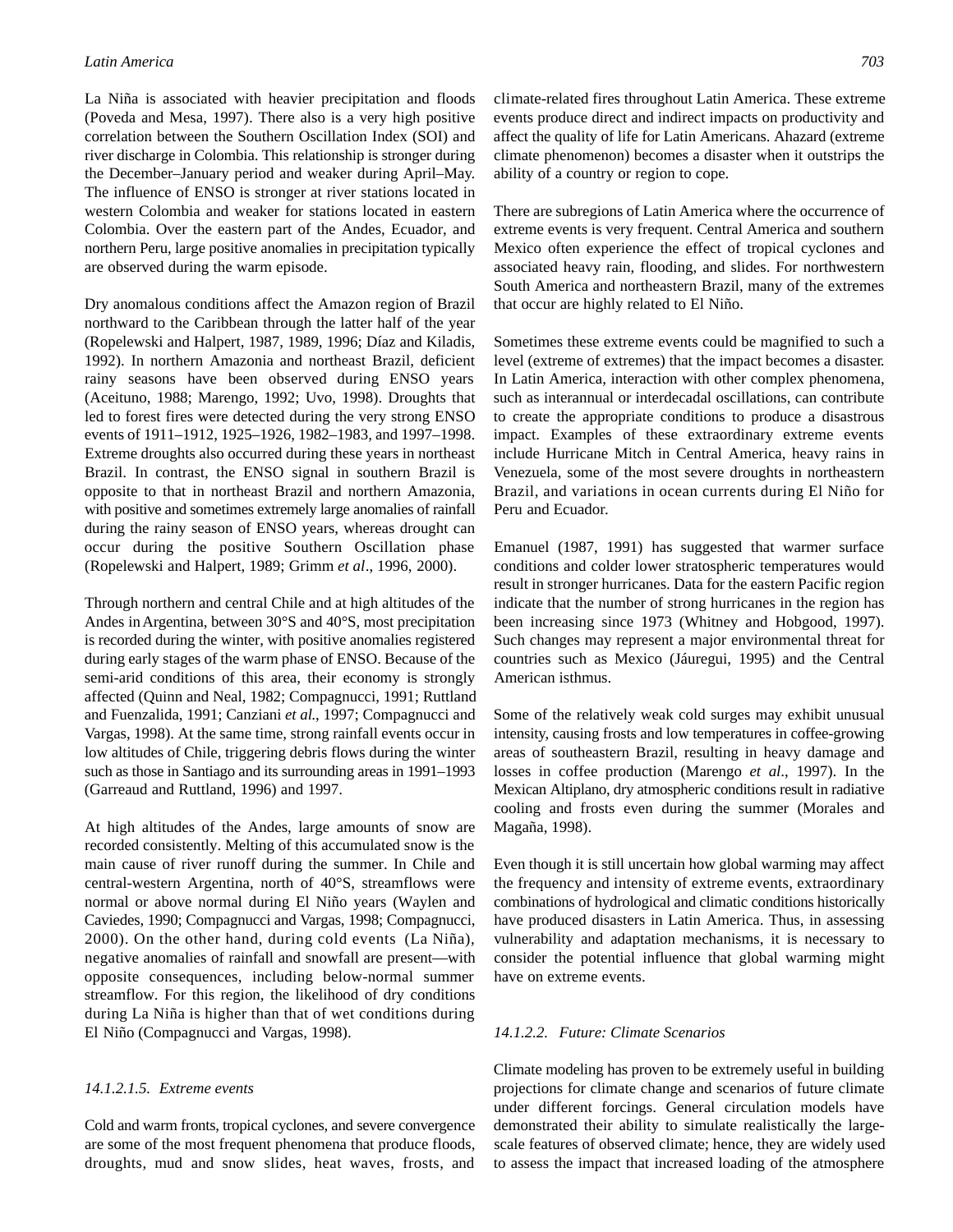La Niña is associated with heavier precipitation and floods (Poveda and Mesa, 1997). There also is a very high positive correlation between the Southern Oscillation Index (SOI) and river discharge in Colombia. This relationship is stronger during the December–January period and weaker during April–May. The influence of ENSO is stronger at river stations located in western Colombia and weaker for stations located in eastern Colombia. Over the eastern part of the Andes, Ecuador, and northern Peru, large positive anomalies in precipitation typically are observed during the warm episode.

Dry anomalous conditions affect the Amazon region of Brazil northward to the Caribbean through the latter half of the year (Ropelewski and Halpert, 1987, 1989, 1996; Díaz and Kiladis, 1992). In northern Amazonia and northeast Brazil, deficient rainy seasons have been observed during ENSO years (Aceituno, 1988; Marengo, 1992; Uvo, 1998). Droughts that led to forest fires were detected during the very strong ENSO events of 1911–1912, 1925–1926, 1982–1983, and 1997–1998. Extreme droughts also occurred during these years in northeast Brazil. In contrast, the ENSO signal in southern Brazil is opposite to that in northeast Brazil and northern Amazonia, with positive and sometimes extremely large anomalies of rainfall during the rainy season of ENSO years, whereas drought can occur during the positive Southern Oscillation phase (Ropelewski and Halpert, 1989; Grimm *et al*., 1996, 2000).

Through northern and central Chile and at high altitudes of the Andes in Argentina, between 30°S and 40°S, most precipitation is recorded during the winter, with positive anomalies registered during early stages of the warm phase of ENSO. Because of the semi-arid conditions of this area, their economy is strongly affected (Quinn and Neal, 1982; Compagnucci, 1991; Ruttland and Fuenzalida, 1991; Canziani *et al*., 1997; Compagnucci and Vargas, 1998). At the same time, strong rainfall events occur in low altitudes of Chile, triggering debris flows during the winter such as those in Santiago and its surrounding areas in 1991–1993 (Garreaud and Ruttland, 1996) and 1997.

At high altitudes of the Andes, large amounts of snow are recorded consistently. Melting of this accumulated snow is the main cause of river runoff during the summer. In Chile and central-western Argentina, north of 40°S, streamflows were normal or above normal during El Niño years (Waylen and Caviedes, 1990; Compagnucci and Vargas, 1998; Compagnucci, 2000). On the other hand, during cold events (La Niña), negative anomalies of rainfall and snowfall are present—with opposite consequences, including below-normal summer streamflow. For this region, the likelihood of dry conditions during La Niña is higher than that of wet conditions during El Niño (Compagnucci and Vargas, 1998).

##### 14.1.2.1.5. *Extreme events*

Cold and warm fronts, tropical cyclones, and severe convergence are some of the most frequent phenomena that produce floods, droughts, mud and snow slides, heat waves, frosts, and climate-related fires throughout Latin America. These extreme events produce direct and indirect impacts on productivity and affect the quality of life for Latin Americans. Ahazard (extreme climate phenomenon) becomes a disaster when it outstrips the ability of a country or region to cope.

There are subregions of Latin America where the occurrence of extreme events is very frequent. Central America and southern Mexico often experience the effect of tropical cyclones and associated heavy rain, flooding, and slides. For northwestern South America and northeastern Brazil, many of the extremes that occur are highly related to El Niño.

Sometimes these extreme events could be magnified to such a level (extreme of extremes) that the impact becomes a disaster. In Latin America, interaction with other complex phenomena, such as interannual or interdecadal oscillations, can contribute to create the appropriate conditions to produce a disastrous impact. Examples of these extraordinary extreme events include Hurricane Mitch in Central America, heavy rains in Venezuela, some of the most severe droughts in northeastern Brazil, and variations in ocean currents during El Niño for Peru and Ecuador.

Emanuel (1987, 1991) has suggested that warmer surface conditions and colder lower stratospheric temperatures would result in stronger hurricanes. Data for the eastern Pacific region indicate that the number of strong hurricanes in the region has been increasing since 1973 (Whitney and Hobgood, 1997). Such changes may represent a major environmental threat for countries such as Mexico (Jáuregui, 1995) and the Central American isthmus.

Some of the relatively weak cold surges may exhibit unusual intensity, causing frosts and low temperatures in coffee-growing areas of southeastern Brazil, resulting in heavy damage and losses in coffee production (Marengo *et al*., 1997). In the Mexican Altiplano, dry atmospheric conditions result in radiative cooling and frosts even during the summer (Morales and Magaña, 1998).

Even though it is still uncertain how global warming may affect the frequency and intensity of extreme events, extraordinary combinations of hydrological and climatic conditions historically have produced disasters in Latin America. Thus, in assessing vulnerability and adaptation mechanisms, it is necessary to consider the potential influence that global warming might have on extreme events.

#### 14.1.2.2. *Future: Climate Scenarios*

Climate modeling has proven to be extremely useful in building projections for climate change and scenarios of future climate under different forcings. General circulation models have demonstrated their ability to simulate realistically the large-scale features of observed climate; hence, they are widely used to assess the impact that increased loading of the atmosphere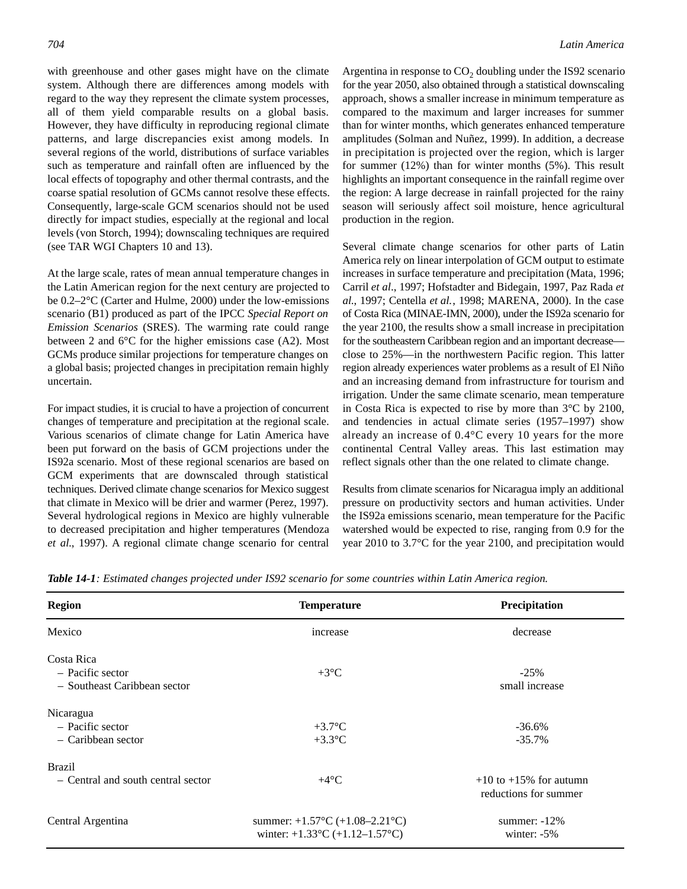with greenhouse and other gases might have on the climate system. Although there are differences among models with regard to the way they represent the climate system processes, all of them yield comparable results on a global basis. However, they have difficulty in reproducing regional climate patterns, and large discrepancies exist among models. In several regions of the world, distributions of surface variables such as temperature and rainfall often are influenced by the local effects of topography and other thermal contrasts, and the coarse spatial resolution of GCMs cannot resolve these effects. Consequently, large-scale GCM scenarios should not be used directly for impact studies, especially at the regional and local levels (von Storch, 1994); downscaling techniques are required (see TAR WGI Chapters 10 and 13).

At the large scale, rates of mean annual temperature changes in the Latin American region for the next century are projected to be 0.2–2°C (Carter and Hulme, 2000) under the low-emissions scenario (B1) produced as part of the IPCC *Special Report on Emission Scenarios* (SRES). The warming rate could range between 2 and 6°C for the higher emissions case (A2). Most GCMs produce similar projections for temperature changes on a global basis; projected changes in precipitation remain highly uncertain.

For impact studies, it is crucial to have a projection of concurrent changes of temperature and precipitation at the regional scale. Various scenarios of climate change for Latin America have been put forward on the basis of GCM projections under the IS92a scenario. Most of these regional scenarios are based on GCM experiments that are downscaled through statistical techniques. Derived climate change scenarios for Mexico suggest that climate in Mexico will be drier and warmer (Perez, 1997). Several hydrological regions in Mexico are highly vulnerable to decreased precipitation and higher temperatures (Mendoza *et al*., 1997). A regional climate change scenario for central Argentina in response to $CO_2$ doubling under the IS92 scenario for the year 2050, also obtained through a statistical downscaling approach, shows a smaller increase in minimum temperature as compared to the maximum and larger increases for summer than for winter months, which generates enhanced temperature amplitudes (Solman and Nuñez, 1999). In addition, a decrease in precipitation is projected over the region, which is larger for summer (12%) than for winter months (5%). This result highlights an important consequence in the rainfall regime over the region: A large decrease in rainfall projected for the rainy season will seriously affect soil moisture, hence agricultural production in the region.

Several climate change scenarios for other parts of Latin America rely on linear interpolation of GCM output to estimate increases in surface temperature and precipitation (Mata, 1996; Carril *et al*., 1997; Hofstadter and Bidegain, 1997, Paz Rada *et al*., 1997; Centella *et al.*, 1998; MARENA, 2000). In the case of Costa Rica (MINAE-IMN, 2000), under the IS92a scenario for the year 2100, the results show a small increase in precipitation for the southeastern Caribbean region and an important decrease—close to 25%—in the northwestern Pacific region. This latter region already experiences water problems as a result of El Niño and an increasing demand from infrastructure for tourism and irrigation. Under the same climate scenario, mean temperature in Costa Rica is expected to rise by more than 3°C by 2100, and tendencies in actual climate series (1957–1997) show already an increase of 0.4°C every 10 years for the more continental Central Valley areas. This last estimation may reflect signals other than the one related to climate change.

Results from climate scenarios for Nicaragua imply an additional pressure on productivity sectors and human activities. Under the IS92a emissions scenario, mean temperature for the Pacific watershed would be expected to rise, ranging from 0.9 for the year 2010 to 3.7°C for the year 2100, and precipitation would

***Table 14-1****: Estimated changes projected under IS92 scenario for some countries within Latin America region.*

| Region | Temperature | Precipitation |
|---|---|---|
| Mexico | increase | decrease |
| Costa Rica | | |
| – Pacific sector | +3°C | -25% |
| – Southeast Caribbean sector | | small increase |
| Nicaragua | | |
| – Pacific sector | +3.7°C | -36.6% |
| – Caribbean sector | +3.3°C | -35.7% |
| Brazil | | |
| – Central and south central sector | +4°C | +10 to +15% for autumn<br>reductions for summer |
| Central Argentina | summer: +1.57°C (+1.08–2.21°C)<br>winter: +1.33°C (+1.12–1.57°C) | summer: -12%<br>winter: -5% |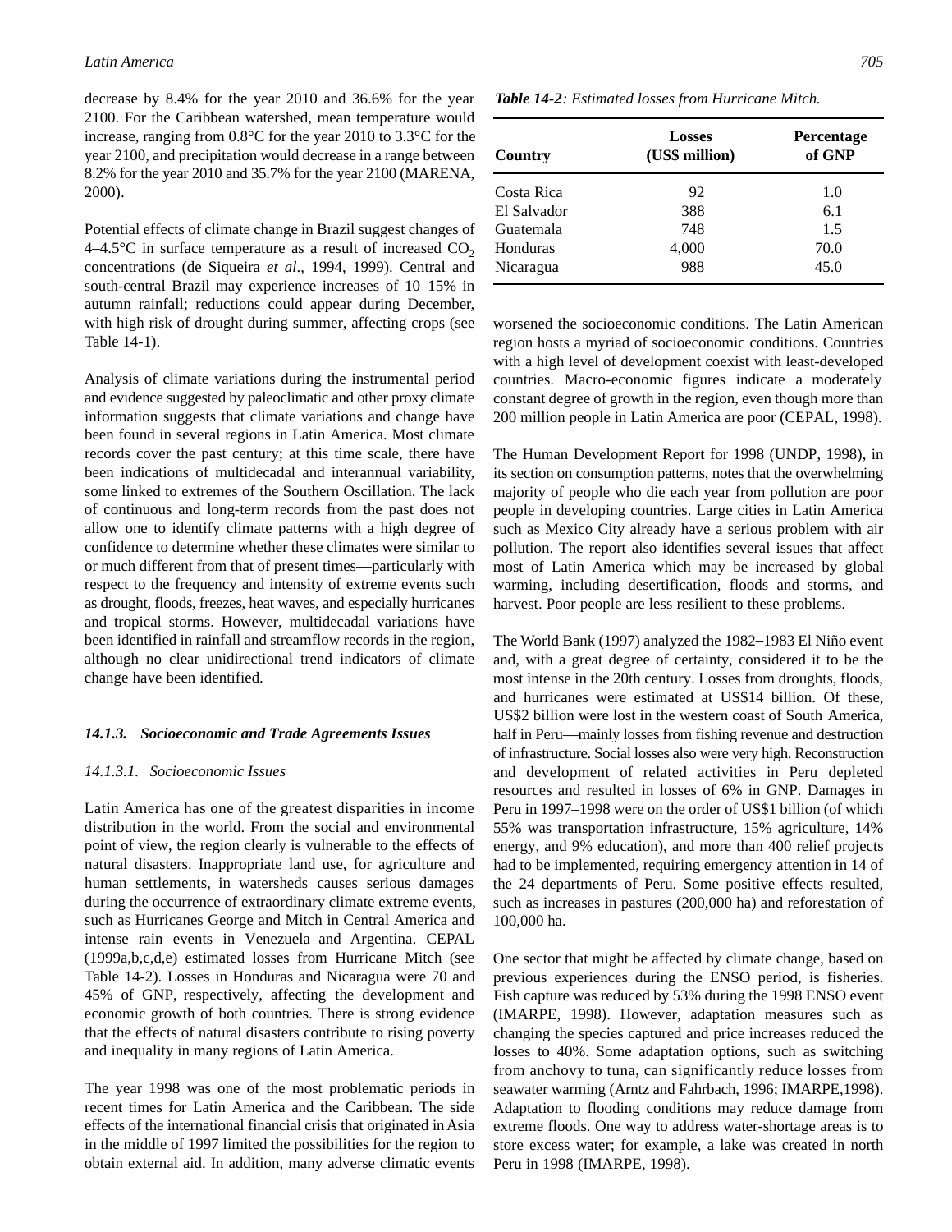decrease by 8.4% for the year 2010 and 36.6% for the year 2100. For the Caribbean watershed, mean temperature would increase, ranging from 0.8°C for the year 2010 to 3.3°C for the year 2100, and precipitation would decrease in a range between 8.2% for the year 2010 and 35.7% for the year 2100 (MARENA, 2000).

Potential effects of climate change in Brazil suggest changes of 4–4.5°C in surface temperature as a result of increased $CO_2$ concentrations (de Siqueira *et al*., 1994, 1999). Central and south-central Brazil may experience increases of 10–15% in autumn rainfall; reductions could appear during December, with high risk of drought during summer, affecting crops (see Table 14-1).

Analysis of climate variations during the instrumental period and evidence suggested by paleoclimatic and other proxy climate information suggests that climate variations and change have been found in several regions in Latin America. Most climate records cover the past century; at this time scale, there have been indications of multidecadal and interannual variability, some linked to extremes of the Southern Oscillation. The lack of continuous and long-term records from the past does not allow one to identify climate patterns with a high degree of confidence to determine whether these climates were similar to or much different from that of present times—particularly with respect to the frequency and intensity of extreme events such as drought, floods, freezes, heat waves, and especially hurricanes and tropical storms. However, multidecadal variations have been identified in rainfall and streamflow records in the region, although no clear unidirectional trend indicators of climate change have been identified.

### 14.1.3. Socioeconomic and Trade Agreements Issues

#### 14.1.3.1. Socioeconomic Issues

Latin America has one of the greatest disparities in income distribution in the world. From the social and environmental point of view, the region clearly is vulnerable to the effects of natural disasters. Inappropriate land use, for agriculture and human settlements, in watersheds causes serious damages during the occurrence of extraordinary climate extreme events, such as Hurricanes George and Mitch in Central America and intense rain events in Venezuela and Argentina. CEPAL (1999a,b,c,d,e) estimated losses from Hurricane Mitch (see Table 14-2). Losses in Honduras and Nicaragua were 70 and 45% of GNP, respectively, affecting the development and economic growth of both countries. There is strong evidence that the effects of natural disasters contribute to rising poverty and inequality in many regions of Latin America.

The year 1998 was one of the most problematic periods in recent times for Latin America and the Caribbean. The side effects of the international financial crisis that originated in Asia in the middle of 1997 limited the possibilities for the region to obtain external aid. In addition, many adverse climatic events

***Table 14-2****: Estimated losses from Hurricane Mitch.*

| Country | Losses (US$ million) | Percentage of GNP |
|---|---|---|
| Costa Rica | 92 | 1.0 |
| El Salvador | 388 | 6.1 |
| Guatemala | 748 | 1.5 |
| Honduras | 4,000 | 70.0 |
| Nicaragua | 988 | 45.0 |

worsened the socioeconomic conditions. The Latin American region hosts a myriad of socioeconomic conditions. Countries with a high level of development coexist with least-developed countries. Macro-economic figures indicate a moderately constant degree of growth in the region, even though more than 200 million people in Latin America are poor (CEPAL, 1998).

The Human Development Report for 1998 (UNDP, 1998), in its section on consumption patterns, notes that the overwhelming majority of people who die each year from pollution are poor people in developing countries. Large cities in Latin America such as Mexico City already have a serious problem with air pollution. The report also identifies several issues that affect most of Latin America which may be increased by global warming, including desertification, floods and storms, and harvest. Poor people are less resilient to these problems.

The World Bank (1997) analyzed the 1982–1983 El Niño event and, with a great degree of certainty, considered it to be the most intense in the 20th century. Losses from droughts, floods, and hurricanes were estimated at US$14 billion. Of these, US$2 billion were lost in the western coast of South America, half in Peru—mainly losses from fishing revenue and destruction of infrastructure. Social losses also were very high. Reconstruction and development of related activities in Peru depleted resources and resulted in losses of 6% in GNP. Damages in Peru in 1997–1998 were on the order of US$1 billion (of which 55% was transportation infrastructure, 15% agriculture, 14% energy, and 9% education), and more than 400 relief projects had to be implemented, requiring emergency attention in 14 of the 24 departments of Peru. Some positive effects resulted, such as increases in pastures (200,000 ha) and reforestation of 100,000 ha.

One sector that might be affected by climate change, based on previous experiences during the ENSO period, is fisheries. Fish capture was reduced by 53% during the 1998 ENSO event (IMARPE, 1998). However, adaptation measures such as changing the species captured and price increases reduced the losses to 40%. Some adaptation options, such as switching from anchovy to tuna, can significantly reduce losses from seawater warming (Arntz and Fahrbach, 1996; IMARPE,1998). Adaptation to flooding conditions may reduce damage from extreme floods. One way to address water-shortage areas is to store excess water; for example, a lake was created in north Peru in 1998 (IMARPE, 1998).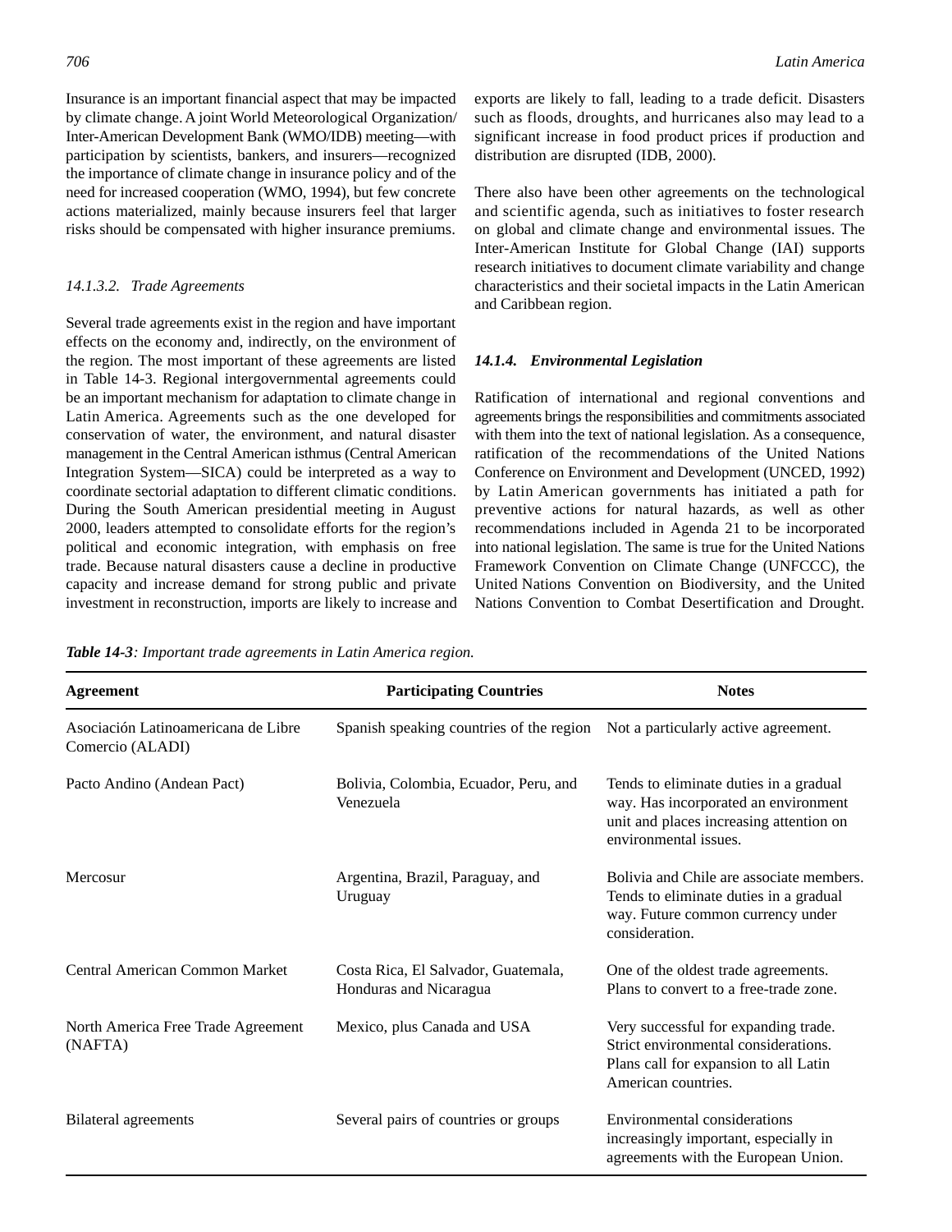Insurance is an important financial aspect that may be impacted by climate change. A joint World Meteorological Organization/Inter-American Development Bank (WMO/IDB) meeting—with participation by scientists, bankers, and insurers—recognized the importance of climate change in insurance policy and of the need for increased cooperation (WMO, 1994), but few concrete actions materialized, mainly because insurers feel that larger risks should be compensated with higher insurance premiums.

#### *14.1.3.2. Trade Agreements*

Several trade agreements exist in the region and have important effects on the economy and, indirectly, on the environment of the region. The most important of these agreements are listed in Table 14-3. Regional intergovernmental agreements could be an important mechanism for adaptation to climate change in Latin America. Agreements such as the one developed for conservation of water, the environment, and natural disaster management in the Central American isthmus (Central American Integration System—SICA) could be interpreted as a way to coordinate sectorial adaptation to different climatic conditions. During the South American presidential meeting in August 2000, leaders attempted to consolidate efforts for the region's political and economic integration, with emphasis on free trade. Because natural disasters cause a decline in productive capacity and increase demand for strong public and private investment in reconstruction, imports are likely to increase and exports are likely to fall, leading to a trade deficit. Disasters such as floods, droughts, and hurricanes also may lead to a significant increase in food product prices if production and distribution are disrupted (IDB, 2000).

There also have been other agreements on the technological and scientific agenda, such as initiatives to foster research on global and climate change and environmental issues. The Inter-American Institute for Global Change (IAI) supports research initiatives to document climate variability and change characteristics and their societal impacts in the Latin American and Caribbean region.

### ***14.1.4. Environmental Legislation***

Ratification of international and regional conventions and agreements brings the responsibilities and commitments associated with them into the text of national legislation. As a consequence, ratification of the recommendations of the United Nations Conference on Environment and Development (UNCED, 1992) by Latin American governments has initiated a path for preventive actions for natural hazards, as well as other recommendations included in Agenda 21 to be incorporated into national legislation. The same is true for the United Nations Framework Convention on Climate Change (UNFCCC), the United Nations Convention on Biodiversity, and the United Nations Convention to Combat Desertification and Drought.

***Table 14-3**: Important trade agreements in Latin America region.*

| Agreement | Participating Countries | Notes |
|---|---|---|
| Asociación Latinoamericana de Libre Comercio (ALADI) | Spanish speaking countries of the region | Not a particularly active agreement. |
| Pacto Andino (Andean Pact) | Bolivia, Colombia, Ecuador, Peru, and Venezuela | Tends to eliminate duties in a gradual way. Has incorporated an environment unit and places increasing attention on environmental issues. |
| Mercosur | Argentina, Brazil, Paraguay, and Uruguay | Bolivia and Chile are associate members. Tends to eliminate duties in a gradual way. Future common currency under consideration. |
| Central American Common Market | Costa Rica, El Salvador, Guatemala, Honduras and Nicaragua | One of the oldest trade agreements. Plans to convert to a free-trade zone. |
| North America Free Trade Agreement (NAFTA) | Mexico, plus Canada and USA | Very successful for expanding trade. Strict environmental considerations. Plans call for expansion to all Latin American countries. |
| Bilateral agreements | Several pairs of countries or groups | Environmental considerations increasingly important, especially in agreements with the European Union. |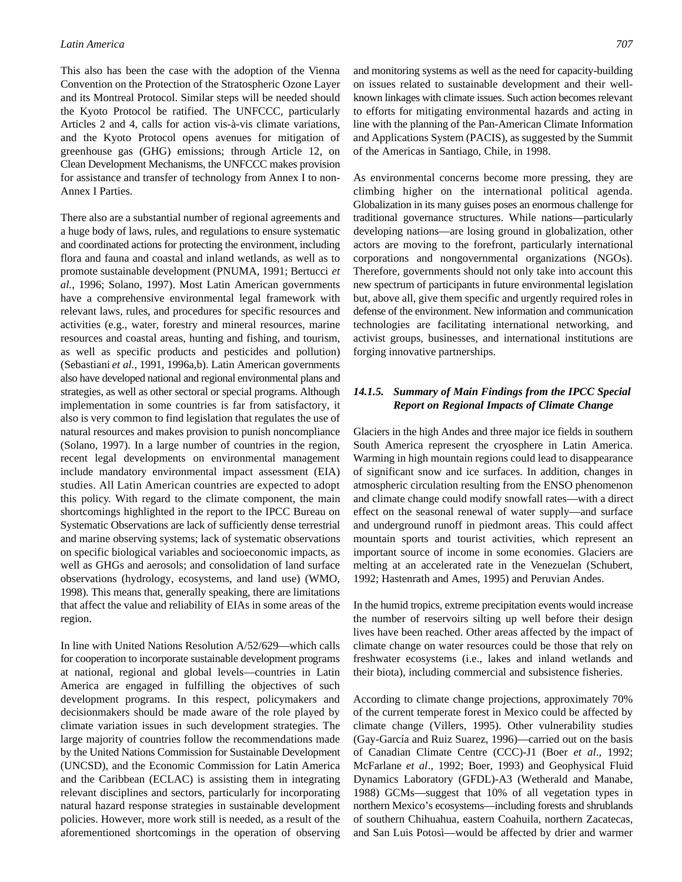This also has been the case with the adoption of the Vienna Convention on the Protection of the Stratospheric Ozone Layer and its Montreal Protocol. Similar steps will be needed should the Kyoto Protocol be ratified. The UNFCCC, particularly Articles 2 and 4, calls for action vis-à-vis climate variations, and the Kyoto Protocol opens avenues for mitigation of greenhouse gas (GHG) emissions; through Article 12, on Clean Development Mechanisms, the UNFCCC makes provision for assistance and transfer of technology from Annex I to non-Annex I Parties.

There also are a substantial number of regional agreements and a huge body of laws, rules, and regulations to ensure systematic and coordinated actions for protecting the environment, including flora and fauna and coastal and inland wetlands, as well as to promote sustainable development (PNUMA, 1991; Bertucci *et al.*, 1996; Solano, 1997). Most Latin American governments have a comprehensive environmental legal framework with relevant laws, rules, and procedures for specific resources and activities (e.g., water, forestry and mineral resources, marine resources and coastal areas, hunting and fishing, and tourism, as well as specific products and pesticides and pollution) (Sebastiani *et al.,* 1991, 1996a,b). Latin American governments also have developed national and regional environmental plans and strategies, as well as other sectoral or special programs. Although implementation in some countries is far from satisfactory, it also is very common to find legislation that regulates the use of natural resources and makes provision to punish noncompliance (Solano, 1997). In a large number of countries in the region, recent legal developments on environmental management include mandatory environmental impact assessment (EIA) studies. All Latin American countries are expected to adopt this policy. With regard to the climate component, the main shortcomings highlighted in the report to the IPCC Bureau on Systematic Observations are lack of sufficiently dense terrestrial and marine observing systems; lack of systematic observations on specific biological variables and socioeconomic impacts, as well as GHGs and aerosols; and consolidation of land surface observations (hydrology, ecosystems, and land use) (WMO, 1998). This means that, generally speaking, there are limitations that affect the value and reliability of EIAs in some areas of the region.

In line with United Nations Resolution A/52/629—which calls for cooperation to incorporate sustainable development programs at national, regional and global levels—countries in Latin America are engaged in fulfilling the objectives of such development programs. In this respect, policymakers and decisionmakers should be made aware of the role played by climate variation issues in such development strategies. The large majority of countries follow the recommendations made by the United Nations Commission for Sustainable Development (UNCSD), and the Economic Commission for Latin America and the Caribbean (ECLAC) is assisting them in integrating relevant disciplines and sectors, particularly for incorporating natural hazard response strategies in sustainable development policies. However, more work still is needed, as a result of the aforementioned shortcomings in the operation of observing and monitoring systems as well as the need for capacity-building on issues related to sustainable development and their well-known linkages with climate issues. Such action becomes relevant to efforts for mitigating environmental hazards and acting in line with the planning of the Pan-American Climate Information and Applications System (PACIS), as suggested by the Summit of the Americas in Santiago, Chile, in 1998.

As environmental concerns become more pressing, they are climbing higher on the international political agenda. Globalization in its many guises poses an enormous challenge for traditional governance structures. While nations—particularly developing nations—are losing ground in globalization, other actors are moving to the forefront, particularly international corporations and nongovernmental organizations (NGOs). Therefore, governments should not only take into account this new spectrum of participants in future environmental legislation but, above all, give them specific and urgently required roles in defense of the environment. New information and communication technologies are facilitating international networking, and activist groups, businesses, and international institutions are forging innovative partnerships.

#### *14.1.5. Summary of Main Findings from the IPCC Special Report on Regional Impacts of Climate Change*

Glaciers in the high Andes and three major ice fields in southern South America represent the cryosphere in Latin America. Warming in high mountain regions could lead to disappearance of significant snow and ice surfaces. In addition, changes in atmospheric circulation resulting from the ENSO phenomenon and climate change could modify snowfall rates—with a direct effect on the seasonal renewal of water supply—and surface and underground runoff in piedmont areas. This could affect mountain sports and tourist activities, which represent an important source of income in some economies. Glaciers are melting at an accelerated rate in the Venezuelan (Schubert, 1992; Hastenrath and Ames, 1995) and Peruvian Andes.

In the humid tropics, extreme precipitation events would increase the number of reservoirs silting up well before their design lives have been reached. Other areas affected by the impact of climate change on water resources could be those that rely on freshwater ecosystems (i.e., lakes and inland wetlands and their biota), including commercial and subsistence fisheries.

According to climate change projections, approximately 70% of the current temperate forest in Mexico could be affected by climate change (Villers, 1995). Other vulnerability studies (Gay-García and Ruiz Suarez, 1996)—carried out on the basis of Canadian Climate Centre (CCC)-J1 (Boer *et al*., 1992; McFarlane *et al*., 1992; Boer, 1993) and Geophysical Fluid Dynamics Laboratory (GFDL)-A3 (Wetherald and Manabe, 1988) GCMs—suggest that 10% of all vegetation types in northern Mexico's ecosystems—including forests and shrublands of southern Chihuahua, eastern Coahuila, northern Zacatecas, and San Luis Potosì—would be affected by drier and warmer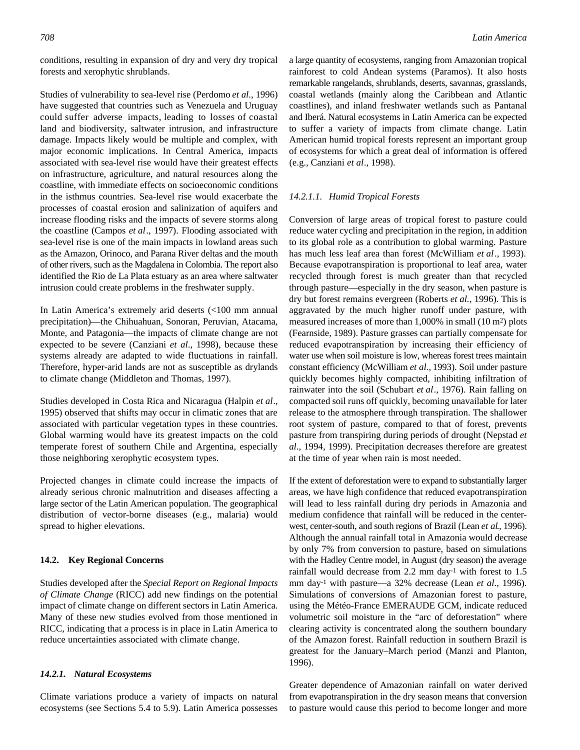conditions, resulting in expansion of dry and very dry tropical forests and xerophytic shrublands.

Studies of vulnerability to sea-level rise (Perdomo *et al*., 1996) have suggested that countries such as Venezuela and Uruguay could suffer adverse impacts, leading to losses of coastal land and biodiversity, saltwater intrusion, and infrastructure damage. Impacts likely would be multiple and complex, with major economic implications. In Central America, impacts associated with sea-level rise would have their greatest effects on infrastructure, agriculture, and natural resources along the coastline, with immediate effects on socioeconomic conditions in the isthmus countries. Sea-level rise would exacerbate the processes of coastal erosion and salinization of aquifers and increase flooding risks and the impacts of severe storms along the coastline (Campos *et al*., 1997). Flooding associated with sea-level rise is one of the main impacts in lowland areas such as the Amazon, Orinoco, and Parana River deltas and the mouth of other rivers, such as the Magdalena in Colombia. The report also identified the Rio de La Plata estuary as an area where saltwater intrusion could create problems in the freshwater supply.

In Latin America's extremely arid deserts (<100 mm annual precipitation)—the Chihuahuan, Sonoran, Peruvian, Atacama, Monte, and Patagonia—the impacts of climate change are not expected to be severe (Canziani *et al*., 1998), because these systems already are adapted to wide fluctuations in rainfall. Therefore, hyper-arid lands are not as susceptible as drylands to climate change (Middleton and Thomas, 1997).

Studies developed in Costa Rica and Nicaragua (Halpin *et al*., 1995) observed that shifts may occur in climatic zones that are associated with particular vegetation types in these countries. Global warming would have its greatest impacts on the cold temperate forest of southern Chile and Argentina, especially those neighboring xerophytic ecosystem types.

Projected changes in climate could increase the impacts of already serious chronic malnutrition and diseases affecting a large sector of the Latin American population. The geographical distribution of vector-borne diseases (e.g., malaria) would spread to higher elevations.

## 14.2. Key Regional Concerns

Studies developed after the *Special Report on Regional Impacts of Climate Change* (RICC) add new findings on the potential impact of climate change on different sectors in Latin America. Many of these new studies evolved from those mentioned in RICC, indicating that a process is in place in Latin America to reduce uncertainties associated with climate change.

### *14.2.1. Natural Ecosystems*

Climate variations produce a variety of impacts on natural ecosystems (see Sections 5.4 to 5.9). Latin America possesses a large quantity of ecosystems, ranging from Amazonian tropical rainforest to cold Andean systems (Paramos). It also hosts remarkable rangelands, shrublands, deserts, savannas, grasslands, coastal wetlands (mainly along the Caribbean and Atlantic coastlines), and inland freshwater wetlands such as Pantanal and Iberá. Natural ecosystems in Latin America can be expected to suffer a variety of impacts from climate change. Latin American humid tropical forests represent an important group of ecosystems for which a great deal of information is offered (e.g., Canziani *et al*., 1998).

#### *14.2.1.1. Humid Tropical Forests*

Conversion of large areas of tropical forest to pasture could reduce water cycling and precipitation in the region, in addition to its global role as a contribution to global warming. Pasture has much less leaf area than forest (McWilliam *et al*., 1993). Because evapotranspiration is proportional to leaf area, water recycled through forest is much greater than that recycled through pasture—especially in the dry season, when pasture is dry but forest remains evergreen (Roberts *et al.*, 1996). This is aggravated by the much higher runoff under pasture, with measured increases of more than 1,000% in small (10 $m^2$) plots (Fearnside, 1989). Pasture grasses can partially compensate for reduced evapotranspiration by increasing their efficiency of water use when soil moisture is low, whereas forest trees maintain constant efficiency (McWilliam *et al.*, 1993). Soil under pasture quickly becomes highly compacted, inhibiting infiltration of rainwater into the soil (Schubart *et al*., 1976). Rain falling on compacted soil runs off quickly, becoming unavailable for later release to the atmosphere through transpiration. The shallower root system of pasture, compared to that of forest, prevents pasture from transpiring during periods of drought (Nepstad *et al*., 1994, 1999). Precipitation decreases therefore are greatest at the time of year when rain is most needed.

If the extent of deforestation were to expand to substantially larger areas, we have high confidence that reduced evapotranspiration will lead to less rainfall during dry periods in Amazonia and medium confidence that rainfall will be reduced in the center-west, center-south, and south regions of Brazil (Lean *et al*., 1996). Although the annual rainfall total in Amazonia would decrease by only 7% from conversion to pasture, based on simulations with the Hadley Centre model, in August (dry season) the average rainfall would decrease from 2.2 mm $day^{-1}$ with forest to 1.5 mm $day^{-1}$ with pasture—a 32% decrease (Lean *et al*., 1996). Simulations of conversions of Amazonian forest to pasture, using the Météo-France EMERAUDE GCM, indicate reduced volumetric soil moisture in the "arc of deforestation" where clearing activity is concentrated along the southern boundary of the Amazon forest. Rainfall reduction in southern Brazil is greatest for the January–March period (Manzi and Planton, 1996).

Greater dependence of Amazonian rainfall on water derived from evapotranspiration in the dry season means that conversion to pasture would cause this period to become longer and more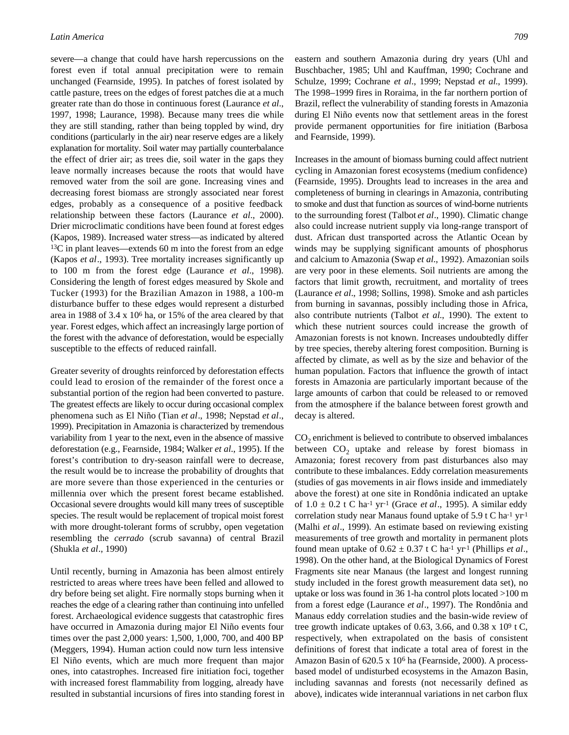severe—a change that could have harsh repercussions on the forest even if total annual precipitation were to remain unchanged (Fearnside, 1995). In patches of forest isolated by cattle pasture, trees on the edges of forest patches die at a much greater rate than do those in continuous forest (Laurance *et al*., 1997, 1998; Laurance, 1998). Because many trees die while they are still standing, rather than being toppled by wind, dry conditions (particularly in the air) near reserve edges are a likely explanation for mortality. Soil water may partially counterbalance the effect of drier air; as trees die, soil water in the gaps they leave normally increases because the roots that would have removed water from the soil are gone. Increasing vines and decreasing forest biomass are strongly associated near forest edges, probably as a consequence of a positive feedback relationship between these factors (Laurance *et al*., 2000). Drier microclimatic conditions have been found at forest edges (Kapos, 1989). Increased water stress—as indicated by altered $^{13}$C in plant leaves—extends 60 m into the forest from an edge (Kapos *et al*., 1993). Tree mortality increases significantly up to 100 m from the forest edge (Laurance *et al*., 1998). Considering the length of forest edges measured by Skole and Tucker (1993) for the Brazilian Amazon in 1988, a 100-m disturbance buffer to these edges would represent a disturbed area in 1988 of $3.4 \times 10^6$ ha, or 15% of the area cleared by that year. Forest edges, which affect an increasingly large portion of the forest with the advance of deforestation, would be especially susceptible to the effects of reduced rainfall.

Greater severity of droughts reinforced by deforestation effects could lead to erosion of the remainder of the forest once a substantial portion of the region had been converted to pasture. The greatest effects are likely to occur during occasional complex phenomena such as El Niño (Tian *et al*., 1998; Nepstad *et al*., 1999). Precipitation in Amazonia is characterized by tremendous variability from 1 year to the next, even in the absence of massive deforestation (e.g., Fearnside, 1984; Walker *et al*., 1995). If the forest's contribution to dry-season rainfall were to decrease, the result would be to increase the probability of droughts that are more severe than those experienced in the centuries or millennia over which the present forest became established. Occasional severe droughts would kill many trees of susceptible species. The result would be replacement of tropical moist forest with more drought-tolerant forms of scrubby, open vegetation resembling the *cerrado* (scrub savanna) of central Brazil (Shukla *et al*., 1990)

Until recently, burning in Amazonia has been almost entirely restricted to areas where trees have been felled and allowed to dry before being set alight. Fire normally stops burning when it reaches the edge of a clearing rather than continuing into unfelled forest. Archaeological evidence suggests that catastrophic fires have occurred in Amazonia during major El Niño events four times over the past 2,000 years: 1,500, 1,000, 700, and 400 BP (Meggers, 1994). Human action could now turn less intensive El Niño events, which are much more frequent than major ones, into catastrophes. Increased fire initiation foci, together with increased forest flammability from logging, already have resulted in substantial incursions of fires into standing forest in eastern and southern Amazonia during dry years (Uhl and Buschbacher, 1985; Uhl and Kauffman, 1990; Cochrane and Schulze, 1999; Cochrane *et al*., 1999; Nepstad *et al*., 1999). The 1998–1999 fires in Roraima, in the far northern portion of Brazil, reflect the vulnerability of standing forests in Amazonia during El Niño events now that settlement areas in the forest provide permanent opportunities for fire initiation (Barbosa and Fearnside, 1999).

Increases in the amount of biomass burning could affect nutrient cycling in Amazonian forest ecosystems (medium confidence) (Fearnside, 1995). Droughts lead to increases in the area and completeness of burning in clearings in Amazonia, contributing to smoke and dust that function as sources of wind-borne nutrients to the surrounding forest (Talbot *et al*., 1990). Climatic change also could increase nutrient supply via long-range transport of dust. African dust transported across the Atlantic Ocean by winds may be supplying significant amounts of phosphorus and calcium to Amazonia (Swap *et al*., 1992). Amazonian soils are very poor in these elements. Soil nutrients are among the factors that limit growth, recruitment, and mortality of trees (Laurance *et al*., 1998; Sollins, 1998). Smoke and ash particles from burning in savannas, possibly including those in Africa, also contribute nutrients (Talbot *et al*., 1990). The extent to which these nutrient sources could increase the growth of Amazonian forests is not known. Increases undoubtedly differ by tree species, thereby altering forest composition. Burning is affected by climate, as well as by the size and behavior of the human population. Factors that influence the growth of intact forests in Amazonia are particularly important because of the large amounts of carbon that could be released to or removed from the atmosphere if the balance between forest growth and decay is altered.

$CO_2$ enrichment is believed to contribute to observed imbalances between $CO_2$ uptake and release by forest biomass in Amazonia; forest recovery from past disturbances also may contribute to these imbalances. Eddy correlation measurements (studies of gas movements in air flows inside and immediately above the forest) at one site in Rondônia indicated an uptake of $1.0 \pm 0.2$ t C ha$^{-1}$ yr$^{-1}$ (Grace *et al*., 1995). A similar eddy correlation study near Manaus found uptake of 5.9 t C ha$^{-1}$ yr$^{-1}$ (Malhi *et al*., 1999). An estimate based on reviewing existing measurements of tree growth and mortality in permanent plots found mean uptake of $0.62 \pm 0.37$ t C ha$^{-1}$ yr$^{-1}$ (Phillips *et al*., 1998). On the other hand, at the Biological Dynamics of Forest Fragments site near Manaus (the largest and longest running study included in the forest growth measurement data set), no uptake or loss was found in 36 1-ha control plots located >100 m from a forest edge (Laurance *et al*., 1997). The Rondônia and Manaus eddy correlation studies and the basin-wide review of tree growth indicate uptakes of 0.63, 3.66, and $0.38 \times 10^9$ t C, respectively, when extrapolated on the basis of consistent definitions of forest that indicate a total area of forest in the Amazon Basin of $620.5 \times 10^6$ ha (Fearnside, 2000). A process-based model of undisturbed ecosystems in the Amazon Basin, including savannas and forests (not necessarily defined as above), indicates wide interannual variations in net carbon flux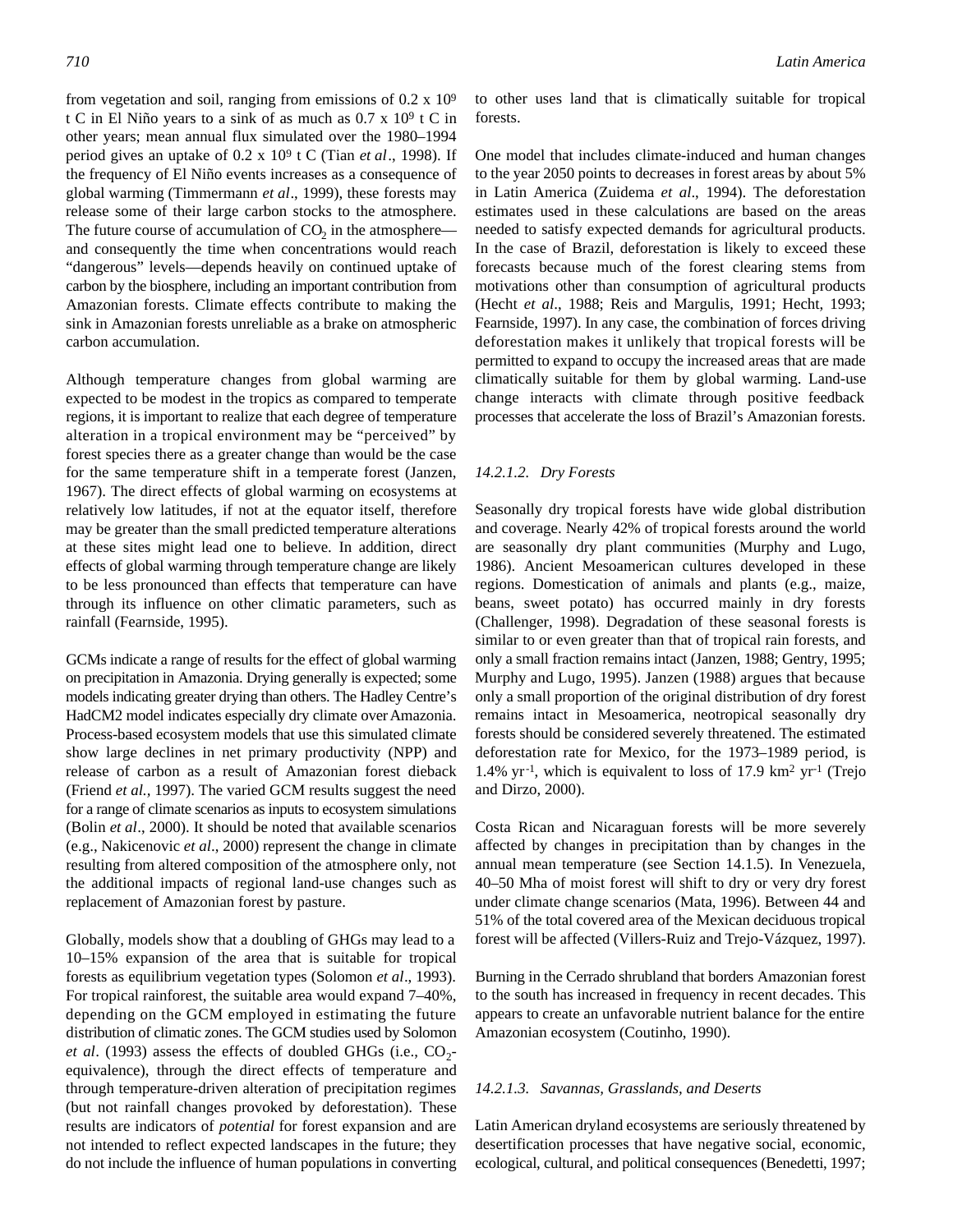from vegetation and soil, ranging from emissions of 0.2 x $10^9$ t C in El Niño years to a sink of as much as 0.7 x $10^9$ t C in other years; mean annual flux simulated over the 1980–1994 period gives an uptake of 0.2 x $10^9$ t C (Tian *et al*., 1998). If the frequency of El Niño events increases as a consequence of global warming (Timmermann *et al*., 1999), these forests may release some of their large carbon stocks to the atmosphere. The future course of accumulation of $CO_2$ in the atmosphere—and consequently the time when concentrations would reach "dangerous" levels—depends heavily on continued uptake of carbon by the biosphere, including an important contribution from Amazonian forests. Climate effects contribute to making the sink in Amazonian forests unreliable as a brake on atmospheric carbon accumulation.

Although temperature changes from global warming are expected to be modest in the tropics as compared to temperate regions, it is important to realize that each degree of temperature alteration in a tropical environment may be "perceived" by forest species there as a greater change than would be the case for the same temperature shift in a temperate forest (Janzen, 1967). The direct effects of global warming on ecosystems at relatively low latitudes, if not at the equator itself, therefore may be greater than the small predicted temperature alterations at these sites might lead one to believe. In addition, direct effects of global warming through temperature change are likely to be less pronounced than effects that temperature can have through its influence on other climatic parameters, such as rainfall (Fearnside, 1995).

GCMs indicate a range of results for the effect of global warming on precipitation in Amazonia. Drying generally is expected; some models indicating greater drying than others. The Hadley Centre's HadCM2 model indicates especially dry climate over Amazonia. Process-based ecosystem models that use this simulated climate show large declines in net primary productivity (NPP) and release of carbon as a result of Amazonian forest dieback (Friend *et al.*, 1997). The varied GCM results suggest the need for a range of climate scenarios as inputs to ecosystem simulations (Bolin *et al*., 2000). It should be noted that available scenarios (e.g., Nakicenovic *et al*., 2000) represent the change in climate resulting from altered composition of the atmosphere only, not the additional impacts of regional land-use changes such as replacement of Amazonian forest by pasture.

Globally, models show that a doubling of GHGs may lead to a 10–15% expansion of the area that is suitable for tropical forests as equilibrium vegetation types (Solomon *et al*., 1993). For tropical rainforest, the suitable area would expand 7–40%, depending on the GCM employed in estimating the future distribution of climatic zones. The GCM studies used by Solomon *et al*. (1993) assess the effects of doubled GHGs (i.e., $CO_2$-equivalence), through the direct effects of temperature and through temperature-driven alteration of precipitation regimes (but not rainfall changes provoked by deforestation). These results are indicators of *potential* for forest expansion and are not intended to reflect expected landscapes in the future; they do not include the influence of human populations in converting to other uses land that is climatically suitable for tropical forests.

One model that includes climate-induced and human changes to the year 2050 points to decreases in forest areas by about 5% in Latin America (Zuidema *et al*., 1994). The deforestation estimates used in these calculations are based on the areas needed to satisfy expected demands for agricultural products. In the case of Brazil, deforestation is likely to exceed these forecasts because much of the forest clearing stems from motivations other than consumption of agricultural products (Hecht *et al*., 1988; Reis and Margulis, 1991; Hecht, 1993; Fearnside, 1997). In any case, the combination of forces driving deforestation makes it unlikely that tropical forests will be permitted to expand to occupy the increased areas that are made climatically suitable for them by global warming. Land-use change interacts with climate through positive feedback processes that accelerate the loss of Brazil's Amazonian forests.

#### *14.2.1.2. Dry Forests*

Seasonally dry tropical forests have wide global distribution and coverage. Nearly 42% of tropical forests around the world are seasonally dry plant communities (Murphy and Lugo, 1986). Ancient Mesoamerican cultures developed in these regions. Domestication of animals and plants (e.g., maize, beans, sweet potato) has occurred mainly in dry forests (Challenger, 1998). Degradation of these seasonal forests is similar to or even greater than that of tropical rain forests, and only a small fraction remains intact (Janzen, 1988; Gentry, 1995; Murphy and Lugo, 1995). Janzen (1988) argues that because only a small proportion of the original distribution of dry forest remains intact in Mesoamerica, neotropical seasonally dry forests should be considered severely threatened. The estimated deforestation rate for Mexico, for the 1973–1989 period, is 1.4% $yr^{-1}$, which is equivalent to loss of 17.9 $km^2$ $yr^{-1}$ (Trejo and Dirzo, 2000).

Costa Rican and Nicaraguan forests will be more severely affected by changes in precipitation than by changes in the annual mean temperature (see Section 14.1.5). In Venezuela, 40–50 Mha of moist forest will shift to dry or very dry forest under climate change scenarios (Mata, 1996). Between 44 and 51% of the total covered area of the Mexican deciduous tropical forest will be affected (Villers-Ruiz and Trejo-Vázquez, 1997).

Burning in the Cerrado shrubland that borders Amazonian forest to the south has increased in frequency in recent decades. This appears to create an unfavorable nutrient balance for the entire Amazonian ecosystem (Coutinho, 1990).

#### *14.2.1.3. Savannas, Grasslands, and Deserts*

Latin American dryland ecosystems are seriously threatened by desertification processes that have negative social, economic, ecological, cultural, and political consequences (Benedetti, 1997;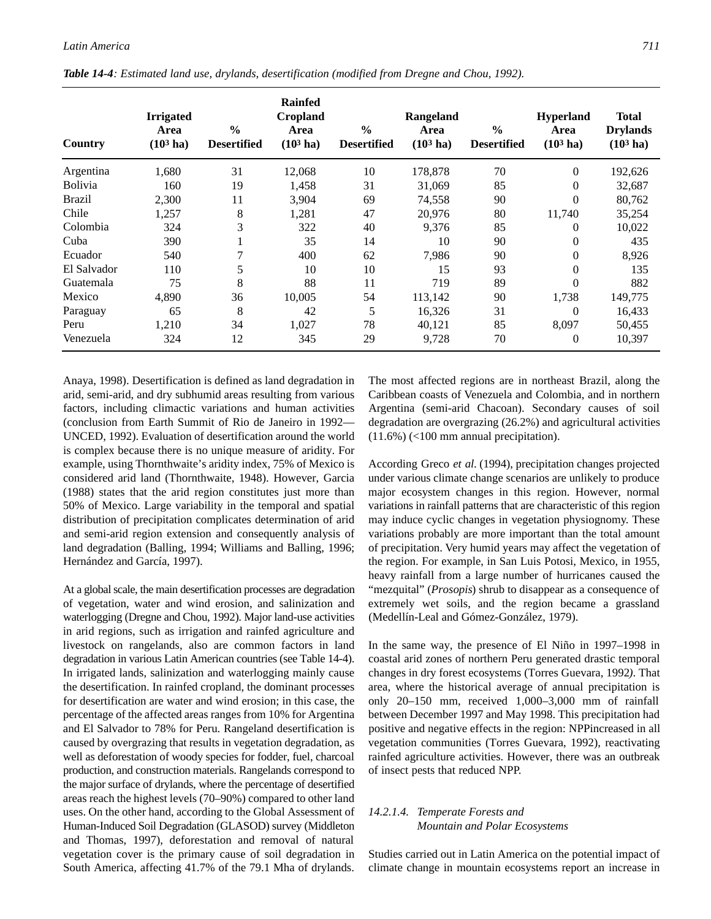***Table 14-4****: Estimated land use, drylands, desertification (modified from Dregne and Chou, 1992).*

| Country | Irrigated Area ($10^3$ ha) | % Desertified | Rainfed Cropland Area ($10^3$ ha) | % Desertified | Rangeland Area ($10^3$ ha) | % Desertified | Hyperland Area ($10^3$ ha) | Total Drylands ($10^3$ ha) |
|---|---|---|---|---|---|---|---|---|
| Argentina | 1,680 | 31 | 12,068 | 10 | 178,878 | 70 | 0 | 192,626 |
| Bolivia | 160 | 19 | 1,458 | 31 | 31,069 | 85 | 0 | 32,687 |
| Brazil | 2,300 | 11 | 3,904 | 69 | 74,558 | 90 | 0 | 80,762 |
| Chile | 1,257 | 8 | 1,281 | 47 | 20,976 | 80 | 11,740 | 35,254 |
| Colombia | 324 | 3 | 322 | 40 | 9,376 | 85 | 0 | 10,022 |
| Cuba | 390 | 1 | 35 | 14 | 10 | 90 | 0 | 435 |
| Ecuador | 540 | 7 | 400 | 62 | 7,986 | 90 | 0 | 8,926 |
| El Salvador | 110 | 5 | 10 | 10 | 15 | 93 | 0 | 135 |
| Guatemala | 75 | 8 | 88 | 11 | 719 | 89 | 0 | 882 |
| Mexico | 4,890 | 36 | 10,005 | 54 | 113,142 | 90 | 1,738 | 149,775 |
| Paraguay | 65 | 8 | 42 | 5 | 16,326 | 31 | 0 | 16,433 |
| Peru | 1,210 | 34 | 1,027 | 78 | 40,121 | 85 | 8,097 | 50,455 |
| Venezuela | 324 | 12 | 345 | 29 | 9,728 | 70 | 0 | 10,397 |

Anaya, 1998). Desertification is defined as land degradation in arid, semi-arid, and dry subhumid areas resulting from various factors, including climactic variations and human activities (conclusion from Earth Summit of Rio de Janeiro in 1992—UNCED, 1992). Evaluation of desertification around the world is complex because there is no unique measure of aridity. For example, using Thornthwaite's aridity index, 75% of Mexico is considered arid land (Thornthwaite, 1948). However, Garcia (1988) states that the arid region constitutes just more than 50% of Mexico. Large variability in the temporal and spatial distribution of precipitation complicates determination of arid and semi-arid region extension and consequently analysis of land degradation (Balling, 1994; Williams and Balling, 1996; Hernández and García, 1997).

At a global scale, the main desertification processes are degradation of vegetation, water and wind erosion, and salinization and waterlogging (Dregne and Chou, 1992). Major land-use activities in arid regions, such as irrigation and rainfed agriculture and livestock on rangelands, also are common factors in land degradation in various Latin American countries (see Table 14-4). In irrigated lands, salinization and waterlogging mainly cause the desertification. In rainfed cropland, the dominant processes for desertification are water and wind erosion; in this case, the percentage of the affected areas ranges from 10% for Argentina and El Salvador to 78% for Peru. Rangeland desertification is caused by overgrazing that results in vegetation degradation, as well as deforestation of woody species for fodder, fuel, charcoal production, and construction materials. Rangelands correspond to the major surface of drylands, where the percentage of desertified areas reach the highest levels (70–90%) compared to other land uses. On the other hand, according to the Global Assessment of Human-Induced Soil Degradation (GLASOD) survey (Middleton and Thomas, 1997), deforestation and removal of natural vegetation cover is the primary cause of soil degradation in South America, affecting 41.7% of the 79.1 Mha of drylands. The most affected regions are in northeast Brazil, along the Caribbean coasts of Venezuela and Colombia, and in northern Argentina (semi-arid Chacoan). Secondary causes of soil degradation are overgrazing (26.2%) and agricultural activities (11.6%) (<100 mm annual precipitation).

According Greco *et al*. (1994), precipitation changes projected under various climate change scenarios are unlikely to produce major ecosystem changes in this region. However, normal variations in rainfall patterns that are characteristic of this region may induce cyclic changes in vegetation physiognomy. These variations probably are more important than the total amount of precipitation. Very humid years may affect the vegetation of the region. For example, in San Luis Potosi, Mexico, in 1955, heavy rainfall from a large number of hurricanes caused the "mezquital" (*Prosopis*) shrub to disappear as a consequence of extremely wet soils, and the region became a grassland (Medellín-Leal and Gómez-González, 1979).

In the same way, the presence of El Niño in 1997–1998 in coastal arid zones of northern Peru generated drastic temporal changes in dry forest ecosystems (Torres Guevara, 1992). That area, where the historical average of annual precipitation is only 20–150 mm, received 1,000–3,000 mm of rainfall between December 1997 and May 1998. This precipitation had positive and negative effects in the region: NPPincreased in all vegetation communities (Torres Guevara, 1992), reactivating rainfed agriculture activities. However, there was an outbreak of insect pests that reduced NPP.

#### *14.2.1.4. Temperate Forests and Mountain and Polar Ecosystems*

Studies carried out in Latin America on the potential impact of climate change in mountain ecosystems report an increase in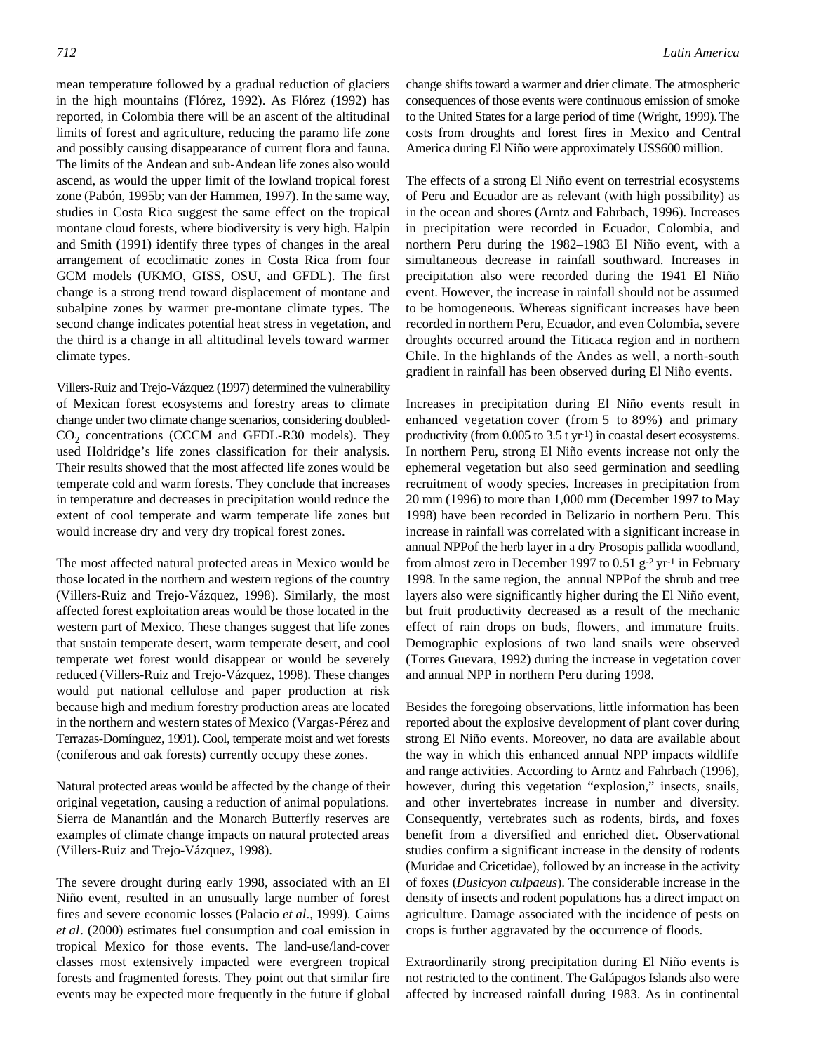mean temperature followed by a gradual reduction of glaciers in the high mountains (Flórez, 1992). As Flórez (1992) has reported, in Colombia there will be an ascent of the altitudinal limits of forest and agriculture, reducing the paramo life zone and possibly causing disappearance of current flora and fauna. The limits of the Andean and sub-Andean life zones also would ascend, as would the upper limit of the lowland tropical forest zone (Pabón, 1995b; van der Hammen, 1997). In the same way, studies in Costa Rica suggest the same effect on the tropical montane cloud forests, where biodiversity is very high. Halpin and Smith (1991) identify three types of changes in the areal arrangement of ecoclimatic zones in Costa Rica from four GCM models (UKMO, GISS, OSU, and GFDL). The first change is a strong trend toward displacement of montane and subalpine zones by warmer pre-montane climate types. The second change indicates potential heat stress in vegetation, and the third is a change in all altitudinal levels toward warmer climate types.

Villers-Ruiz and Trejo-Vázquez (1997) determined the vulnerability of Mexican forest ecosystems and forestry areas to climate change under two climate change scenarios, considering doubled-$CO_2$ concentrations (CCCM and GFDL-R30 models). They used Holdridge's life zones classification for their analysis. Their results showed that the most affected life zones would be temperate cold and warm forests. They conclude that increases in temperature and decreases in precipitation would reduce the extent of cool temperate and warm temperate life zones but would increase dry and very dry tropical forest zones.

The most affected natural protected areas in Mexico would be those located in the northern and western regions of the country (Villers-Ruiz and Trejo-Vázquez, 1998). Similarly, the most affected forest exploitation areas would be those located in the western part of Mexico. These changes suggest that life zones that sustain temperate desert, warm temperate desert, and cool temperate wet forest would disappear or would be severely reduced (Villers-Ruiz and Trejo-Vázquez, 1998). These changes would put national cellulose and paper production at risk because high and medium forestry production areas are located in the northern and western states of Mexico (Vargas-Pérez and Terrazas-Domínguez, 1991). Cool, temperate moist and wet forests (coniferous and oak forests) currently occupy these zones.

Natural protected areas would be affected by the change of their original vegetation, causing a reduction of animal populations. Sierra de Manantlán and the Monarch Butterfly reserves are examples of climate change impacts on natural protected areas (Villers-Ruiz and Trejo-Vázquez, 1998).

The severe drought during early 1998, associated with an El Niño event, resulted in an unusually large number of forest fires and severe economic losses (Palacio *et al*., 1999). Cairns *et al*. (2000) estimates fuel consumption and coal emission in tropical Mexico for those events. The land-use/land-cover classes most extensively impacted were evergreen tropical forests and fragmented forests. They point out that similar fire events may be expected more frequently in the future if global change shifts toward a warmer and drier climate. The atmospheric consequences of those events were continuous emission of smoke to the United States for a large period of time (Wright, 1999). The costs from droughts and forest fires in Mexico and Central America during El Niño were approximately US$600 million.

The effects of a strong El Niño event on terrestrial ecosystems of Peru and Ecuador are as relevant (with high possibility) as in the ocean and shores (Arntz and Fahrbach, 1996). Increases in precipitation were recorded in Ecuador, Colombia, and northern Peru during the 1982–1983 El Niño event, with a simultaneous decrease in rainfall southward. Increases in precipitation also were recorded during the 1941 El Niño event. However, the increase in rainfall should not be assumed to be homogeneous. Whereas significant increases have been recorded in northern Peru, Ecuador, and even Colombia, severe droughts occurred around the Titicaca region and in northern Chile. In the highlands of the Andes as well, a north-south gradient in rainfall has been observed during El Niño events.

Increases in precipitation during El Niño events result in enhanced vegetation cover (from 5 to 89%) and primary productivity (from 0.005 to 3.5 t $yr^{-1}$) in coastal desert ecosystems. In northern Peru, strong El Niño events increase not only the ephemeral vegetation but also seed germination and seedling recruitment of woody species. Increases in precipitation from 20 mm (1996) to more than 1,000 mm (December 1997 to May 1998) have been recorded in Belizario in northern Peru. This increase in rainfall was correlated with a significant increase in annual NPPof the herb layer in a dry Prosopis pallida woodland, from almost zero in December 1997 to 0.51 $g^{-2}$ $yr^{-1}$ in February 1998. In the same region, the annual NPPof the shrub and tree layers also were significantly higher during the El Niño event, but fruit productivity decreased as a result of the mechanic effect of rain drops on buds, flowers, and immature fruits. Demographic explosions of two land snails were observed (Torres Guevara, 1992) during the increase in vegetation cover and annual NPP in northern Peru during 1998.

Besides the foregoing observations, little information has been reported about the explosive development of plant cover during strong El Niño events. Moreover, no data are available about the way in which this enhanced annual NPP impacts wildlife and range activities. According to Arntz and Fahrbach (1996), however, during this vegetation "explosion," insects, snails, and other invertebrates increase in number and diversity. Consequently, vertebrates such as rodents, birds, and foxes benefit from a diversified and enriched diet. Observational studies confirm a significant increase in the density of rodents (Muridae and Cricetidae), followed by an increase in the activity of foxes (*Dusicyon culpaeus*). The considerable increase in the density of insects and rodent populations has a direct impact on agriculture. Damage associated with the incidence of pests on crops is further aggravated by the occurrence of floods.

Extraordinarily strong precipitation during El Niño events is not restricted to the continent. The Galápagos Islands also were affected by increased rainfall during 1983. As in continental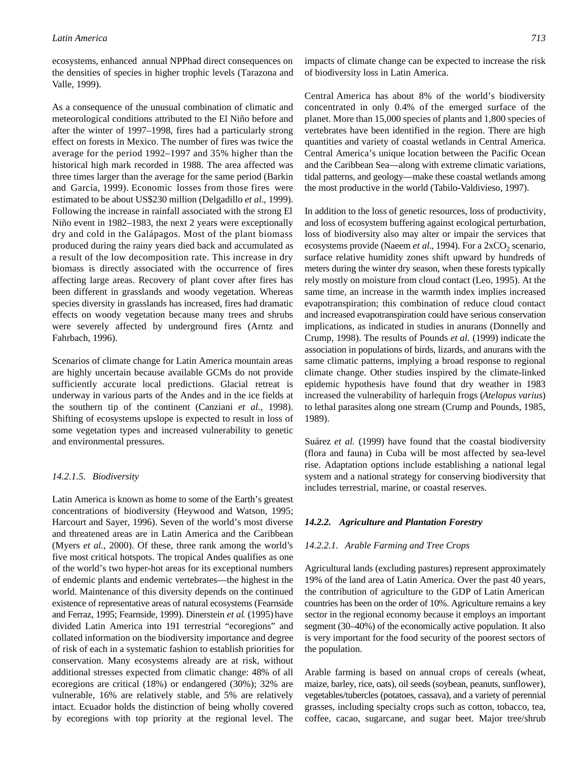ecosystems, enhanced annual NPPhad direct consequences on the densities of species in higher trophic levels (Tarazona and Valle, 1999).

As a consequence of the unusual combination of climatic and meteorological conditions attributed to the El Niño before and after the winter of 1997–1998, fires had a particularly strong effect on forests in Mexico. The number of fires was twice the average for the period 1992–1997 and 35% higher than the historical high mark recorded in 1988. The area affected was three times larger than the average for the same period (Barkin and García, 1999). Economic losses from those fires were estimated to be about US$230 million (Delgadillo *et al.*, 1999). Following the increase in rainfall associated with the strong El Niño event in 1982–1983, the next 2 years were exceptionally dry and cold in the Galápagos. Most of the plant biomass produced during the rainy years died back and accumulated as a result of the low decomposition rate. This increase in dry biomass is directly associated with the occurrence of fires affecting large areas. Recovery of plant cover after fires has been different in grasslands and woody vegetation. Whereas species diversity in grasslands has increased, fires had dramatic effects on woody vegetation because many trees and shrubs were severely affected by underground fires (Arntz and Fahrbach, 1996).

Scenarios of climate change for Latin America mountain areas are highly uncertain because available GCMs do not provide sufficiently accurate local predictions. Glacial retreat is underway in various parts of the Andes and in the ice fields at the southern tip of the continent (Canziani *et al.*, 1998). Shifting of ecosystems upslope is expected to result in loss of some vegetation types and increased vulnerability to genetic and environmental pressures.

#### *14.2.1.5. Biodiversity*

Latin America is known as home to some of the Earth's greatest concentrations of biodiversity (Heywood and Watson, 1995; Harcourt and Sayer, 1996). Seven of the world's most diverse and threatened areas are in Latin America and the Caribbean (Myers *et al.*, 2000). Of these, three rank among the world's five most critical hotspots. The tropical Andes qualifies as one of the world's two hyper-hot areas for its exceptional numbers of endemic plants and endemic vertebrates—the highest in the world. Maintenance of this diversity depends on the continued existence of representative areas of natural ecosystems (Fearnside and Ferraz, 1995; Fearnside, 1999). Dinerstein *et al.* (1995) have divided Latin America into 191 terrestrial "ecoregions" and collated information on the biodiversity importance and degree of risk of each in a systematic fashion to establish priorities for conservation. Many ecosystems already are at risk, without additional stresses expected from climatic change: 48% of all ecoregions are critical (18%) or endangered (30%); 32% are vulnerable, 16% are relatively stable, and 5% are relatively intact. Ecuador holds the distinction of being wholly covered by ecoregions with top priority at the regional level. The impacts of climate change can be expected to increase the risk of biodiversity loss in Latin America.

Central America has about 8% of the world's biodiversity concentrated in only 0.4% of the emerged surface of the planet. More than 15,000 species of plants and 1,800 species of vertebrates have been identified in the region. There are high quantities and variety of coastal wetlands in Central America. Central America's unique location between the Pacific Ocean and the Caribbean Sea—along with extreme climatic variations, tidal patterns, and geology—make these coastal wetlands among the most productive in the world (Tabilo-Valdivieso, 1997).

In addition to the loss of genetic resources, loss of productivity, and loss of ecosystem buffering against ecological perturbation, loss of biodiversity also may alter or impair the services that ecosystems provide (Naeem *et al.*, 1994). For a $2xCO_2$ scenario, surface relative humidity zones shift upward by hundreds of meters during the winter dry season, when these forests typically rely mostly on moisture from cloud contact (Leo, 1995). At the same time, an increase in the warmth index implies increased evapotranspiration; this combination of reduce cloud contact and increased evapotranspiration could have serious conservation implications, as indicated in studies in anurans (Donnelly and Crump, 1998). The results of Pounds *et al.* (1999) indicate the association in populations of birds, lizards, and anurans with the same climatic patterns, implying a broad response to regional climate change. Other studies inspired by the climate-linked epidemic hypothesis have found that dry weather in 1983 increased the vulnerability of harlequin frogs (*Atelopus varius*) to lethal parasites along one stream (Crump and Pounds, 1985, 1989).

Suárez *et al.* (1999) have found that the coastal biodiversity (flora and fauna) in Cuba will be most affected by sea-level rise. Adaptation options include establishing a national legal system and a national strategy for conserving biodiversity that includes terrestrial, marine, or coastal reserves.

### *14.2.2. Agriculture and Plantation Forestry*

#### *14.2.2.1. Arable Farming and Tree Crops*

Agricultural lands (excluding pastures) represent approximately 19% of the land area of Latin America. Over the past 40 years, the contribution of agriculture to the GDP of Latin American countries has been on the order of 10%. Agriculture remains a key sector in the regional economy because it employs an important segment (30–40%) of the economically active population. It also is very important for the food security of the poorest sectors of the population.

Arable farming is based on annual crops of cereals (wheat, maize, barley, rice, oats), oil seeds (soybean, peanuts, sunflower), vegetables/tubercles (potatoes, cassava), and a variety of perennial grasses, including specialty crops such as cotton, tobacco, tea, coffee, cacao, sugarcane, and sugar beet. Major tree/shrub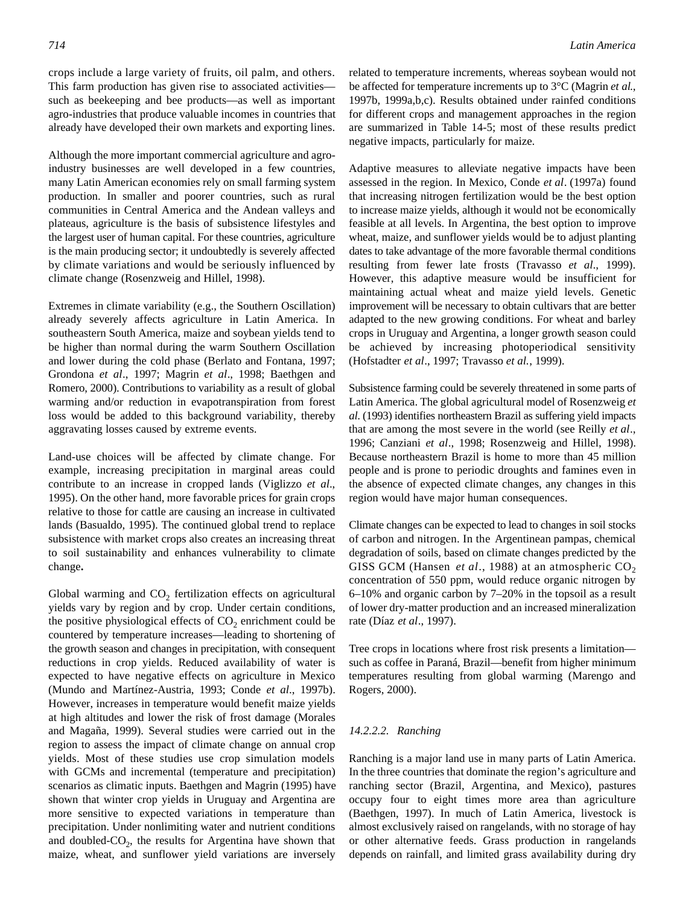crops include a large variety of fruits, oil palm, and others. This farm production has given rise to associated activities—such as beekeeping and bee products—as well as important agro-industries that produce valuable incomes in countries that already have developed their own markets and exporting lines.

Although the more important commercial agriculture and agro-industry businesses are well developed in a few countries, many Latin American economies rely on small farming system production. In smaller and poorer countries, such as rural communities in Central America and the Andean valleys and plateaus, agriculture is the basis of subsistence lifestyles and the largest user of human capital. For these countries, agriculture is the main producing sector; it undoubtedly is severely affected by climate variations and would be seriously influenced by climate change (Rosenzweig and Hillel, 1998).

Extremes in climate variability (e.g., the Southern Oscillation) already severely affects agriculture in Latin America. In southeastern South America, maize and soybean yields tend to be higher than normal during the warm Southern Oscillation and lower during the cold phase (Berlato and Fontana, 1997; Grondona *et al*., 1997; Magrin *et al*., 1998; Baethgen and Romero, 2000). Contributions to variability as a result of global warming and/or reduction in evapotranspiration from forest loss would be added to this background variability, thereby aggravating losses caused by extreme events.

Land-use choices will be affected by climate change. For example, increasing precipitation in marginal areas could contribute to an increase in cropped lands (Viglizzo *et al*., 1995). On the other hand, more favorable prices for grain crops relative to those for cattle are causing an increase in cultivated lands (Basualdo, 1995). The continued global trend to replace subsistence with market crops also creates an increasing threat to soil sustainability and enhances vulnerability to climate change**.**

Global warming and $CO_2$ fertilization effects on agricultural yields vary by region and by crop. Under certain conditions, the positive physiological effects of $CO_2$ enrichment could be countered by temperature increases—leading to shortening of the growth season and changes in precipitation, with consequent reductions in crop yields. Reduced availability of water is expected to have negative effects on agriculture in Mexico (Mundo and Martínez-Austria, 1993; Conde *et al*., 1997b). However, increases in temperature would benefit maize yields at high altitudes and lower the risk of frost damage (Morales and Magaña, 1999). Several studies were carried out in the region to assess the impact of climate change on annual crop yields. Most of these studies use crop simulation models with GCMs and incremental (temperature and precipitation) scenarios as climatic inputs. Baethgen and Magrin (1995) have shown that winter crop yields in Uruguay and Argentina are more sensitive to expected variations in temperature than precipitation. Under nonlimiting water and nutrient conditions and doubled-$CO_2$, the results for Argentina have shown that maize, wheat, and sunflower yield variations are inversely related to temperature increments, whereas soybean would not be affected for temperature increments up to 3°C (Magrin *et al*., 1997b, 1999a,b,c). Results obtained under rainfed conditions for different crops and management approaches in the region are summarized in Table 14-5; most of these results predict negative impacts, particularly for maize.

Adaptive measures to alleviate negative impacts have been assessed in the region. In Mexico, Conde *et al*. (1997a) found that increasing nitrogen fertilization would be the best option to increase maize yields, although it would not be economically feasible at all levels. In Argentina, the best option to improve wheat, maize, and sunflower yields would be to adjust planting dates to take advantage of the more favorable thermal conditions resulting from fewer late frosts (Travasso *et al*., 1999). However, this adaptive measure would be insufficient for maintaining actual wheat and maize yield levels. Genetic improvement will be necessary to obtain cultivars that are better adapted to the new growing conditions. For wheat and barley crops in Uruguay and Argentina, a longer growth season could be achieved by increasing photoperiodical sensitivity (Hofstadter *et al*., 1997; Travasso *et al.*, 1999).

Subsistence farming could be severely threatened in some parts of Latin America. The global agricultural model of Rosenzweig *et al.* (1993) identifies northeastern Brazil as suffering yield impacts that are among the most severe in the world (see Reilly *et al*., 1996; Canziani *et al*., 1998; Rosenzweig and Hillel, 1998). Because northeastern Brazil is home to more than 45 million people and is prone to periodic droughts and famines even in the absence of expected climate changes, any changes in this region would have major human consequences.

Climate changes can be expected to lead to changes in soil stocks of carbon and nitrogen. In the Argentinean pampas, chemical degradation of soils, based on climate changes predicted by the GISS GCM (Hansen *et al*., 1988) at an atmospheric $CO_2$ concentration of 550 ppm, would reduce organic nitrogen by 6–10% and organic carbon by 7–20% in the topsoil as a result of lower dry-matter production and an increased mineralization rate (Díaz *et al*., 1997).

Tree crops in locations where frost risk presents a limitation—such as coffee in Paraná, Brazil—benefit from higher minimum temperatures resulting from global warming (Marengo and Rogers, 2000).

#### *14.2.2.2. Ranching*

Ranching is a major land use in many parts of Latin America. In the three countries that dominate the region's agriculture and ranching sector (Brazil, Argentina, and Mexico), pastures occupy four to eight times more area than agriculture (Baethgen, 1997). In much of Latin America, livestock is almost exclusively raised on rangelands, with no storage of hay or other alternative feeds. Grass production in rangelands depends on rainfall, and limited grass availability during dry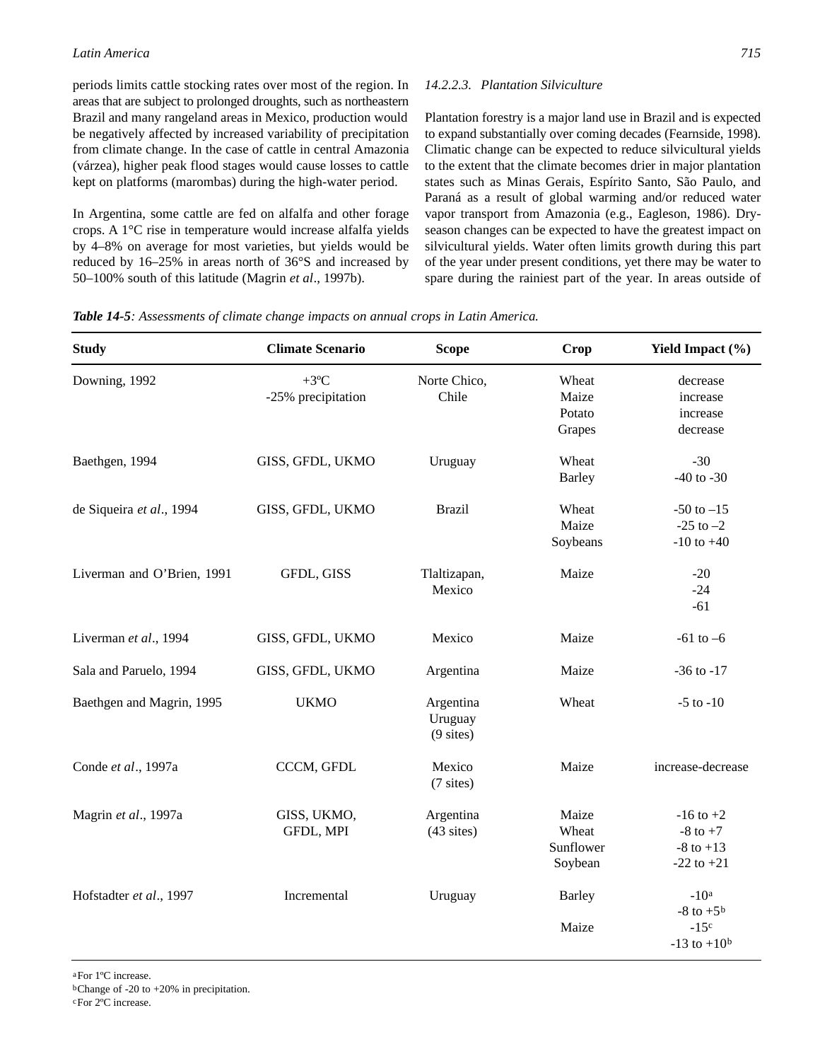periods limits cattle stocking rates over most of the region. In areas that are subject to prolonged droughts, such as northeastern Brazil and many rangeland areas in Mexico, production would be negatively affected by increased variability of precipitation from climate change. In the case of cattle in central Amazonia (várzea), higher peak flood stages would cause losses to cattle kept on platforms (marombas) during the high-water period.

In Argentina, some cattle are fed on alfalfa and other forage crops. A 1°C rise in temperature would increase alfalfa yields by 4–8% on average for most varieties, but yields would be reduced by 16–25% in areas north of 36°S and increased by 50–100% south of this latitude (Magrin *et al*., 1997b).

#### *14.2.2.3. Plantation Silviculture*

Plantation forestry is a major land use in Brazil and is expected to expand substantially over coming decades (Fearnside, 1998). Climatic change can be expected to reduce silvicultural yields to the extent that the climate becomes drier in major plantation states such as Minas Gerais, Espírito Santo, São Paulo, and Paraná as a result of global warming and/or reduced water vapor transport from Amazonia (e.g., Eagleson, 1986). Dry-season changes can be expected to have the greatest impact on silvicultural yields. Water often limits growth during this part of the year under present conditions, yet there may be water to spare during the rainiest part of the year. In areas outside of

***Table 14-5****: Assessments of climate change impacts on annual crops in Latin America.*

| Study | Climate Scenario | Scope | Crop | Yield Impact (%) |
|---|---|---|---|---|
| Downing, 1992 | +3ºC<br>-25% precipitation | Norte Chico, Chile | Wheat<br>Maize<br>Potato<br>Grapes | decrease<br>increase<br>increase<br>decrease |
| Baethgen, 1994 | GISS, GFDL, UKMO | Uruguay | Wheat<br>Barley | -30<br>-40 to -30 |
| de Siqueira *et al*., 1994 | GISS, GFDL, UKMO | Brazil | Wheat<br>Maize<br>Soybeans | -50 to –15<br>-25 to –2<br>-10 to +40 |
| Liverman and O'Brien, 1991 | GFDL, GISS | Tlaltizapan, Mexico | Maize | -20<br>-24<br>-61 |
| Liverman *et al*., 1994 | GISS, GFDL, UKMO | Mexico | Maize | -61 to –6 |
| Sala and Paruelo, 1994 | GISS, GFDL, UKMO | Argentina | Maize | -36 to -17 |
| Baethgen and Magrin, 1995 | UKMO | Argentina<br>Uruguay<br>(9 sites) | Wheat | -5 to -10 |
| Conde *et al*., 1997a | CCCM, GFDL | Mexico<br>(7 sites) | Maize | increase-decrease |
| Magrin *et al*., 1997a | GISS, UKMO, GFDL, MPI | Argentina<br>(43 sites) | Maize<br>Wheat<br>Sunflower<br>Soybean | -16 to +2<br>-8 to +7<br>-8 to +13<br>-22 to +21 |
| Hofstadter *et al*., 1997 | Incremental | Uruguay | Barley<br><br>Maize | -10[a]<br>-8 to +5[b]<br>-15[c]<br>-13 to +10[b] |

[a] For 1ºC increase.
[b] Change of -20 to +20% in precipitation.
[c] For 2ºC increase.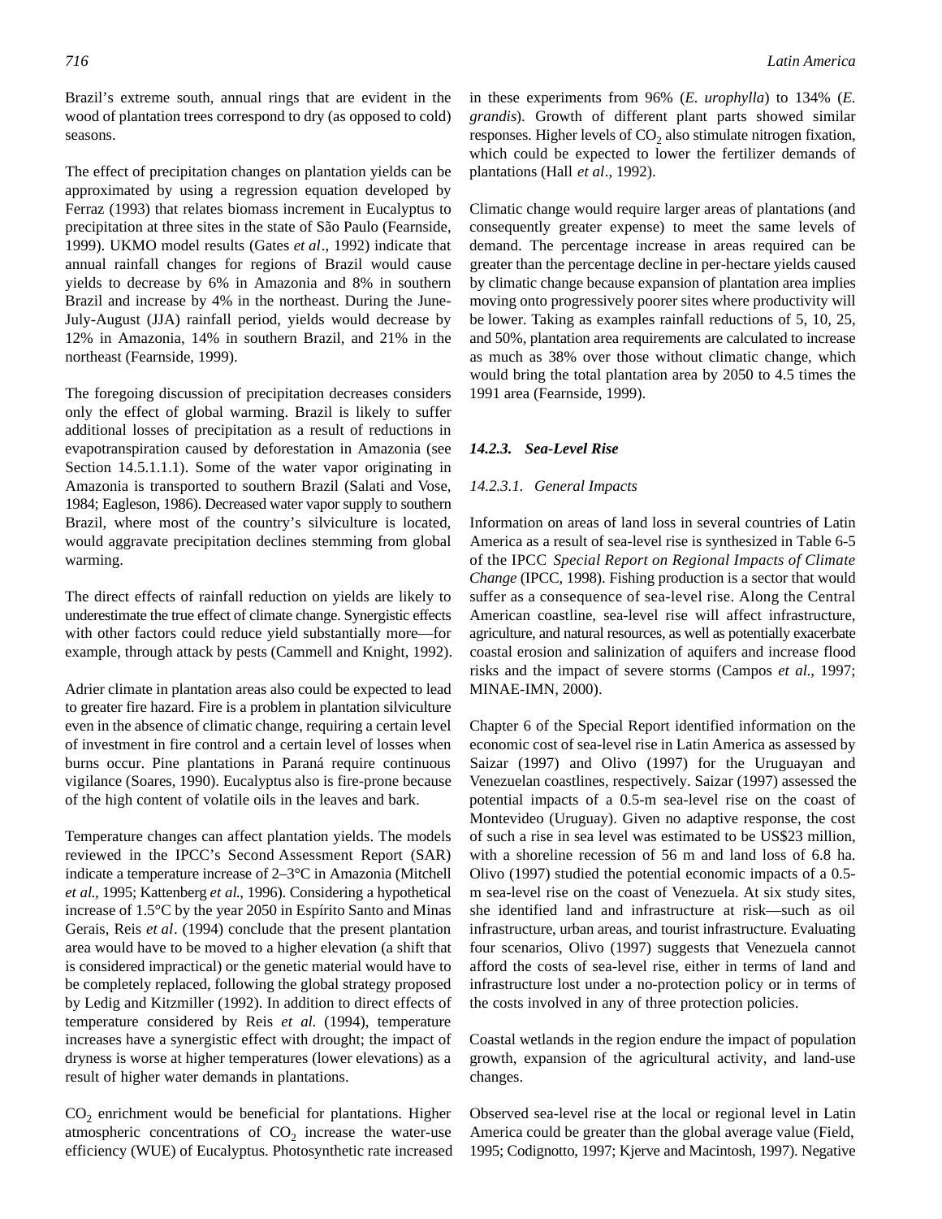Brazil's extreme south, annual rings that are evident in the wood of plantation trees correspond to dry (as opposed to cold) seasons.

The effect of precipitation changes on plantation yields can be approximated by using a regression equation developed by Ferraz (1993) that relates biomass increment in Eucalyptus to precipitation at three sites in the state of São Paulo (Fearnside, 1999). UKMO model results (Gates *et al*., 1992) indicate that annual rainfall changes for regions of Brazil would cause yields to decrease by 6% in Amazonia and 8% in southern Brazil and increase by 4% in the northeast. During the June-July-August (JJA) rainfall period, yields would decrease by 12% in Amazonia, 14% in southern Brazil, and 21% in the northeast (Fearnside, 1999).

The foregoing discussion of precipitation decreases considers only the effect of global warming. Brazil is likely to suffer additional losses of precipitation as a result of reductions in evapotranspiration caused by deforestation in Amazonia (see Section 14.5.1.1.1). Some of the water vapor originating in Amazonia is transported to southern Brazil (Salati and Vose, 1984; Eagleson, 1986). Decreased water vapor supply to southern Brazil, where most of the country's silviculture is located, would aggravate precipitation declines stemming from global warming.

The direct effects of rainfall reduction on yields are likely to underestimate the true effect of climate change. Synergistic effects with other factors could reduce yield substantially more—for example, through attack by pests (Cammell and Knight, 1992).

Adrier climate in plantation areas also could be expected to lead to greater fire hazard. Fire is a problem in plantation silviculture even in the absence of climatic change, requiring a certain level of investment in fire control and a certain level of losses when burns occur. Pine plantations in Paraná require continuous vigilance (Soares, 1990). Eucalyptus also is fire-prone because of the high content of volatile oils in the leaves and bark.

Temperature changes can affect plantation yields. The models reviewed in the IPCC's Second Assessment Report (SAR) indicate a temperature increase of 2–3°C in Amazonia (Mitchell *et al*., 1995; Kattenberg *et al*., 1996). Considering a hypothetical increase of 1.5°C by the year 2050 in Espírito Santo and Minas Gerais, Reis *et al*. (1994) conclude that the present plantation area would have to be moved to a higher elevation (a shift that is considered impractical) or the genetic material would have to be completely replaced, following the global strategy proposed by Ledig and Kitzmiller (1992). In addition to direct effects of temperature considered by Reis *et al*. (1994), temperature increases have a synergistic effect with drought; the impact of dryness is worse at higher temperatures (lower elevations) as a result of higher water demands in plantations.

$CO_2$ enrichment would be beneficial for plantations. Higher atmospheric concentrations of $CO_2$ increase the water-use efficiency (WUE) of Eucalyptus. Photosynthetic rate increased in these experiments from 96% (*E. urophylla*) to 134% (*E. grandis*). Growth of different plant parts showed similar responses. Higher levels of $CO_2$ also stimulate nitrogen fixation, which could be expected to lower the fertilizer demands of plantations (Hall *et al*., 1992).

Climatic change would require larger areas of plantations (and consequently greater expense) to meet the same levels of demand. The percentage increase in areas required can be greater than the percentage decline in per-hectare yields caused by climatic change because expansion of plantation area implies moving onto progressively poorer sites where productivity will be lower. Taking as examples rainfall reductions of 5, 10, 25, and 50%, plantation area requirements are calculated to increase as much as 38% over those without climatic change, which would bring the total plantation area by 2050 to 4.5 times the 1991 area (Fearnside, 1999).

### *14.2.3. Sea-Level Rise*

#### *14.2.3.1. General Impacts*

Information on areas of land loss in several countries of Latin America as a result of sea-level rise is synthesized in Table 6-5 of the IPCC *Special Report on Regional Impacts of Climate Change* (IPCC, 1998). Fishing production is a sector that would suffer as a consequence of sea-level rise. Along the Central American coastline, sea-level rise will affect infrastructure, agriculture, and natural resources, as well as potentially exacerbate coastal erosion and salinization of aquifers and increase flood risks and the impact of severe storms (Campos *et al.,* 1997; MINAE-IMN, 2000).

Chapter 6 of the Special Report identified information on the economic cost of sea-level rise in Latin America as assessed by Saizar (1997) and Olivo (1997) for the Uruguayan and Venezuelan coastlines, respectively. Saizar (1997) assessed the potential impacts of a 0.5-m sea-level rise on the coast of Montevideo (Uruguay). Given no adaptive response, the cost of such a rise in sea level was estimated to be US$23 million, with a shoreline recession of 56 m and land loss of 6.8 ha. Olivo (1997) studied the potential economic impacts of a 0.5-m sea-level rise on the coast of Venezuela. At six study sites, she identified land and infrastructure at risk—such as oil infrastructure, urban areas, and tourist infrastructure. Evaluating four scenarios, Olivo (1997) suggests that Venezuela cannot afford the costs of sea-level rise, either in terms of land and infrastructure lost under a no-protection policy or in terms of the costs involved in any of three protection policies.

Coastal wetlands in the region endure the impact of population growth, expansion of the agricultural activity, and land-use changes.

Observed sea-level rise at the local or regional level in Latin America could be greater than the global average value (Field, 1995; Codignotto, 1997; Kjerve and Macintosh, 1997). Negative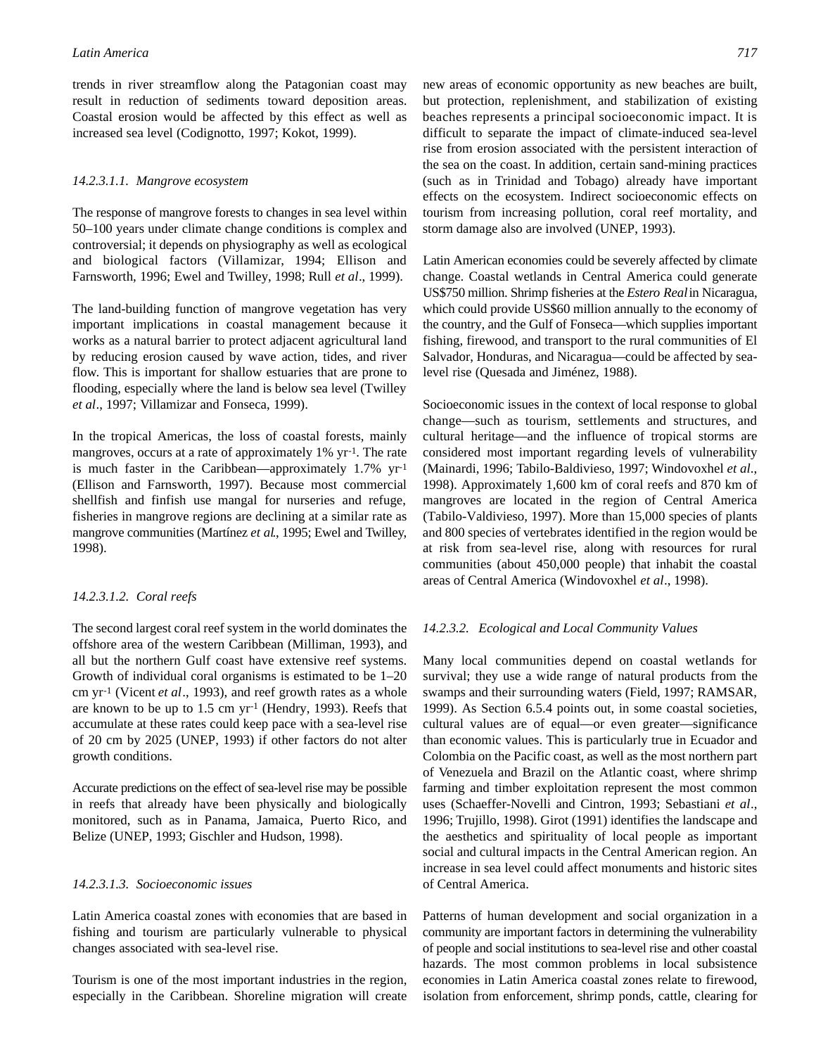trends in river streamflow along the Patagonian coast may result in reduction of sediments toward deposition areas. Coastal erosion would be affected by this effect as well as increased sea level (Codignotto, 1997; Kokot, 1999).

#### *14.2.3.1.1. Mangrove ecosystem*

The response of mangrove forests to changes in sea level within 50–100 years under climate change conditions is complex and controversial; it depends on physiography as well as ecological and biological factors (Villamizar, 1994; Ellison and Farnsworth, 1996; Ewel and Twilley, 1998; Rull *et al*., 1999).

The land-building function of mangrove vegetation has very important implications in coastal management because it works as a natural barrier to protect adjacent agricultural land by reducing erosion caused by wave action, tides, and river flow. This is important for shallow estuaries that are prone to flooding, especially where the land is below sea level (Twilley *et al*., 1997; Villamizar and Fonseca, 1999).

In the tropical Americas, the loss of coastal forests, mainly mangroves, occurs at a rate of approximately 1% $yr^{-1}$. The rate is much faster in the Caribbean—approximately 1.7% $yr^{-1}$ (Ellison and Farnsworth, 1997). Because most commercial shellfish and finfish use mangal for nurseries and refuge, fisheries in mangrove regions are declining at a similar rate as mangrove communities (Martínez *et al*., 1995; Ewel and Twilley, 1998).

#### *14.2.3.1.2. Coral reefs*

The second largest coral reef system in the world dominates the offshore area of the western Caribbean (Milliman, 1993), and all but the northern Gulf coast have extensive reef systems. Growth of individual coral organisms is estimated to be 1–20 cm $yr^{-1}$ (Vicent *et al*., 1993), and reef growth rates as a whole are known to be up to 1.5 cm $yr^{-1}$ (Hendry, 1993). Reefs that accumulate at these rates could keep pace with a sea-level rise of 20 cm by 2025 (UNEP, 1993) if other factors do not alter growth conditions.

Accurate predictions on the effect of sea-level rise may be possible in reefs that already have been physically and biologically monitored, such as in Panama, Jamaica, Puerto Rico, and Belize (UNEP, 1993; Gischler and Hudson, 1998).

#### *14.2.3.1.3. Socioeconomic issues*

Latin America coastal zones with economies that are based in fishing and tourism are particularly vulnerable to physical changes associated with sea-level rise.

Tourism is one of the most important industries in the region, especially in the Caribbean. Shoreline migration will create new areas of economic opportunity as new beaches are built, but protection, replenishment, and stabilization of existing beaches represents a principal socioeconomic impact. It is difficult to separate the impact of climate-induced sea-level rise from erosion associated with the persistent interaction of the sea on the coast. In addition, certain sand-mining practices (such as in Trinidad and Tobago) already have important effects on the ecosystem. Indirect socioeconomic effects on tourism from increasing pollution, coral reef mortality, and storm damage also are involved (UNEP, 1993).

Latin American economies could be severely affected by climate change. Coastal wetlands in Central America could generate US$750 million. Shrimp fisheries at the *Estero Real* in Nicaragua, which could provide US$60 million annually to the economy of the country, and the Gulf of Fonseca—which supplies important fishing, firewood, and transport to the rural communities of El Salvador, Honduras, and Nicaragua—could be affected by sea-level rise (Quesada and Jiménez, 1988).

Socioeconomic issues in the context of local response to global change—such as tourism, settlements and structures, and cultural heritage—and the influence of tropical storms are considered most important regarding levels of vulnerability (Mainardi, 1996; Tabilo-Baldivieso, 1997; Windovoxhel *et al*., 1998). Approximately 1,600 km of coral reefs and 870 km of mangroves are located in the region of Central America (Tabilo-Valdivieso, 1997). More than 15,000 species of plants and 800 species of vertebrates identified in the region would be at risk from sea-level rise, along with resources for rural communities (about 450,000 people) that inhabit the coastal areas of Central America (Windovoxhel *et al*., 1998).

### *14.2.3.2. Ecological and Local Community Values*

Many local communities depend on coastal wetlands for survival; they use a wide range of natural products from the swamps and their surrounding waters (Field, 1997; RAMSAR, 1999). As Section 6.5.4 points out, in some coastal societies, cultural values are of equal—or even greater—significance than economic values. This is particularly true in Ecuador and Colombia on the Pacific coast, as well as the most northern part of Venezuela and Brazil on the Atlantic coast, where shrimp farming and timber exploitation represent the most common uses (Schaeffer-Novelli and Cintron, 1993; Sebastiani *et al*., 1996; Trujillo, 1998). Girot (1991) identifies the landscape and the aesthetics and spirituality of local people as important social and cultural impacts in the Central American region. An increase in sea level could affect monuments and historic sites of Central America.

Patterns of human development and social organization in a community are important factors in determining the vulnerability of people and social institutions to sea-level rise and other coastal hazards. The most common problems in local subsistence economies in Latin America coastal zones relate to firewood, isolation from enforcement, shrimp ponds, cattle, clearing for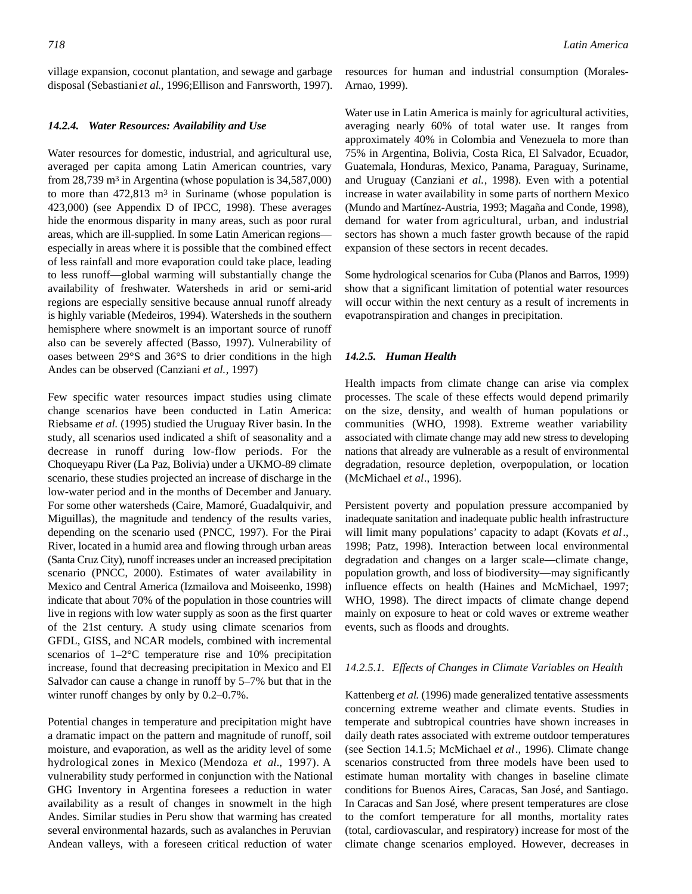village expansion, coconut plantation, and sewage and garbage disposal (Sebastiani *et al.*, 1996; Ellison and Fanrsworth, 1997).

### 14.2.4. Water Resources: Availability and Use

Water resources for domestic, industrial, and agricultural use, averaged per capita among Latin American countries, vary from 28,739 $m^3$ in Argentina (whose population is 34,587,000) to more than 472,813 $m^3$ in Suriname (whose population is 423,000) (see Appendix D of IPCC, 1998). These averages hide the enormous disparity in many areas, such as poor rural areas, which are ill-supplied. In some Latin American regions—especially in areas where it is possible that the combined effect of less rainfall and more evaporation could take place, leading to less runoff—global warming will substantially change the availability of freshwater. Watersheds in arid or semi-arid regions are especially sensitive because annual runoff already is highly variable (Medeiros, 1994). Watersheds in the southern hemisphere where snowmelt is an important source of runoff also can be severely affected (Basso, 1997). Vulnerability of oases between 29°S and 36°S to drier conditions in the high Andes can be observed (Canziani *et al.*, 1997)

Few specific water resources impact studies using climate change scenarios have been conducted in Latin America: Riebsame *et al.* (1995) studied the Uruguay River basin. In the study, all scenarios used indicated a shift of seasonality and a decrease in runoff during low-flow periods. For the Choqueyapu River (La Paz, Bolivia) under a UKMO-89 climate scenario, these studies projected an increase of discharge in the low-water period and in the months of December and January. For some other watersheds (Caire, Mamoré, Guadalquivir, and Miguillas), the magnitude and tendency of the results varies, depending on the scenario used (PNCC, 1997). For the Pirai River, located in a humid area and flowing through urban areas (Santa Cruz City), runoff increases under an increased precipitation scenario (PNCC, 2000). Estimates of water availability in Mexico and Central America (Izmailova and Moiseenko, 1998) indicate that about 70% of the population in those countries will live in regions with low water supply as soon as the first quarter of the 21st century. A study using climate scenarios from GFDL, GISS, and NCAR models, combined with incremental scenarios of 1–2°C temperature rise and 10% precipitation increase, found that decreasing precipitation in Mexico and El Salvador can cause a change in runoff by 5–7% but that in the winter runoff changes by only by 0.2–0.7%.

Potential changes in temperature and precipitation might have a dramatic impact on the pattern and magnitude of runoff, soil moisture, and evaporation, as well as the aridity level of some hydrological zones in Mexico (Mendoza *et al*., 1997). A vulnerability study performed in conjunction with the National GHG Inventory in Argentina foresees a reduction in water availability as a result of changes in snowmelt in the high Andes. Similar studies in Peru show that warming has created several environmental hazards, such as avalanches in Peruvian Andean valleys, with a foreseen critical reduction of water resources for human and industrial consumption (Morales-Arnao, 1999).

Water use in Latin America is mainly for agricultural activities, averaging nearly 60% of total water use. It ranges from approximately 40% in Colombia and Venezuela to more than 75% in Argentina, Bolivia, Costa Rica, El Salvador, Ecuador, Guatemala, Honduras, Mexico, Panama, Paraguay, Suriname, and Uruguay (Canziani *et al.*, 1998). Even with a potential increase in water availability in some parts of northern Mexico (Mundo and Martínez-Austria, 1993; Magaña and Conde, 1998), demand for water from agricultural, urban, and industrial sectors has shown a much faster growth because of the rapid expansion of these sectors in recent decades.

Some hydrological scenarios for Cuba (Planos and Barros, 1999) show that a significant limitation of potential water resources will occur within the next century as a result of increments in evapotranspiration and changes in precipitation.

### 14.2.5. Human Health

Health impacts from climate change can arise via complex processes. The scale of these effects would depend primarily on the size, density, and wealth of human populations or communities (WHO, 1998). Extreme weather variability associated with climate change may add new stress to developing nations that already are vulnerable as a result of environmental degradation, resource depletion, overpopulation, or location (McMichael *et al*., 1996).

Persistent poverty and population pressure accompanied by inadequate sanitation and inadequate public health infrastructure will limit many populations' capacity to adapt (Kovats *et al*., 1998; Patz, 1998). Interaction between local environmental degradation and changes on a larger scale—climate change, population growth, and loss of biodiversity—may significantly influence effects on health (Haines and McMichael, 1997; WHO, 1998). The direct impacts of climate change depend mainly on exposure to heat or cold waves or extreme weather events, such as floods and droughts.

#### 14.2.5.1. Effects of Changes in Climate Variables on Health

Kattenberg *et al.* (1996) made generalized tentative assessments concerning extreme weather and climate events. Studies in temperate and subtropical countries have shown increases in daily death rates associated with extreme outdoor temperatures (see Section 14.1.5; McMichael *et al*., 1996). Climate change scenarios constructed from three models have been used to estimate human mortality with changes in baseline climate conditions for Buenos Aires, Caracas, San José, and Santiago. In Caracas and San José, where present temperatures are close to the comfort temperature for all months, mortality rates (total, cardiovascular, and respiratory) increase for most of the climate change scenarios employed. However, decreases in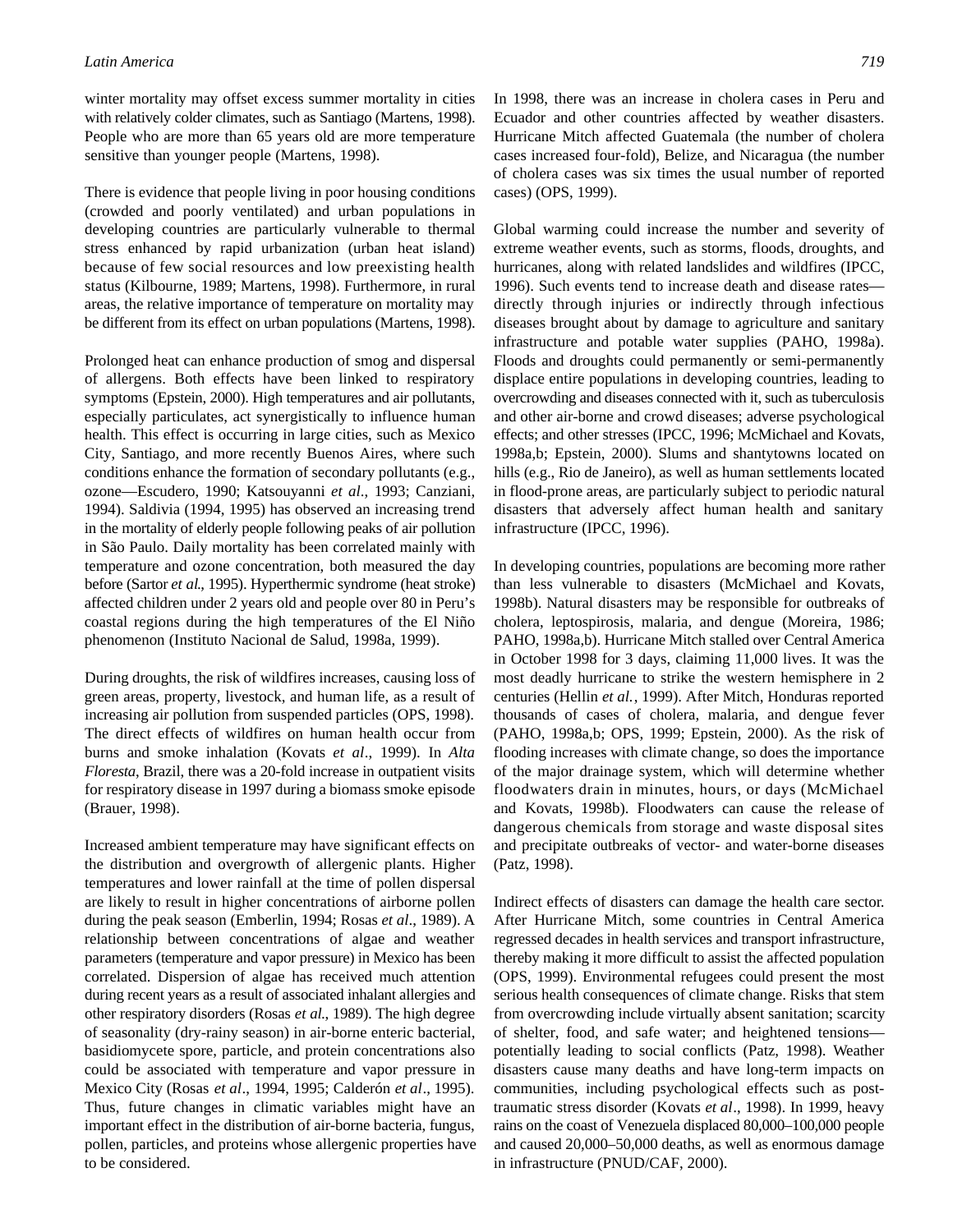winter mortality may offset excess summer mortality in cities with relatively colder climates, such as Santiago (Martens, 1998). People who are more than 65 years old are more temperature sensitive than younger people (Martens, 1998).

There is evidence that people living in poor housing conditions (crowded and poorly ventilated) and urban populations in developing countries are particularly vulnerable to thermal stress enhanced by rapid urbanization (urban heat island) because of few social resources and low preexisting health status (Kilbourne, 1989; Martens, 1998). Furthermore, in rural areas, the relative importance of temperature on mortality may be different from its effect on urban populations (Martens, 1998).

Prolonged heat can enhance production of smog and dispersal of allergens. Both effects have been linked to respiratory symptoms (Epstein, 2000). High temperatures and air pollutants, especially particulates, act synergistically to influence human health. This effect is occurring in large cities, such as Mexico City, Santiago, and more recently Buenos Aires, where such conditions enhance the formation of secondary pollutants (e.g., ozone—Escudero, 1990; Katsouyanni *et al*., 1993; Canziani, 1994). Saldivia (1994, 1995) has observed an increasing trend in the mortality of elderly people following peaks of air pollution in São Paulo. Daily mortality has been correlated mainly with temperature and ozone concentration, both measured the day before (Sartor *et al.*, 1995). Hyperthermic syndrome (heat stroke) affected children under 2 years old and people over 80 in Peru's coastal regions during the high temperatures of the El Niño phenomenon (Instituto Nacional de Salud, 1998a, 1999).

During droughts, the risk of wildfires increases, causing loss of green areas, property, livestock, and human life, as a result of increasing air pollution from suspended particles (OPS, 1998). The direct effects of wildfires on human health occur from burns and smoke inhalation (Kovats *et al*., 1999). In *Alta Floresta*, Brazil, there was a 20-fold increase in outpatient visits for respiratory disease in 1997 during a biomass smoke episode (Brauer, 1998).

Increased ambient temperature may have significant effects on the distribution and overgrowth of allergenic plants. Higher temperatures and lower rainfall at the time of pollen dispersal are likely to result in higher concentrations of airborne pollen during the peak season (Emberlin, 1994; Rosas *et al*., 1989). A relationship between concentrations of algae and weather parameters (temperature and vapor pressure) in Mexico has been correlated. Dispersion of algae has received much attention during recent years as a result of associated inhalant allergies and other respiratory disorders (Rosas *et al.*, 1989). The high degree of seasonality (dry-rainy season) in air-borne enteric bacterial, basidiomycete spore, particle, and protein concentrations also could be associated with temperature and vapor pressure in Mexico City (Rosas *et al*., 1994, 1995; Calderón *et al*., 1995). Thus, future changes in climatic variables might have an important effect in the distribution of air-borne bacteria, fungus, pollen, particles, and proteins whose allergenic properties have to be considered.

In 1998, there was an increase in cholera cases in Peru and Ecuador and other countries affected by weather disasters. Hurricane Mitch affected Guatemala (the number of cholera cases increased four-fold), Belize, and Nicaragua (the number of cholera cases was six times the usual number of reported cases) (OPS, 1999).

Global warming could increase the number and severity of extreme weather events, such as storms, floods, droughts, and hurricanes, along with related landslides and wildfires (IPCC, 1996). Such events tend to increase death and disease rates—directly through injuries or indirectly through infectious diseases brought about by damage to agriculture and sanitary infrastructure and potable water supplies (PAHO, 1998a). Floods and droughts could permanently or semi-permanently displace entire populations in developing countries, leading to overcrowding and diseases connected with it, such as tuberculosis and other air-borne and crowd diseases; adverse psychological effects; and other stresses (IPCC, 1996; McMichael and Kovats, 1998a,b; Epstein, 2000). Slums and shantytowns located on hills (e.g., Rio de Janeiro), as well as human settlements located in flood-prone areas, are particularly subject to periodic natural disasters that adversely affect human health and sanitary infrastructure (IPCC, 1996).

In developing countries, populations are becoming more rather than less vulnerable to disasters (McMichael and Kovats, 1998b). Natural disasters may be responsible for outbreaks of cholera, leptospirosis, malaria, and dengue (Moreira, 1986; PAHO, 1998a,b). Hurricane Mitch stalled over Central America in October 1998 for 3 days, claiming 11,000 lives. It was the most deadly hurricane to strike the western hemisphere in 2 centuries (Hellin *et al.*, 1999). After Mitch, Honduras reported thousands of cases of cholera, malaria, and dengue fever (PAHO, 1998a,b; OPS, 1999; Epstein, 2000). As the risk of flooding increases with climate change, so does the importance of the major drainage system, which will determine whether floodwaters drain in minutes, hours, or days (McMichael and Kovats, 1998b). Floodwaters can cause the release of dangerous chemicals from storage and waste disposal sites and precipitate outbreaks of vector- and water-borne diseases (Patz, 1998).

Indirect effects of disasters can damage the health care sector. After Hurricane Mitch, some countries in Central America regressed decades in health services and transport infrastructure, thereby making it more difficult to assist the affected population (OPS, 1999). Environmental refugees could present the most serious health consequences of climate change. Risks that stem from overcrowding include virtually absent sanitation; scarcity of shelter, food, and safe water; and heightened tensions—potentially leading to social conflicts (Patz, 1998). Weather disasters cause many deaths and have long-term impacts on communities, including psychological effects such as post-traumatic stress disorder (Kovats *et al*., 1998). In 1999, heavy rains on the coast of Venezuela displaced 80,000–100,000 people and caused 20,000–50,000 deaths, as well as enormous damage in infrastructure (PNUD/CAF, 2000).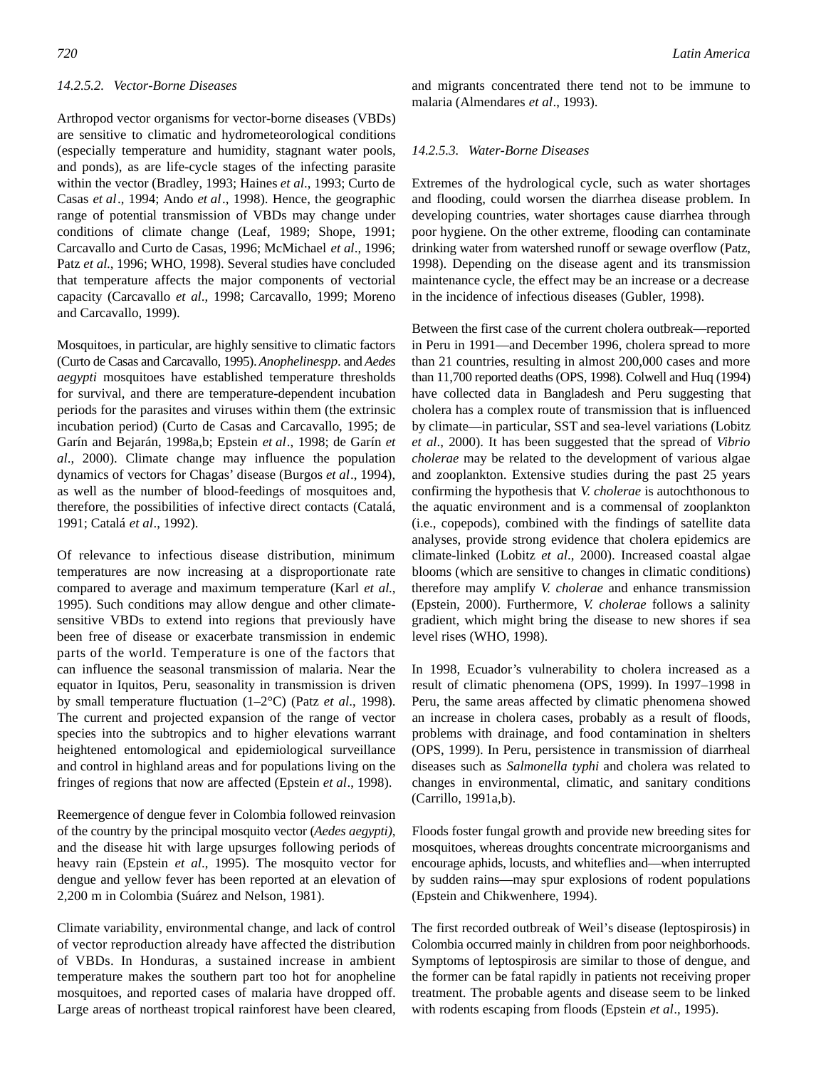#### 14.2.5.2. Vector-Borne Diseases

Arthropod vector organisms for vector-borne diseases (VBDs) are sensitive to climatic and hydrometeorological conditions (especially temperature and humidity, stagnant water pools, and ponds), as are life-cycle stages of the infecting parasite within the vector (Bradley, 1993; Haines *et al*., 1993; Curto de Casas *et al*., 1994; Ando *et al*., 1998). Hence, the geographic range of potential transmission of VBDs may change under conditions of climate change (Leaf, 1989; Shope, 1991; Carcavallo and Curto de Casas, 1996; McMichael *et al*., 1996; Patz *et al*., 1996; WHO, 1998). Several studies have concluded that temperature affects the major components of vectorial capacity (Carcavallo *et al*., 1998; Carcavallo, 1999; Moreno and Carcavallo, 1999).

Mosquitoes, in particular, are highly sensitive to climatic factors (Curto de Casas and Carcavallo, 1995). *Anophelinespp*. and *Aedes aegypti* mosquitoes have established temperature thresholds for survival, and there are temperature-dependent incubation periods for the parasites and viruses within them (the extrinsic incubation period) (Curto de Casas and Carcavallo, 1995; de Garín and Bejarán, 1998a,b; Epstein *et al*., 1998; de Garín *et al*., 2000). Climate change may influence the population dynamics of vectors for Chagas' disease (Burgos *et al*., 1994), as well as the number of blood-feedings of mosquitoes and, therefore, the possibilities of infective direct contacts (Catalá, 1991; Catalá *et al*., 1992).

Of relevance to infectious disease distribution, minimum temperatures are now increasing at a disproportionate rate compared to average and maximum temperature (Karl *et al*., 1995). Such conditions may allow dengue and other climate-sensitive VBDs to extend into regions that previously have been free of disease or exacerbate transmission in endemic parts of the world. Temperature is one of the factors that can influence the seasonal transmission of malaria. Near the equator in Iquitos, Peru, seasonality in transmission is driven by small temperature fluctuation (1–2°C) (Patz *et al*., 1998). The current and projected expansion of the range of vector species into the subtropics and to higher elevations warrant heightened entomological and epidemiological surveillance and control in highland areas and for populations living on the fringes of regions that now are affected (Epstein *et al*., 1998).

Reemergence of dengue fever in Colombia followed reinvasion of the country by the principal mosquito vector (*Aedes aegypti*), and the disease hit with large upsurges following periods of heavy rain (Epstein *et al*., 1995). The mosquito vector for dengue and yellow fever has been reported at an elevation of 2,200 m in Colombia (Suárez and Nelson, 1981).

Climate variability, environmental change, and lack of control of vector reproduction already have affected the distribution of VBDs. In Honduras, a sustained increase in ambient temperature makes the southern part too hot for anopheline mosquitoes, and reported cases of malaria have dropped off. Large areas of northeast tropical rainforest have been cleared, and migrants concentrated there tend not to be immune to malaria (Almendares *et al*., 1993).

#### 14.2.5.3. Water-Borne Diseases

Extremes of the hydrological cycle, such as water shortages and flooding, could worsen the diarrhea disease problem. In developing countries, water shortages cause diarrhea through poor hygiene. On the other extreme, flooding can contaminate drinking water from watershed runoff or sewage overflow (Patz, 1998). Depending on the disease agent and its transmission maintenance cycle, the effect may be an increase or a decrease in the incidence of infectious diseases (Gubler, 1998).

Between the first case of the current cholera outbreak—reported in Peru in 1991—and December 1996, cholera spread to more than 21 countries, resulting in almost 200,000 cases and more than 11,700 reported deaths (OPS, 1998). Colwell and Huq (1994) have collected data in Bangladesh and Peru suggesting that cholera has a complex route of transmission that is influenced by climate—in particular, SST and sea-level variations (Lobitz *et al*., 2000). It has been suggested that the spread of *Vibrio cholerae* may be related to the development of various algae and zooplankton. Extensive studies during the past 25 years confirming the hypothesis that *V. cholerae* is autochthonous to the aquatic environment and is a commensal of zooplankton (i.e., copepods), combined with the findings of satellite data analyses, provide strong evidence that cholera epidemics are climate-linked (Lobitz *et al*., 2000). Increased coastal algae blooms (which are sensitive to changes in climatic conditions) therefore may amplify *V. cholerae* and enhance transmission (Epstein, 2000). Furthermore, *V. cholerae* follows a salinity gradient, which might bring the disease to new shores if sea level rises (WHO, 1998).

In 1998, Ecuador's vulnerability to cholera increased as a result of climatic phenomena (OPS, 1999). In 1997–1998 in Peru, the same areas affected by climatic phenomena showed an increase in cholera cases, probably as a result of floods, problems with drainage, and food contamination in shelters (OPS, 1999). In Peru, persistence in transmission of diarrheal diseases such as *Salmonella typhi* and cholera was related to changes in environmental, climatic, and sanitary conditions (Carrillo, 1991a,b).

Floods foster fungal growth and provide new breeding sites for mosquitoes, whereas droughts concentrate microorganisms and encourage aphids, locusts, and whiteflies and—when interrupted by sudden rains—may spur explosions of rodent populations (Epstein and Chikwenhere, 1994).

The first recorded outbreak of Weil's disease (leptospirosis) in Colombia occurred mainly in children from poor neighborhoods. Symptoms of leptospirosis are similar to those of dengue, and the former can be fatal rapidly in patients not receiving proper treatment. The probable agents and disease seem to be linked with rodents escaping from floods (Epstein *et al*., 1995).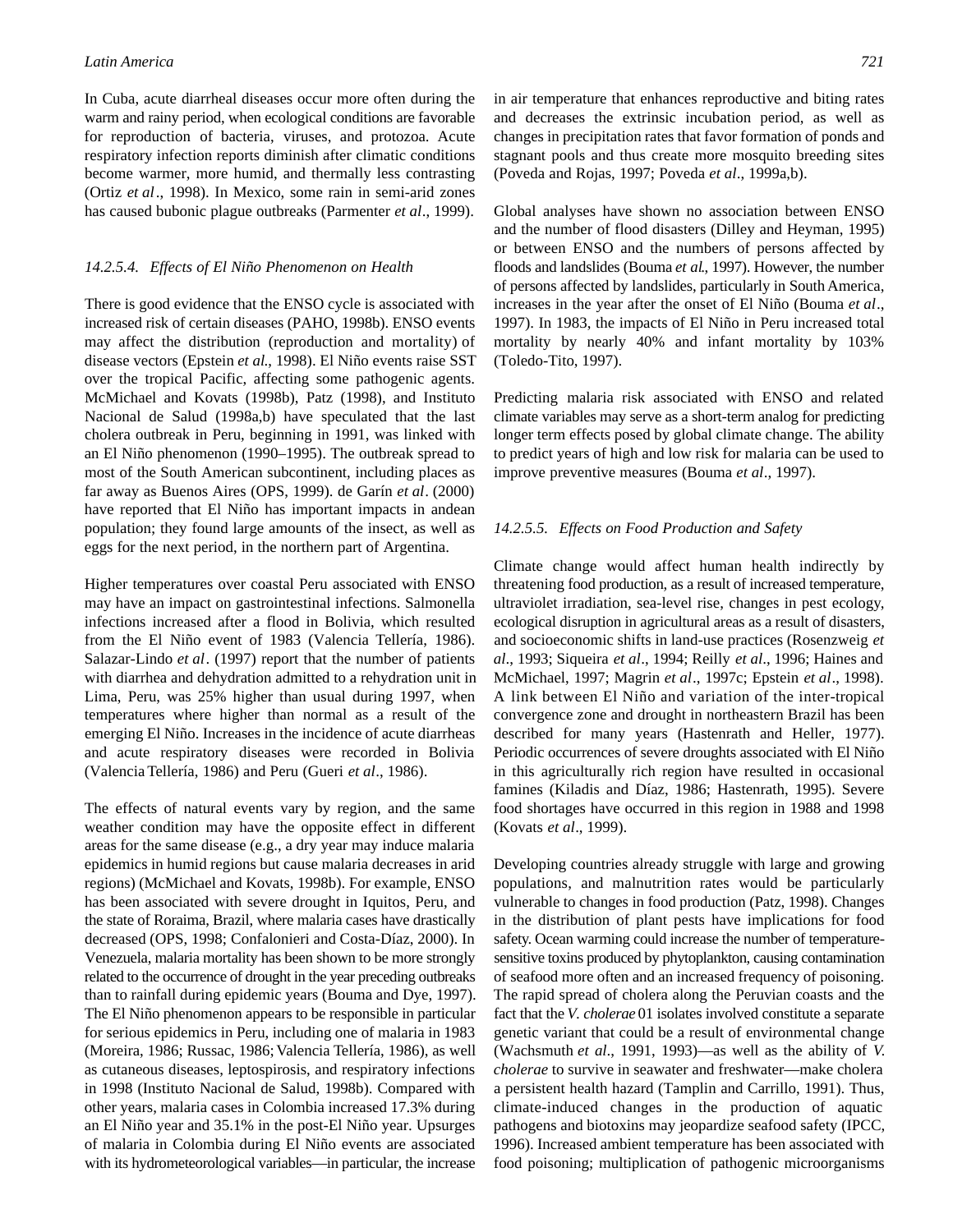In Cuba, acute diarrheal diseases occur more often during the warm and rainy period, when ecological conditions are favorable for reproduction of bacteria, viruses, and protozoa. Acute respiratory infection reports diminish after climatic conditions become warmer, more humid, and thermally less contrasting (Ortiz *et al*., 1998). In Mexico, some rain in semi-arid zones has caused bubonic plague outbreaks (Parmenter *et al*., 1999).

#### *14.2.5.4. Effects of El Niño Phenomenon on Health*

There is good evidence that the ENSO cycle is associated with increased risk of certain diseases (PAHO, 1998b). ENSO events may affect the distribution (reproduction and mortality) of disease vectors (Epstein *et al*., 1998). El Niño events raise SST over the tropical Pacific, affecting some pathogenic agents. McMichael and Kovats (1998b), Patz (1998), and Instituto Nacional de Salud (1998a,b) have speculated that the last cholera outbreak in Peru, beginning in 1991, was linked with an El Niño phenomenon (1990–1995). The outbreak spread to most of the South American subcontinent, including places as far away as Buenos Aires (OPS, 1999). de Garín *et al*. (2000) have reported that El Niño has important impacts in andean population; they found large amounts of the insect, as well as eggs for the next period, in the northern part of Argentina.

Higher temperatures over coastal Peru associated with ENSO may have an impact on gastrointestinal infections. Salmonella infections increased after a flood in Bolivia, which resulted from the El Niño event of 1983 (Valencia Tellería, 1986). Salazar-Lindo *et al*. (1997) report that the number of patients with diarrhea and dehydration admitted to a rehydration unit in Lima, Peru, was 25% higher than usual during 1997, when temperatures where higher than normal as a result of the emerging El Niño. Increases in the incidence of acute diarrheas and acute respiratory diseases were recorded in Bolivia (Valencia Tellería, 1986) and Peru (Gueri *et al*., 1986).

The effects of natural events vary by region, and the same weather condition may have the opposite effect in different areas for the same disease (e.g., a dry year may induce malaria epidemics in humid regions but cause malaria decreases in arid regions) (McMichael and Kovats, 1998b). For example, ENSO has been associated with severe drought in Iquitos, Peru, and the state of Roraima, Brazil, where malaria cases have drastically decreased (OPS, 1998; Confalonieri and Costa-Díaz, 2000). In Venezuela, malaria mortality has been shown to be more strongly related to the occurrence of drought in the year preceding outbreaks than to rainfall during epidemic years (Bouma and Dye, 1997). The El Niño phenomenon appears to be responsible in particular for serious epidemics in Peru, including one of malaria in 1983 (Moreira, 1986; Russac, 1986; Valencia Tellería, 1986), as well as cutaneous diseases, leptospirosis, and respiratory infections in 1998 (Instituto Nacional de Salud, 1998b). Compared with other years, malaria cases in Colombia increased 17.3% during an El Niño year and 35.1% in the post-El Niño year. Upsurges of malaria in Colombia during El Niño events are associated with its hydrometeorological variables—in particular, the increase in air temperature that enhances reproductive and biting rates and decreases the extrinsic incubation period, as well as changes in precipitation rates that favor formation of ponds and stagnant pools and thus create more mosquito breeding sites (Poveda and Rojas, 1997; Poveda *et al*., 1999a,b).

Global analyses have shown no association between ENSO and the number of flood disasters (Dilley and Heyman, 1995) or between ENSO and the numbers of persons affected by floods and landslides (Bouma *et al*., 1997). However, the number of persons affected by landslides, particularly in South America, increases in the year after the onset of El Niño (Bouma *et al*., 1997). In 1983, the impacts of El Niño in Peru increased total mortality by nearly 40% and infant mortality by 103% (Toledo-Tito, 1997).

Predicting malaria risk associated with ENSO and related climate variables may serve as a short-term analog for predicting longer term effects posed by global climate change. The ability to predict years of high and low risk for malaria can be used to improve preventive measures (Bouma *et al*., 1997).

#### *14.2.5.5. Effects on Food Production and Safety*

Climate change would affect human health indirectly by threatening food production, as a result of increased temperature, ultraviolet irradiation, sea-level rise, changes in pest ecology, ecological disruption in agricultural areas as a result of disasters, and socioeconomic shifts in land-use practices (Rosenzweig *et al*., 1993; Siqueira *et al*., 1994; Reilly *et al*., 1996; Haines and McMichael, 1997; Magrin *et al*., 1997c; Epstein *et al*., 1998). A link between El Niño and variation of the inter-tropical convergence zone and drought in northeastern Brazil has been described for many years (Hastenrath and Heller, 1977). Periodic occurrences of severe droughts associated with El Niño in this agriculturally rich region have resulted in occasional famines (Kiladis and Díaz, 1986; Hastenrath, 1995). Severe food shortages have occurred in this region in 1988 and 1998 (Kovats *et al*., 1999).

Developing countries already struggle with large and growing populations, and malnutrition rates would be particularly vulnerable to changes in food production (Patz, 1998). Changes in the distribution of plant pests have implications for food safety. Ocean warming could increase the number of temperature-sensitive toxins produced by phytoplankton, causing contamination of seafood more often and an increased frequency of poisoning. The rapid spread of cholera along the Peruvian coasts and the fact that the *V. cholerae* 01 isolates involved constitute a separate genetic variant that could be a result of environmental change (Wachsmuth *et al*., 1991, 1993)—as well as the ability of *V. cholerae* to survive in seawater and freshwater—make cholera a persistent health hazard (Tamplin and Carrillo, 1991). Thus, climate-induced changes in the production of aquatic pathogens and biotoxins may jeopardize seafood safety (IPCC, 1996). Increased ambient temperature has been associated with food poisoning; multiplication of pathogenic microorganisms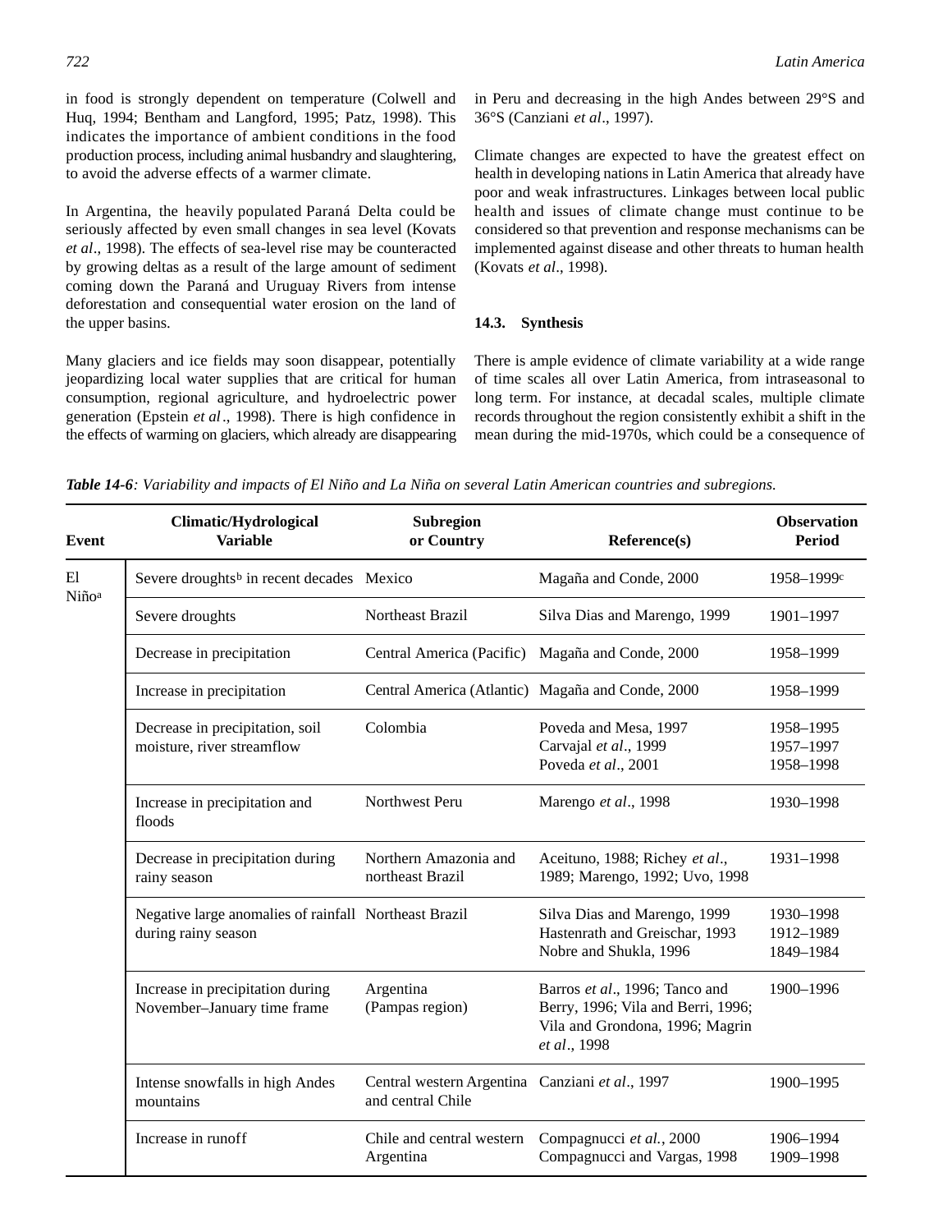in food is strongly dependent on temperature (Colwell and Huq, 1994; Bentham and Langford, 1995; Patz, 1998). This indicates the importance of ambient conditions in the food production process, including animal husbandry and slaughtering, to avoid the adverse effects of a warmer climate.

In Argentina, the heavily populated Paraná Delta could be seriously affected by even small changes in sea level (Kovats *et al*., 1998). The effects of sea-level rise may be counteracted by growing deltas as a result of the large amount of sediment coming down the Paraná and Uruguay Rivers from intense deforestation and consequential water erosion on the land of the upper basins.

Many glaciers and ice fields may soon disappear, potentially jeopardizing local water supplies that are critical for human consumption, regional agriculture, and hydroelectric power generation (Epstein *et al*., 1998). There is high confidence in the effects of warming on glaciers, which already are disappearing in Peru and decreasing in the high Andes between 29°S and 36°S (Canziani *et al*., 1997).

Climate changes are expected to have the greatest effect on health in developing nations in Latin America that already have poor and weak infrastructures. Linkages between local public health and issues of climate change must continue to be considered so that prevention and response mechanisms can be implemented against disease and other threats to human health (Kovats *et al*., 1998).

### 14.3. Synthesis

There is ample evidence of climate variability at a wide range of time scales all over Latin America, from intraseasonal to long term. For instance, at decadal scales, multiple climate records throughout the region consistently exhibit a shift in the mean during the mid-1970s, which could be a consequence of

***Table 14-6****: Variability and impacts of El Niño and La Niña on several Latin American countries and subregions.*

| Event | Climatic/Hydrological Variable | Subregion or Country | Reference(s) | Observation Period |
|---|---|---|---|---|
| El Niño[a] | Severe droughts[b] in recent decades | Mexico | Magaña and Conde, 2000 | 1958–1999[c] |
| | Severe droughts | Northeast Brazil | Silva Dias and Marengo, 1999 | 1901–1997 |
| | Decrease in precipitation | Central America (Pacific) | Magaña and Conde, 2000 | 1958–1999 |
| | Increase in precipitation | Central America (Atlantic) | Magaña and Conde, 2000 | 1958–1999 |
| | Decrease in precipitation, soil moisture, river streamflow | Colombia | Poveda and Mesa, 1997<br>Carvajal *et al*., 1999<br>Poveda *et al*., 2001 | 1958–1995<br>1957–1997<br>1958–1998 |
| | Increase in precipitation and floods | Northwest Peru | Marengo *et al*., 1998 | 1930–1998 |
| | Decrease in precipitation during rainy season | Northern Amazonia and northeast Brazil | Aceituno, 1988; Richey *et al*., 1989; Marengo, 1992; Uvo, 1998 | 1931–1998 |
| | Negative large anomalies of rainfall during rainy season | Northeast Brazil | Silva Dias and Marengo, 1999<br>Hastenrath and Greischar, 1993<br>Nobre and Shukla, 1996 | 1930–1998<br>1912–1989<br>1849–1984 |
| | Increase in precipitation during November–January time frame | Argentina (Pampas region) | Barros *et al*., 1996; Tanco and Berry, 1996; Vila and Berri, 1996; Vila and Grondona, 1996; Magrin *et al*., 1998 | 1900–1996 |
| | Intense snowfalls in high Andes mountains | Central western Argentina and central Chile | Canziani *et al*., 1997 | 1900–1995 |
| | Increase in runoff | Chile and central western Argentina | Compagnucci *et al.*, 2000<br>Compagnucci and Vargas, 1998 | 1906–1994<br>1909–1998 |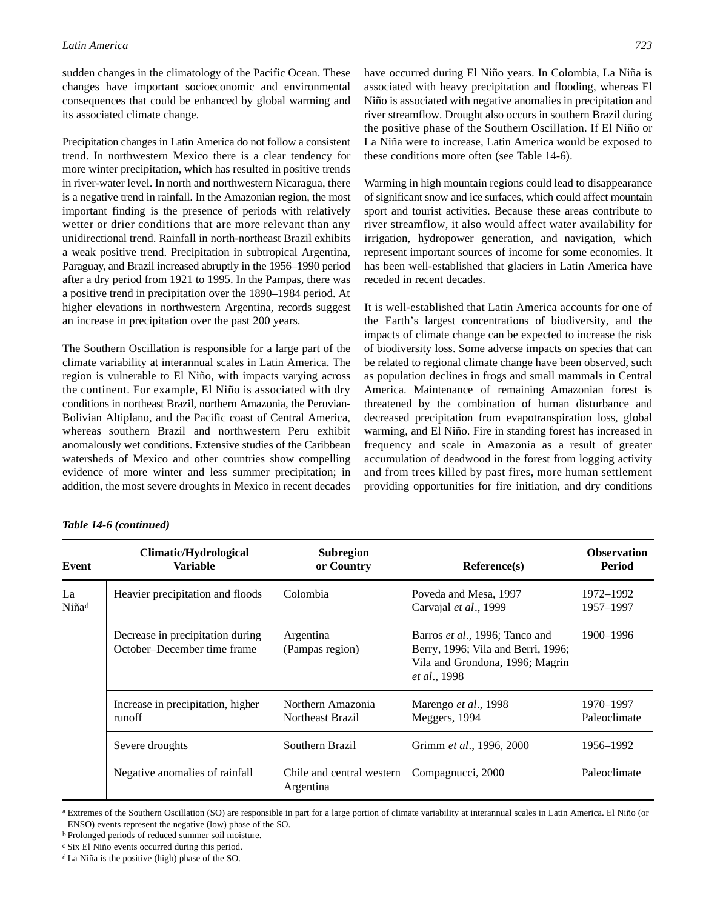sudden changes in the climatology of the Pacific Ocean. These changes have important socioeconomic and environmental consequences that could be enhanced by global warming and its associated climate change.

Precipitation changes in Latin America do not follow a consistent trend. In northwestern Mexico there is a clear tendency for more winter precipitation, which has resulted in positive trends in river-water level. In north and northwestern Nicaragua, there is a negative trend in rainfall. In the Amazonian region, the most important finding is the presence of periods with relatively wetter or drier conditions that are more relevant than any unidirectional trend. Rainfall in north-northeast Brazil exhibits a weak positive trend. Precipitation in subtropical Argentina, Paraguay, and Brazil increased abruptly in the 1956–1990 period after a dry period from 1921 to 1995. In the Pampas, there was a positive trend in precipitation over the 1890–1984 period. At higher elevations in northwestern Argentina, records suggest an increase in precipitation over the past 200 years.

The Southern Oscillation is responsible for a large part of the climate variability at interannual scales in Latin America. The region is vulnerable to El Niño, with impacts varying across the continent. For example, El Niño is associated with dry conditions in northeast Brazil, northern Amazonia, the Peruvian-Bolivian Altiplano, and the Pacific coast of Central America, whereas southern Brazil and northwestern Peru exhibit anomalously wet conditions. Extensive studies of the Caribbean watersheds of Mexico and other countries show compelling evidence of more winter and less summer precipitation; in addition, the most severe droughts in Mexico in recent decades have occurred during El Niño years. In Colombia, La Niña is associated with heavy precipitation and flooding, whereas El Niño is associated with negative anomalies in precipitation and river streamflow. Drought also occurs in southern Brazil during the positive phase of the Southern Oscillation. If El Niño or La Niña were to increase, Latin America would be exposed to these conditions more often (see Table 14-6).

Warming in high mountain regions could lead to disappearance of significant snow and ice surfaces, which could affect mountain sport and tourist activities. Because these areas contribute to river streamflow, it also would affect water availability for irrigation, hydropower generation, and navigation, which represent important sources of income for some economies. It has been well-established that glaciers in Latin America have receded in recent decades.

It is well-established that Latin America accounts for one of the Earth's largest concentrations of biodiversity, and the impacts of climate change can be expected to increase the risk of biodiversity loss. Some adverse impacts on species that can be related to regional climate change have been observed, such as population declines in frogs and small mammals in Central America. Maintenance of remaining Amazonian forest is threatened by the combination of human disturbance and decreased precipitation from evapotranspiration loss, global warming, and El Niño. Fire in standing forest has increased in frequency and scale in Amazonia as a result of greater accumulation of deadwood in the forest from logging activity and from trees killed by past fires, more human settlement providing opportunities for fire initiation, and dry conditions

***Table 14-6 (continued)***

| Event | Climatic/Hydrological Variable | Subregion or Country | Reference(s) | Observation Period |
|---|---|---|---|---|
| La Niña[d] | Heavier precipitation and floods | Colombia | Poveda and Mesa, 1997<br>Carvajal *et al*., 1999 | 1972–1992<br>1957–1997 |
| | Decrease in precipitation during October–December time frame | Argentina (Pampas region) | Barros *et al*., 1996; Tanco and Berry, 1996; Vila and Berri, 1996; Vila and Grondona, 1996; Magrin *et al*., 1998 | 1900–1996 |
| | Increase in precipitation, higher runoff | Northern Amazonia<br>Northeast Brazil | Marengo *et al*., 1998<br>Meggers, 1994 | 1970–1997<br>Paleoclimate |
| | Severe droughts | Southern Brazil | Grimm *et al*., 1996, 2000 | 1956–1992 |
| | Negative anomalies of rainfall | Chile and central western Argentina | Compagnucci, 2000 | Paleoclimate |

[a] Extremes of the Southern Oscillation (SO) are responsible in part for a large portion of climate variability at interannual scales in Latin America. El Niño (or ENSO) events represent the negative (low) phase of the SO.
[b] Prolonged periods of reduced summer soil moisture.
[c] Six El Niño events occurred during this period.
[d] La Niña is the positive (high) phase of the SO.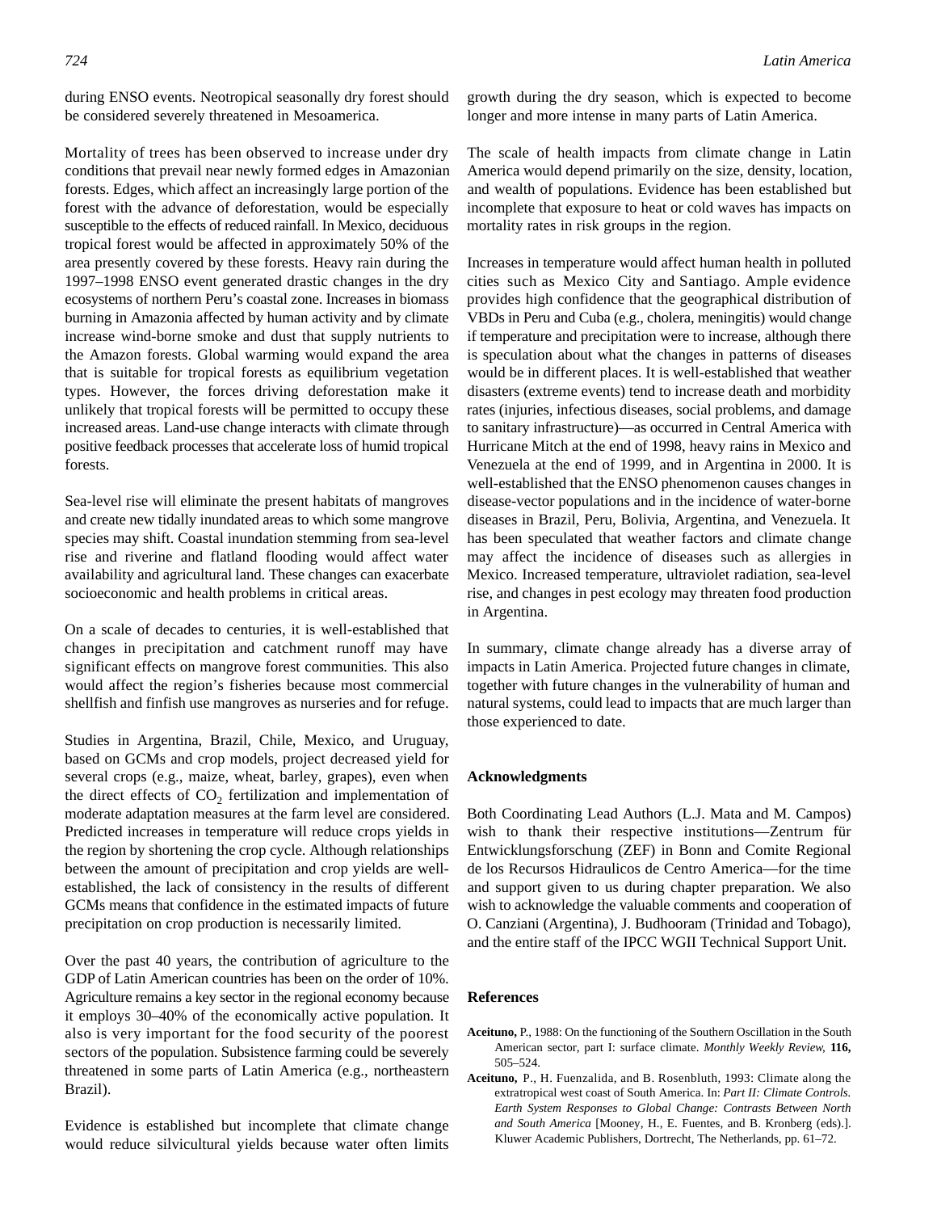during ENSO events. Neotropical seasonally dry forest should be considered severely threatened in Mesoamerica.

Mortality of trees has been observed to increase under dry conditions that prevail near newly formed edges in Amazonian forests. Edges, which affect an increasingly large portion of the forest with the advance of deforestation, would be especially susceptible to the effects of reduced rainfall. In Mexico, deciduous tropical forest would be affected in approximately 50% of the area presently covered by these forests. Heavy rain during the 1997–1998 ENSO event generated drastic changes in the dry ecosystems of northern Peru's coastal zone. Increases in biomass burning in Amazonia affected by human activity and by climate increase wind-borne smoke and dust that supply nutrients to the Amazon forests. Global warming would expand the area that is suitable for tropical forests as equilibrium vegetation types. However, the forces driving deforestation make it unlikely that tropical forests will be permitted to occupy these increased areas. Land-use change interacts with climate through positive feedback processes that accelerate loss of humid tropical forests.

Sea-level rise will eliminate the present habitats of mangroves and create new tidally inundated areas to which some mangrove species may shift. Coastal inundation stemming from sea-level rise and riverine and flatland flooding would affect water availability and agricultural land. These changes can exacerbate socioeconomic and health problems in critical areas.

On a scale of decades to centuries, it is well-established that changes in precipitation and catchment runoff may have significant effects on mangrove forest communities. This also would affect the region's fisheries because most commercial shellfish and finfish use mangroves as nurseries and for refuge.

Studies in Argentina, Brazil, Chile, Mexico, and Uruguay, based on GCMs and crop models, project decreased yield for several crops (e.g., maize, wheat, barley, grapes), even when the direct effects of $CO_2$ fertilization and implementation of moderate adaptation measures at the farm level are considered. Predicted increases in temperature will reduce crops yields in the region by shortening the crop cycle. Although relationships between the amount of precipitation and crop yields are well-established, the lack of consistency in the results of different GCMs means that confidence in the estimated impacts of future precipitation on crop production is necessarily limited.

Over the past 40 years, the contribution of agriculture to the GDP of Latin American countries has been on the order of 10%. Agriculture remains a key sector in the regional economy because it employs 30–40% of the economically active population. It also is very important for the food security of the poorest sectors of the population. Subsistence farming could be severely threatened in some parts of Latin America (e.g., northeastern Brazil).

Evidence is established but incomplete that climate change would reduce silvicultural yields because water often limits growth during the dry season, which is expected to become longer and more intense in many parts of Latin America.

The scale of health impacts from climate change in Latin America would depend primarily on the size, density, location, and wealth of populations. Evidence has been established but incomplete that exposure to heat or cold waves has impacts on mortality rates in risk groups in the region.

Increases in temperature would affect human health in polluted cities such as Mexico City and Santiago. Ample evidence provides high confidence that the geographical distribution of VBDs in Peru and Cuba (e.g., cholera, meningitis) would change if temperature and precipitation were to increase, although there is speculation about what the changes in patterns of diseases would be in different places. It is well-established that weather disasters (extreme events) tend to increase death and morbidity rates (injuries, infectious diseases, social problems, and damage to sanitary infrastructure)—as occurred in Central America with Hurricane Mitch at the end of 1998, heavy rains in Mexico and Venezuela at the end of 1999, and in Argentina in 2000. It is well-established that the ENSO phenomenon causes changes in disease-vector populations and in the incidence of water-borne diseases in Brazil, Peru, Bolivia, Argentina, and Venezuela. It has been speculated that weather factors and climate change may affect the incidence of diseases such as allergies in Mexico. Increased temperature, ultraviolet radiation, sea-level rise, and changes in pest ecology may threaten food production in Argentina.

In summary, climate change already has a diverse array of impacts in Latin America. Projected future changes in climate, together with future changes in the vulnerability of human and natural systems, could lead to impacts that are much larger than those experienced to date.

## Acknowledgments

Both Coordinating Lead Authors (L.J. Mata and M. Campos) wish to thank their respective institutions—Zentrum für Entwicklungsforschung (ZEF) in Bonn and Comite Regional de los Recursos Hidraulicos de Centro America—for the time and support given to us during chapter preparation. We also wish to acknowledge the valuable comments and cooperation of O. Canziani (Argentina), J. Budhooram (Trinidad and Tobago), and the entire staff of the IPCC WGII Technical Support Unit.

## References

**Aceituno,** P., 1988: On the functioning of the Southern Oscillation in the South American sector, part I: surface climate. *Monthly Weekly Review,* **116,** 505–524.

**Aceituno,** P., H. Fuenzalida, and B. Rosenbluth, 1993: Climate along the extratropical west coast of South America. In: *Part II: Climate Controls. Earth System Responses to Global Change: Contrasts Between North and South America* [Mooney, H., E. Fuentes, and B. Kronberg (eds).]. Kluwer Academic Publishers, Dortrecht, The Netherlands, pp. 61–72.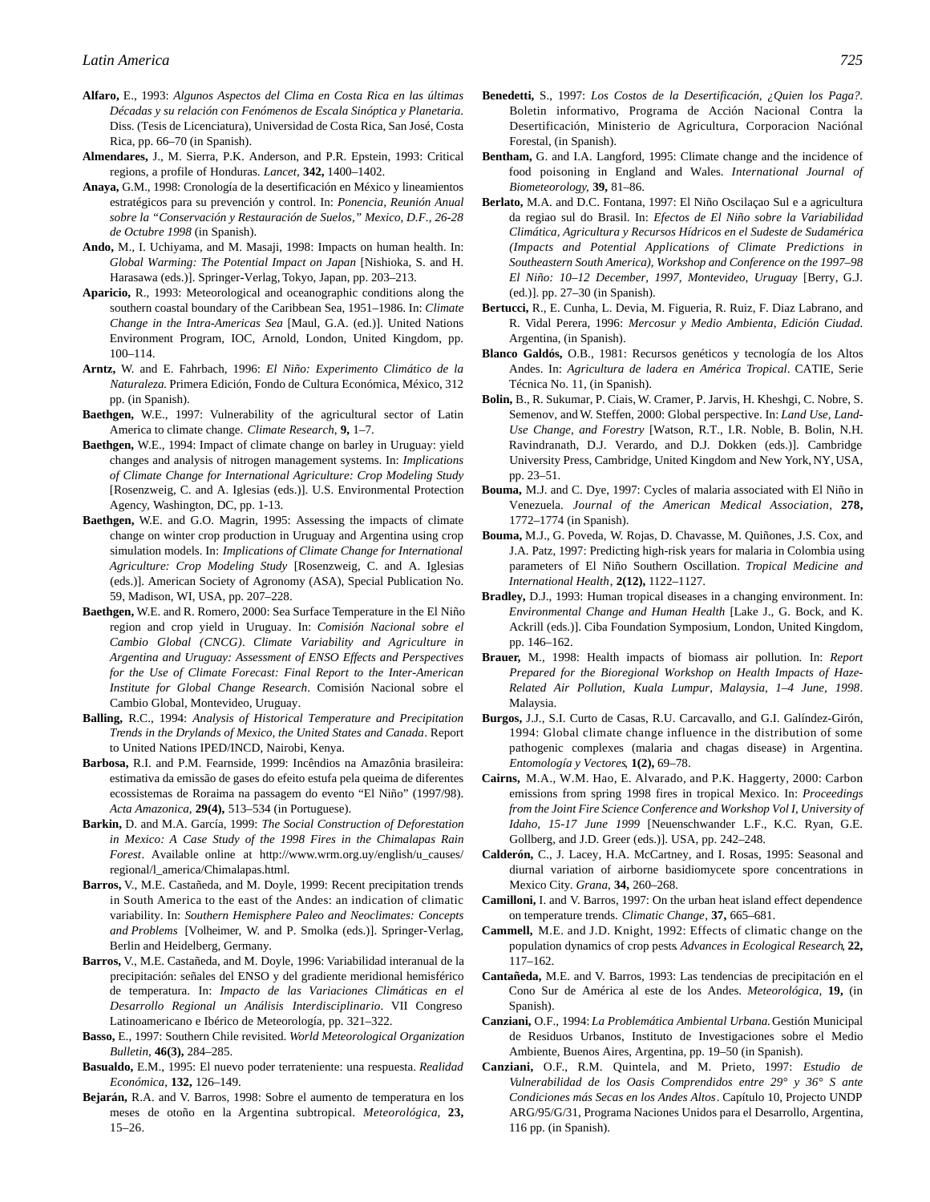**Alfaro,** E., 1993: *Algunos Aspectos del Clima en Costa Rica en las últimas Décadas y su relación con Fenómenos de Escala Sinóptica y Planetaria*. Diss. (Tesis de Licenciatura), Universidad de Costa Rica, San José, Costa Rica, pp. 66–70 (in Spanish).

**Almendares,** J., M. Sierra, P.K. Anderson, and P.R. Epstein, 1993: Critical regions, a profile of Honduras. *Lancet*, **342,** 1400–1402.

**Anaya,** G.M., 1998: Cronología de la desertificación en México y lineamientos estratégicos para su prevención y control. In: *Ponencia, Reunión Anual sobre la "Conservación y Restauración de Suelos," Mexico, D.F., 26-28 de Octubre 1998* (in Spanish).

**Ando,** M., I. Uchiyama, and M. Masaji, 1998: Impacts on human health. In: *Global Warming: The Potential Impact on Japan* [Nishioka, S. and H. Harasawa (eds.)]. Springer-Verlag, Tokyo, Japan, pp. 203–213.

**Aparicio,** R., 1993: Meteorological and oceanographic conditions along the southern coastal boundary of the Caribbean Sea, 1951–1986. In: *Climate Change in the Intra-Americas Sea* [Maul, G.A. (ed.)]. United Nations Environment Program, IOC, Arnold, London, United Kingdom, pp. 100–114.

**Arntz,** W. and E. Fahrbach, 1996: *El Niño: Experimento Climático de la Naturaleza.* Primera Edición, Fondo de Cultura Económica, México, 312 pp. (in Spanish).

**Baethgen,** W.E., 1997: Vulnerability of the agricultural sector of Latin America to climate change. *Climate Research*, **9,** 1–7.

**Baethgen,** W.E., 1994: Impact of climate change on barley in Uruguay: yield changes and analysis of nitrogen management systems. In: *Implications of Climate Change for International Agriculture: Crop Modeling Study* [Rosenzweig, C. and A. Iglesias (eds.)]. U.S. Environmental Protection Agency, Washington, DC, pp. 1-13.

**Baethgen,** W.E. and G.O. Magrin, 1995: Assessing the impacts of climate change on winter crop production in Uruguay and Argentina using crop simulation models. In: *Implications of Climate Change for International Agriculture: Crop Modeling Study* [Rosenzweig, C. and A. Iglesias (eds.)]. American Society of Agronomy (ASA), Special Publication No. 59, Madison, WI, USA, pp. 207–228.

**Baethgen,** W.E. and R. Romero, 2000: Sea Surface Temperature in the El Niño region and crop yield in Uruguay. In: *Comisión Nacional sobre el Cambio Global (CNCG)*. *Climate Variability and Agriculture in Argentina and Uruguay: Assessment of ENSO Effects and Perspectives for the Use of Climate Forecast: Final Report to the Inter-American Institute for Global Change Research*. Comisión Nacional sobre el Cambio Global, Montevideo, Uruguay.

**Balling,** R.C., 1994: *Analysis of Historical Temperature and Precipitation Trends in the Drylands of Mexico, the United States and Canada*. Report to United Nations IPED/INCD, Nairobi, Kenya.

**Barbosa,** R.I. and P.M. Fearnside, 1999: Incêndios na Amazônia brasileira: estimativa da emissão de gases do efeito estufa pela queima de diferentes ecossistemas de Roraima na passagem do evento "El Niño" (1997/98). *Acta Amazonica*, **29(4),** 513–534 (in Portuguese).

**Barkin,** D. and M.A. García, 1999: *The Social Construction of Deforestation in Mexico: A Case Study of the 1998 Fires in the Chimalapas Rain Forest*. Available online at http://www.wrm.org.uy/english/u_causes/regional/l_america/Chimalapas.html.

**Barros,** V., M.E. Castañeda, and M. Doyle, 1999: Recent precipitation trends in South America to the east of the Andes: an indication of climatic variability. In: *Southern Hemisphere Paleo and Neoclimates: Concepts and Problems* [Volheimer, W. and P. Smolka (eds.)]. Springer-Verlag, Berlin and Heidelberg, Germany.

**Barros,** V., M.E. Castañeda, and M. Doyle, 1996: Variabilidad interanual de la precipitación: señales del ENSO y del gradiente meridional hemisférico de temperatura. In: *Impacto de las Variaciones Climáticas en el Desarrollo Regional un Análisis Interdisciplinario*. VII Congreso Latinoamericano e Ibérico de Meteorología, pp. 321–322.

**Basso,** E., 1997: Southern Chile revisited. *World Meteorological Organization Bulletin*, **46(3),** 284–285.

**Basualdo,** E.M., 1995: El nuevo poder terrateniente: una respuesta. *Realidad Económica*, **132,** 126–149.

**Bejarán,** R.A. and V. Barros, 1998: Sobre el aumento de temperatura en los meses de otoño en la Argentina subtropical. *Meteorológica*, **23,** 15–26.

**Benedetti,** S., 1997: *Los Costos de la Desertificación, ¿Quien los Paga?*. Boletin informativo, Programa de Acción Nacional Contra la Desertificación, Ministerio de Agricultura, Corporacion Naciónal Forestal, (in Spanish).

**Bentham,** G. and I.A. Langford, 1995: Climate change and the incidence of food poisoning in England and Wales. *International Journal of Biometeorology*, **39,** 81–86.

**Berlato,** M.A. and D.C. Fontana, 1997: El Niño Oscilaçao Sul e a agricultura da regiao sul do Brasil. In: *Efectos de El Niño sobre la Variabilidad Climática, Agricultura y Recursos Hídricos en el Sudeste de Sudamérica (Impacts and Potential Applications of Climate Predictions in Southeastern South America), Workshop and Conference on the 1997–98 El Niño: 10–12 December, 1997, Montevideo, Uruguay* [Berry, G.J. (ed.)]. pp. 27–30 (in Spanish).

**Bertucci,** R., E. Cunha, L. Devia, M. Figueria, R. Ruiz, F. Diaz Labrano, and R. Vidal Perera, 1996: *Mercosur y Medio Ambienta, Edición Ciudad*. Argentina, (in Spanish).

**Blanco Galdós,** O.B., 1981: Recursos genéticos y tecnología de los Altos Andes. In: *Agricultura de ladera en América Tropical*. CATIE, Serie Técnica No. 11, (in Spanish).

**Bolin,** B., R. Sukumar, P. Ciais, W. Cramer, P. Jarvis, H. Kheshgi, C. Nobre, S. Semenov, and W. Steffen, 2000: Global perspective. In: *Land Use, Land-Use Change, and Forestry* [Watson, R.T., I.R. Noble, B. Bolin, N.H. Ravindranath, D.J. Verardo, and D.J. Dokken (eds.)]. Cambridge University Press, Cambridge, United Kingdom and New York, NY, USA, pp. 23–51.

**Bouma,** M.J. and C. Dye, 1997: Cycles of malaria associated with El Niño in Venezuela. *Journal of the American Medical Association*, **278,** 1772–1774 (in Spanish).

**Bouma,** M.J., G. Poveda, W. Rojas, D. Chavasse, M. Quiñones, J.S. Cox, and J.A. Patz, 1997: Predicting high-risk years for malaria in Colombia using parameters of El Niño Southern Oscillation. *Tropical Medicine and International Health*, **2(12),** 1122–1127.

**Bradley,** D.J., 1993: Human tropical diseases in a changing environment. In: *Environmental Change and Human Health* [Lake J., G. Bock, and K. Ackrill (eds.)]. Ciba Foundation Symposium, London, United Kingdom, pp. 146–162.

**Brauer,** M., 1998: Health impacts of biomass air pollution*.* In: *Report Prepared for the Bioregional Workshop on Health Impacts of Haze-Related Air Pollution, Kuala Lumpur, Malaysia, 1–4 June, 1998*. Malaysia.

**Burgos,** J.J., S.I. Curto de Casas, R.U. Carcavallo, and G.I. Galíndez-Girón, 1994: Global climate change influence in the distribution of some pathogenic complexes (malaria and chagas disease) in Argentina. *Entomología y Vectores*, **1(2),** 69–78.

**Cairns,** M.A., W.M. Hao, E. Alvarado, and P.K. Haggerty, 2000: Carbon emissions from spring 1998 fires in tropical Mexico. In: *Proceedings from the Joint Fire Science Conference and Workshop Vol I, University of Idaho, 15-17 June 1999* [Neuenschwander L.F., K.C. Ryan, G.E. Gollberg, and J.D. Greer (eds.)]. USA, pp. 242–248.

**Calderón,** C., J. Lacey, H.A. McCartney, and I. Rosas, 1995: Seasonal and diurnal variation of airborne basidiomycete spore concentrations in Mexico City. *Grana*, **34,** 260–268.

**Camilloni,** I. and V. Barros, 1997: On the urban heat island effect dependence on temperature trends. *Climatic Change*, **37,** 665–681.

**Cammell,** M.E. and J.D. Knight, 1992: Effects of climatic change on the population dynamics of crop pests*. Advances in Ecological Research*, **22,** 117–162.

**Cantañeda,** M.E. and V. Barros, 1993: Las tendencias de precipitación en el Cono Sur de América al este de los Andes. *Meteorológica*, **19,** (in Spanish).

**Canziani,** O.F., 1994: *La Problemática Ambiental Urbana.* Gestión Municipal de Residuos Urbanos, Instituto de Investigaciones sobre el Medio Ambiente, Buenos Aires, Argentina, pp. 19–50 (in Spanish).

**Canziani,** O.F., R.M. Quintela, and M. Prieto, 1997: *Estudio de Vulnerabilidad de los Oasis Comprendidos entre 29° y 36° S ante Condiciones más Secas en los Andes Altos*. Capítulo 10, Projecto UNDP ARG/95/G/31, Programa Naciones Unidos para el Desarrollo, Argentina, 116 pp. (in Spanish).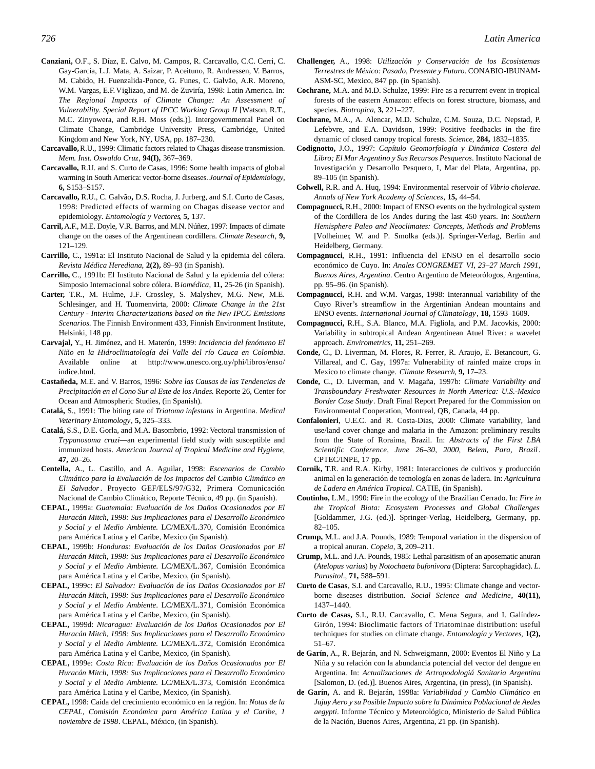**Canziani,** O.F., S. Díaz, E. Calvo, M. Campos, R. Carcavallo, C.C. Cerri, C. Gay-García, L.J. Mata, A. Saizar, P. Aceituno, R. Andressen, V. Barros, M. Cabido, H. Fuenzalida-Ponce, G. Funes, C. Galvão, A.R. Moreno, W.M. Vargas, E.F. Viglizao, and M. de Zuviría, 1998: Latin America. In: *The Regional Impacts of Climate Change: An Assessment of Vulnerability. Special Report of IPCC Working Group II* [Watson, R.T., M.C. Zinyowera, and R.H. Moss (eds.)]. Intergovernmental Panel on Climate Change, Cambridge University Press, Cambridge, United Kingdom and New York, NY, USA, pp. 187–230.

**Carcavallo,** R.U., 1999: Climatic factors related to Chagas disease transmission. *Mem. Inst. Oswaldo Cruz*, **94(I),** 367–369.

**Carcavallo,** R.U. and S. Curto de Casas, 1996: Some health impacts of global warming in South America: vector-borne diseases. *Journal of Epidemiology*, **6,** S153–S157.

**Carcavallo,** R.U., C. Galvão**,** D.S. Rocha, J. Jurberg, and S.I. Curto de Casas, 1998: Predicted effects of warming on Chagas disease vector and epidemiology. *Entomología y Vectores*, **5,** 137.

**Carril,** A.F., M.E. Doyle, V.R. Barros, and M.N. Núñez, 1997: Impacts of climate change on the oases of the Argentinean cordillera. *Climate Research*, **9,** 121–129.

**Carrillo,** C., 1991a: El Instituto Nacional de Salud y la epidemia del cólera. *Revista Médica Herediana*, **2(2),** 89–93 (in Spanish).

**Carrillo,** C., 1991b: El Instituto Nacional de Salud y la epidemia del cólera: Simposio Internacional sobre cólera. B*iomédica*, **11,** 25-26 (in Spanish).

**Carter,** T.R., M. Hulme, J.F. Crossley, S. Malyshev, M.G. New, M.E. Schlesinger, and H. Tuomenvirta, 2000: *Climate Change in the 21st Century - Interim Characterizations based on the New IPCC Emissions Scenarios.* The Finnish Environment 433, Finnish Environment Institute, Helsinki, 148 pp.

**Carvajal,** Y., H. Jiménez, and H. Materón, 1999: *Incidencia del fenómeno El Niño en la Hidroclimatología del Valle del río Cauca en Colombia*. Available online at http://www.unesco.org.uy/phi/libros/enso/indice.html.

**Castañeda,** M.E. and V. Barros, 1996: *Sobre las Causas de las Tendencias de Precipitación en el Cono Sur al Este de los Andes.* Reporte 26, Center for Ocean and Atmospheric Studies, (in Spanish).

**Catalá,** S., 1991: The biting rate of *Triatoma infestans* in Argentina. *Medical Veterinary Entomology*, **5,** 325–333.

**Catalá,** S.S., D.E. Gorla, and M.A. Basombrio, 1992: Vectoral transmission of *Trypanosoma cruzi*—an experimental field study with susceptible and immunized hosts. *American Journal of Tropical Medicine and Hygiene*, **47,** 20–26.

**Centella,** A., L. Castillo, and A. Aguilar, 1998: *Escenarios de Cambio Climático para la Evaluación de los Impactos del Cambio Climático en El Salvador*. Proyecto GEF/ELS/97/G32, Primera Comunicación Nacional de Cambio Climático, Reporte Técnico, 49 pp. (in Spanish).

**CEPAL,** 1999a: *Guatemala: Evaluación de los Daños Ocasionados por El Huracán Mitch, 1998: Sus Implicaciones para el Desarrollo Económico y Social y el Medio Ambiente.* LC/MEX/L.370, Comisión Económica para América Latina y el Caribe, Mexico (in Spanish).

**CEPAL,** 1999b: *Honduras: Evaluación de los Daños Ocasionados por El Huracán Mitch, 1998: Sus Implicaciones para el Desarrollo Económico y Social y el Medio Ambiente.* LC/MEX/L.367, Comisión Económica para América Latina y el Caribe, Mexico, (in Spanish).

**CEPAL,** 1999c: *El Salvador: Evaluación de los Daños Ocasionados por El Huracán Mitch, 1998: Sus Implicaciones para el Desarrollo Económico y Social y el Medio Ambiente*. LC/MEX/L.371, Comisión Económica para América Latina y el Caribe, Mexico, (in Spanish).

**CEPAL,** 1999d: *Nicaragua: Evaluación de los Daños Ocasionados por El Huracán Mitch, 1998: Sus Implicaciones para el Desarrollo Económico y Social y el Medio Ambiente.* LC/MEX/L.372, Comisión Económica para América Latina y el Caribe, Mexico, (in Spanish).

**CEPAL,** 1999e: *Costa Rica: Evaluación de los Daños Ocasionados por El Huracán Mitch, 1998: Sus Implicaciones para el Desarrollo Económico y Social y el Medio Ambiente.* LC/MEX/L.373, Comisión Económica para América Latina y el Caribe, Mexico, (in Spanish).

**CEPAL,** 1998: Caída del crecimiento económico en la región. In: *Notas de la CEPAL, Comisión Económica para América Latina y el Caribe, 1 noviembre de 1998*. CEPAL, México, (in Spanish).

**Challenger,** A., 1998: *Utilización y Conservación de los Ecosistemas Terrestres de México: Pasado, Presente y Futuro.* CONABIO-IBUNAM-ASM-SC, Mexico, 847 pp. (in Spanish).

**Cochrane,** M.A. and M.D. Schulze, 1999: Fire as a recurrent event in tropical forests of the eastern Amazon: effects on forest structure, biomass, and species. *Biotropica*, **3,** 221–227.

**Cochrane,** M.A., A. Alencar, M.D. Schulze, C.M. Souza, D.C. Nepstad, P. Lefebvre, and E.A. Davidson, 1999: Positive feedbacks in the fire dynamic of closed canopy tropical forests. *Science*, **284,** 1832–1835.

**Codignotto,** J.O., 1997: *Capítulo Geomorfología y Dinámica Costera del Libro; El Mar Argentino y Sus Recursos Pesqueros*. Instituto Nacional de Investigación y Desarrollo Pesquero, I, Mar del Plata, Argentina, pp. 89–105 (in Spanish).

**Colwell,** R.R. and A. Huq, 1994: Environmental reservoir of *Vibrio cholerae. Annals of New York Academy of Sciences*, **15,** 44–54.

**Compagnucci,** R.H., 2000: Impact of ENSO events on the hydrological system of the Cordillera de los Andes during the last 450 years. In: *Southern Hemisphere Paleo and Neoclimates: Concepts, Methods and Problems* [Volheimer, W. and P. Smolka (eds.)]. Springer-Verlag, Berlin and Heidelberg, Germany.

**Compagnucci**, R.H., 1991: Influencia del ENSO en el desarrollo socio económico de Cuyo. In: *Anales CONGREMET VI, 23–27 March 1991, Buenos Aires, Argentina.* Centro Argentino de Meteorólogos, Argentina, pp. 95–96. (in Spanish).

**Compagnucci,** R.H. and W.M. Vargas, 1998: Interannual variability of the Cuyo River's streamflow in the Argentinian Andean mountains and ENSO events. *International Journal of Climatology*, **18,** 1593–1609.

**Compagnucci,** R.H., S.A. Blanco, M.A. Figliola, and P.M. Jacovkis, 2000: Variability in subtropical Andean Argentinean Atuel River: a wavelet approach. *Envirometrics*, **11,** 251–269.

**Conde,** C., D. Liverman, M. Flores, R. Ferrer, R. Araujo, E. Betancourt, G. Villareal, and C. Gay, 1997a: Vulnerability of rainfed maize crops in Mexico to climate change. *Climate Research*, **9,** 17–23.

**Conde,** C., D. Liverman, and V. Magaña, 1997b: *Climate Variability and Transboundary Freshwater Resources in North America: U.S.-Mexico Border Case Study*. Draft Final Report Prepared for the Commission on Environmental Cooperation, Montreal, QB, Canada, 44 pp.

**Confalonieri**, U.E.C. and R. Costa-Dias, 2000: Climate variability, land use/land cover change and malaria in the Amazon: preliminary results from the State of Roraima, Brazil. In: *Abstracts of the First LBA Scientific Conference, June 26–30, 2000, Belem, Para, Brazil*. CPTEC/INPE, 17 pp.

**Cornik,** T.R. and R.A. Kirby, 1981: Interacciones de cultivos y producción animal en la generación de tecnología en zonas de ladera. In: *Agricultura de Ladera en América Tropical*. CATIE, (in Spanish).

**Coutinho,** L.M., 1990: Fire in the ecology of the Brazilian Cerrado. In: *Fire in the Tropical Biota: Ecosystem Processes and Global Challenges* [Goldammer, J.G. (ed.)]. Springer-Verlag, Heidelberg, Germany, pp. 82–105.

**Crump,** M.L. and J.A. Pounds, 1989: Temporal variation in the dispersion of a tropical anuran. *Copeia*, **3,** 209–211.

**Crump,** M.L. and J.A. Pounds, 1985: Lethal parasitism of an aposematic anuran (*Atelopus varius*) by *Notochaeta bufonivora* (Diptera: Sarcophagidac). *L. Parasitol*., **71,** 588–591.

**Curto de Casas**, S.I. and Carcavallo, R.U., 1995: Climate change and vector-borne diseases distribution. *Social Science and Medicine*, **40(11),** 1437–1440.

**Curto de Casas,** S.I., R.U. Carcavallo, C. Mena Segura, and I. Galíndez-Girón, 1994: Bioclimatic factors of Triatominae distribution: useful techniques for studies on climate change. *Entomología y Vectores*, **1(2),** 51–67.

**de Garín**, A., R. Bejarán, and N. Schweigmann, 2000: Eventos El Niño y La Niña y su relación con la abundancia potencial del vector del dengue en Argentina. In: *Actualizaciones de Artropodologiá Sanitaria Argentina* [Salomon, D. (ed.)]. Buenos Aires, Argentina, (in press), (in Spanish).

**de Garín,** A. and R. Bejarán, 1998a: *Variabilidad y Cambio Climático en Jujuy Aero y su Posible Impacto sobre la Dinámica Poblacional de Aedes aegypti*. Informe Técnico y Meteorológico, Ministerio de Salud Pública de la Nación, Buenos Aires, Argentina, 21 pp. (in Spanish).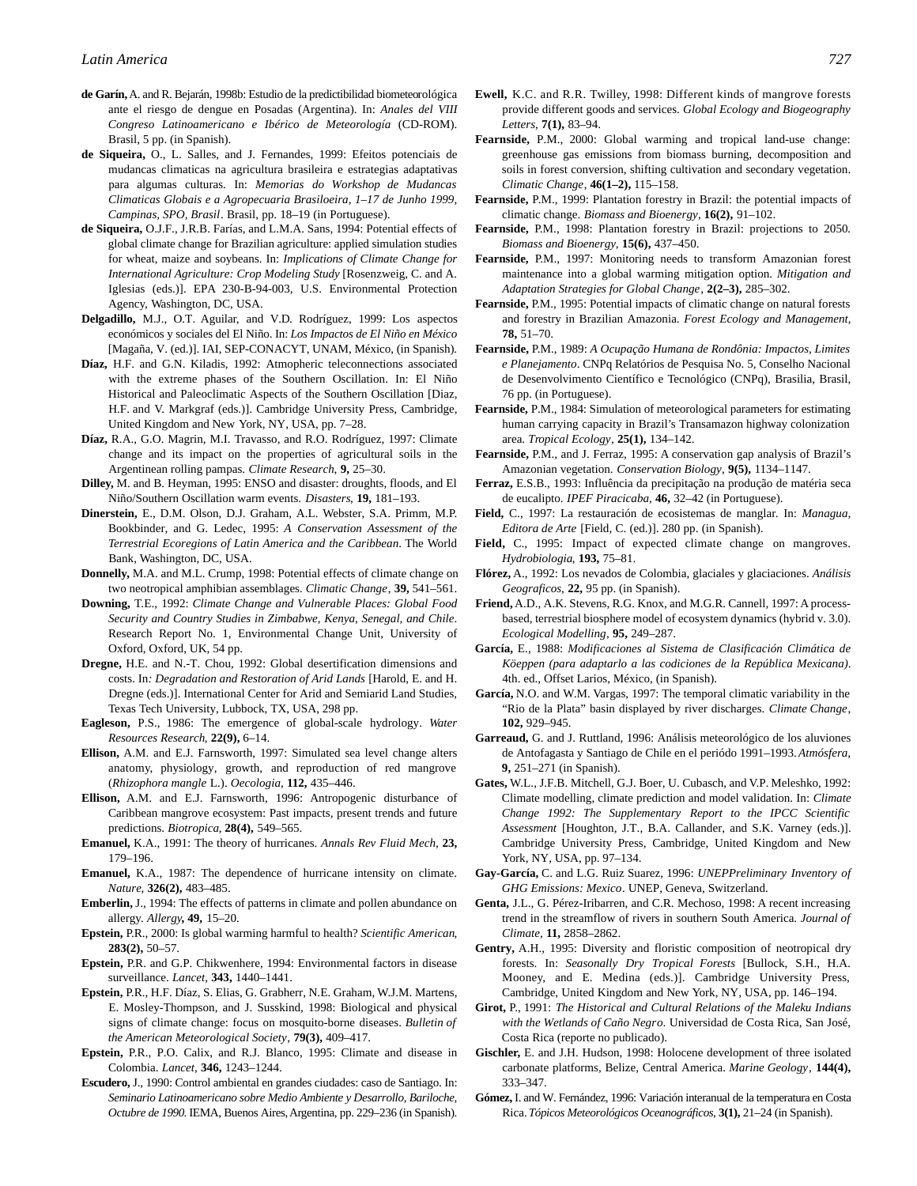**de Garín,** A. and R. Bejarán, 1998b: Estudio de la predictibilidad biometeorológica ante el riesgo de dengue en Posadas (Argentina). In: *Anales del VIII Congreso Latinoamericano e Ibérico de Meteorología* (CD-ROM). Brasil, 5 pp. (in Spanish).

**de Siqueira,** O., L. Salles, and J. Fernandes, 1999: Efeitos potenciais de mudancas climaticas na agricultura brasileira e estrategias adaptativas para algumas culturas. In: *Memorias do Workshop de Mudancas Climaticas Globais e a Agropecuaria Brasiloeira, 1–17 de Junho 1999, Campinas, SPO, Brasil*. Brasil, pp. 18–19 (in Portuguese).

**de Siqueira,** O.J.F., J.R.B. Farías, and L.M.A. Sans, 1994: Potential effects of global climate change for Brazilian agriculture: applied simulation studies for wheat, maize and soybeans. In: *Implications of Climate Change for International Agriculture: Crop Modeling Study* [Rosenzweig, C. and A. Iglesias (eds.)]. EPA 230-B-94-003, U.S. Environmental Protection Agency, Washington, DC, USA.

**Delgadillo,** M.J., O.T. Aguilar, and V.D. Rodríguez, 1999: Los aspectos económicos y sociales del El Niño. In: *Los Impactos de El Niño en México* [Magaña, V. (ed.)]. IAI, SEP-CONACYT, UNAM, México, (in Spanish).

**Díaz,** H.F. and G.N. Kiladis, 1992: Atmopheric teleconnections associated with the extreme phases of the Southern Oscillation. In: El Niño Historical and Paleoclimatic Aspects of the Southern Oscillation [Diaz, H.F. and V. Markgraf (eds.)]. Cambridge University Press, Cambridge, United Kingdom and New York, NY, USA, pp. 7–28.

**Díaz,** R.A., G.O. Magrin, M.I. Travasso, and R.O. Rodríguez, 1997: Climate change and its impact on the properties of agricultural soils in the Argentinean rolling pampas. *Climate Research*, **9,** 25–30.

**Dilley,** M. and B. Heyman, 1995: ENSO and disaster: droughts, floods, and El Niño/Southern Oscillation warm events. *Disasters*, **19,** 181–193.

**Dinerstein,** E., D.M. Olson, D.J. Graham, A.L. Webster, S.A. Primm, M.P. Bookbinder, and G. Ledec, 1995: *A Conservation Assessment of the Terrestrial Ecoregions of Latin America and the Caribbean*. The World Bank, Washington, DC, USA.

**Donnelly,** M.A. and M.L. Crump, 1998: Potential effects of climate change on two neotropical amphibian assemblages. *Climatic Change*, **39,** 541–561.

**Downing,** T.E., 1992: *Climate Change and Vulnerable Places: Global Food Security and Country Studies in Zimbabwe, Kenya, Senegal, and Chile*. Research Report No. 1, Environmental Change Unit, University of Oxford, Oxford, UK, 54 pp.

**Dregne,** H.E. and N.-T. Chou, 1992: Global desertification dimensions and costs. In*: Degradation and Restoration of Arid Lands* [Harold, E. and H. Dregne (eds.)]. International Center for Arid and Semiarid Land Studies, Texas Tech University, Lubbock, TX, USA, 298 pp.

**Eagleson,** P.S., 1986: The emergence of global-scale hydrology. *Water Resources Research*, **22(9),** 6–14.

**Ellison,** A.M. and E.J. Farnsworth, 1997: Simulated sea level change alters anatomy, physiology, growth, and reproduction of red mangrove (*Rhizophora mangle* L.). *Oecologia*, **112,** 435–446.

**Ellison,** A.M. and E.J. Farnsworth, 1996: Antropogenic disturbance of Caribbean mangrove ecosystem: Past impacts, present trends and future predictions. *Biotropica*, **28(4),** 549–565.

**Emanuel,** K.A., 1991: The theory of hurricanes. *Annals Rev Fluid Mech*, **23,** 179–196.

**Emanuel,** K.A., 1987: The dependence of hurricane intensity on climate. *Nature*, **326(2),** 483–485.

**Emberlin,** J., 1994: The effects of patterns in climate and pollen abundance on allergy. *Allergy***, 49,** 15–20.

**Epstein,** P.R., 2000: Is global warming harmful to health? *Scientific American*, **283(2),** 50–57.

**Epstein,** P.R. and G.P. Chikwenhere, 1994: Environmental factors in disease surveillance. *Lancet*, **343,** 1440–1441.

**Epstein,** P.R., H.F. Díaz, S. Elias, G. Grabherr, N.E. Graham, W.J.M. Martens, E. Mosley-Thompson, and J. Susskind, 1998: Biological and physical signs of climate change: focus on mosquito-borne diseases. *Bulletin of the American Meteorological Society*, **79(3),** 409–417.

**Epstein,** P.R., P.O. Calix, and R.J. Blanco, 1995: Climate and disease in Colombia. *Lancet*, **346,** 1243–1244.

**Escudero,** J., 1990: Control ambiental en grandes ciudades: caso de Santiago. In: *Seminario Latinoamericano sobre Medio Ambiente y Desarrollo, Bariloche, Octubre de 1990.* IEMA, Buenos Aires, Argentina, pp. 229–236 (in Spanish).

**Ewell,** K.C. and R.R. Twilley, 1998: Different kinds of mangrove forests provide different goods and services. *Global Ecology and Biogeography Letters*, **7(1),** 83–94.

**Fearnside,** P.M., 2000: Global warming and tropical land-use change: greenhouse gas emissions from biomass burning, decomposition and soils in forest conversion, shifting cultivation and secondary vegetation. *Climatic Change*, **46(1–2),** 115–158.

**Fearnside,** P.M., 1999: Plantation forestry in Brazil: the potential impacts of climatic change. *Biomass and Bioenergy*, **16(2),** 91–102.

**Fearnside,** P.M., 1998: Plantation forestry in Brazil: projections to 2050. *Biomass and Bioenergy*, **15(6),** 437–450.

**Fearnside,** P.M., 1997: Monitoring needs to transform Amazonian forest maintenance into a global warming mitigation option. *Mitigation and Adaptation Strategies for Global Change*, **2(2–3),** 285–302.

**Fearnside,** P.M., 1995: Potential impacts of climatic change on natural forests and forestry in Brazilian Amazonia. *Forest Ecology and Management*, **78,** 51–70.

**Fearnside,** P.M., 1989: *A Ocupação Humana de Rondônia: Impactos, Limites e Planejamento*. CNPq Relatórios de Pesquisa No. 5, Conselho Nacional de Desenvolvimento Científico e Tecnológico (CNPq), Brasilia, Brasil, 76 pp. (in Portuguese).

**Fearnside,** P.M., 1984: Simulation of meteorological parameters for estimating human carrying capacity in Brazil's Transamazon highway colonization area. *Tropical Ecology*, **25(1),** 134–142.

**Fearnside,** P.M., and J. Ferraz, 1995: A conservation gap analysis of Brazil's Amazonian vegetation. *Conservation Biology*, **9(5),** 1134–1147.

**Ferraz,** E.S.B., 1993: Influência da precipitação na produção de matéria seca de eucalipto. *IPEF Piracicaba*, **46,** 32–42 (in Portuguese).

**Field,** C., 1997: La restauración de ecosistemas de manglar. In: *Managua, Editora de Arte* [Field, C. (ed.)]. 280 pp. (in Spanish).

**Field,** C., 1995: Impact of expected climate change on mangroves. *Hydrobiologia*, **193,** 75–81.

**Flórez,** A., 1992: Los nevados de Colombia, glaciales y glaciaciones. *Análisis Geograficos*, **22,** 95 pp. (in Spanish).

**Friend,** A.D., A.K. Stevens, R.G. Knox, and M.G.R. Cannell, 1997: A process-based, terrestrial biosphere model of ecosystem dynamics (hybrid v. 3.0). *Ecological Modelling*, **95,** 249–287.

**García,** E., 1988: *Modificaciones al Sistema de Clasificación Climática de Köeppen (para adaptarlo a las codiciones de la República Mexicana)*. 4th. ed., Offset Larios, México, (in Spanish).

**García,** N.O. and W.M. Vargas, 1997: The temporal climatic variability in the "Rio de la Plata" basin displayed by river discharges. *Climate Change*, **102,** 929–945.

**Garreaud,** G. and J. Ruttland, 1996: Análisis meteorológico de los aluviones de Antofagasta y Santiago de Chile en el periódo 1991–1993. *Atmósfera*, **9,** 251–271 (in Spanish).

**Gates,** W.L., J.F.B. Mitchell, G.J. Boer, U. Cubasch, and V.P. Meleshko, 1992: Climate modelling, climate prediction and model validation. In: *Climate Change 1992: The Supplementary Report to the IPCC Scientific Assessment* [Houghton, J.T., B.A. Callander, and S.K. Varney (eds.)]. Cambridge University Press, Cambridge, United Kingdom and New York, NY, USA, pp. 97–134.

**Gay-García,** C. and L.G. Ruiz Suarez, 1996: *UNEPPreliminary Inventory of GHG Emissions: Mexico*. UNEP, Geneva, Switzerland.

**Genta,** J.L., G. Pérez-Iribarren, and C.R. Mechoso, 1998: A recent increasing trend in the streamflow of rivers in southern South America. *Journal of Climate*, **11,** 2858–2862.

**Gentry,** A.H., 1995: Diversity and floristic composition of neotropical dry forests. In: *Seasonally Dry Tropical Forests* [Bullock, S.H., H.A. Mooney, and E. Medina (eds.)]. Cambridge University Press, Cambridge, United Kingdom and New York, NY, USA, pp. 146–194.

**Girot,** P., 1991: *The Historical and Cultural Relations of the Maleku Indians with the Wetlands of Caño Negro*. Universidad de Costa Rica, San José, Costa Rica (reporte no publicado).

**Gischler,** E. and J.H. Hudson, 1998: Holocene development of three isolated carbonate platforms, Belize, Central America. *Marine Geology*, **144(4),** 333–347.

**Gómez,** I. and W. Fernández, 1996: Variación interanual de la temperatura en Costa Rica. *Tópicos Meteorológicos Oceanográficos*, **3(1),** 21–24 (in Spanish).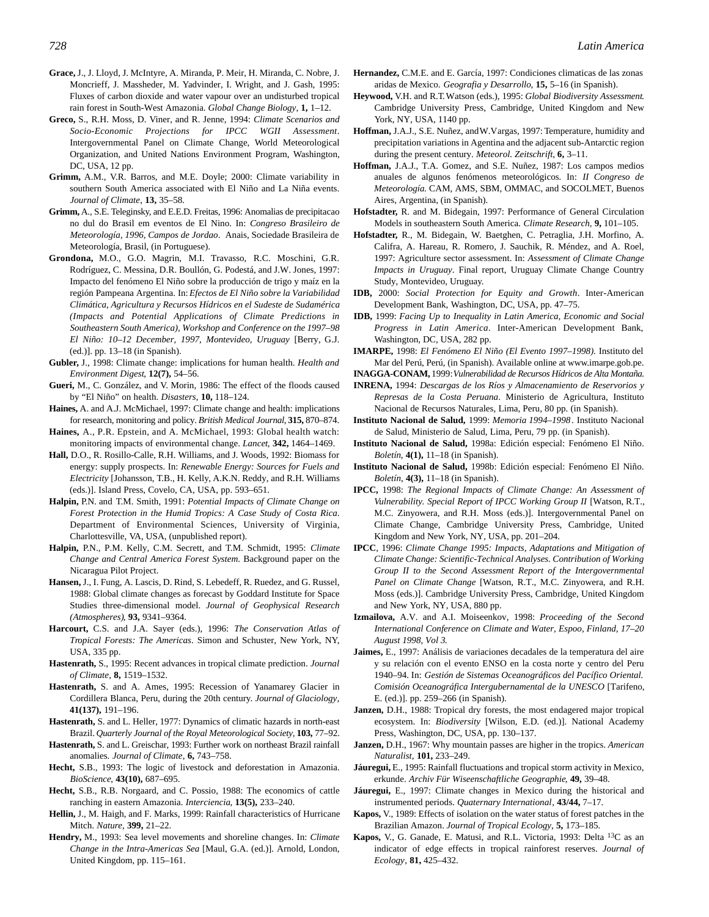**Grace,** J., J. Lloyd, J. McIntyre, A. Miranda, P. Meir, H. Miranda, C. Nobre, J. Moncrieff, J. Massheder, M. Yadvinder, I. Wright, and J. Gash, 1995: Fluxes of carbon dioxide and water vapour over an undisturbed tropical rain forest in South-West Amazonia. *Global Change Biology*, **1,** 1–12.

**Greco,** S., R.H. Moss, D. Viner, and R. Jenne, 1994: *Climate Scenarios and Socio-Economic Projections for IPCC WGII Assessment*. Intergovernmental Panel on Climate Change, World Meteorological Organization, and United Nations Environment Program, Washington, DC, USA, 12 pp.

**Grimm,** A.M., V.R. Barros, and M.E. Doyle; 2000: Climate variability in southern South America associated with El Niño and La Niña events. *Journal of Climate*, **13,** 35–58.

**Grimm,** A., S.E. Teleginsky, and E.E.D. Freitas, 1996: Anomalias de precipitacao no dul do Brasil em eventos de El Nino. In: *Congreso Brasileiro de Meteorología, 1996, Campos de Jordao*. Anais, Sociedade Brasileira de Meteorología, Brasil, (in Portuguese).

**Grondona,** M.O., G.O. Magrin, M.I. Travasso, R.C. Moschini, G.R. Rodríguez, C. Messina, D.R. Boullón, G. Podestá, and J.W. Jones, 1997: Impacto del fenómeno El Niño sobre la producción de trigo y maíz en la región Pampeana Argentina. In: *Efectos de El Niño sobre la Variabilidad Climática, Agricultura y Recursos Hídricos en el Sudeste de Sudamérica (Impacts and Potential Applications of Climate Predictions in Southeastern South America), Workshop and Conference on the 1997–98 El Niño: 10–12 December, 1997, Montevideo, Uruguay* [Berry, G.J. (ed.)]. pp. 13–18 (in Spanish).

**Gubler,** J., 1998: Climate change: implications for human health. *Health and Environment Digest*, **12(7),** 54–56.

**Gueri,** M., C. González, and V. Morin, 1986: The effect of the floods caused by "El Niño" on health. *Disasters*, **10,** 118–124.

**Haines,** A. and A.J. McMichael, 1997: Climate change and health: implications for research, monitoring and policy. *British Medical Journal*, **315,** 870–874.

**Haines,** A., P.R. Epstein, and A. McMichael, 1993: Global health watch: monitoring impacts of environmental change. *Lancet*, **342,** 1464–1469.

**Hall,** D.O., R. Rosillo-Calle, R.H. Williams, and J. Woods, 1992: Biomass for energy: supply prospects. In: *Renewable Energy: Sources for Fuels and Electricity* [Johansson, T.B., H. Kelly, A.K.N. Reddy, and R.H. Williams (eds.)]. Island Press, Covelo, CA, USA, pp. 593–651.

**Halpin,** P.N. and T.M. Smith, 1991: *Potential Impacts of Climate Change on Forest Protection in the Humid Tropics: A Case Study of Costa Rica*. Department of Environmental Sciences, University of Virginia, Charlottesville, VA, USA, (unpublished report).

**Halpin,** P.N., P.M. Kelly, C.M. Secrett, and T.M. Schmidt, 1995: *Climate Change and Central America Forest System*. Background paper on the Nicaragua Pilot Project.

**Hansen,** J., I. Fung, A. Lascis, D. Rind, S. Lebedeff, R. Ruedez, and G. Russel, 1988: Global climate changes as forecast by Goddard Institute for Space Studies three-dimensional model. *Journal of Geophysical Research (Atmospheres)*, **93,** 9341–9364.

**Harcourt,** C.S. and J.A. Sayer (eds.), 1996: *The Conservation Atlas of Tropical Forests: The Americas*. Simon and Schuster, New York, NY, USA, 335 pp.

**Hastenrath,** S., 1995: Recent advances in tropical climate prediction. *Journal of Climate*, **8,** 1519–1532.

**Hastenrath,** S. and A. Ames, 1995: Recession of Yanamarey Glacier in Cordillera Blanca, Peru, during the 20th century. *Journal of Glaciology*, **41(137),** 191–196.

**Hastenrath,** S. and L. Heller, 1977: Dynamics of climatic hazards in north-east Brazil. *Quarterly Journal of the Royal Meteorological Society*, **103,** 77–92.

**Hastenrath,** S. and L. Greischar, 1993: Further work on northeast Brazil rainfall anomalies. *Journal of Climate*, **6,** 743–758.

**Hecht,** S.B., 1993: The logic of livestock and deforestation in Amazonia. *BioScience*, **43(10),** 687–695.

**Hecht,** S.B., R.B. Norgaard, and C. Possio, 1988: The economics of cattle ranching in eastern Amazonia. *Interciencia*, **13(5),** 233–240.

**Hellin,** J., M. Haigh, and F. Marks, 1999: Rainfall characteristics of Hurricane Mitch. *Nature*, **399,** 21–22.

**Hendry,** M., 1993: Sea level movements and shoreline changes. In: *Climate Change in the Intra-Americas Sea* [Maul, G.A. (ed.)]. Arnold, London, United Kingdom, pp. 115–161.

**Hernandez,** C.M.E. and E. García, 1997: Condiciones climaticas de las zonas aridas de Mexico. *Geografia y Desarrollo*, **15,** 5–16 (in Spanish).

**Heywood,** V.H. and R.T. Watson (eds.), 1995: *Global Biodiversity Assessment*. Cambridge University Press, Cambridge, United Kingdom and New York, NY, USA, 1140 pp.

**Hoffman,** J.A.J., S.E. Nuñez, and W. Vargas, 1997: Temperature, humidity and precipitation variations in Agentina and the adjacent sub-Antarctic region during the present century. *Meteorol. Zeitschrift*, **6,** 3–11.

**Hoffman,** J.A.J., T.A. Gomez, and S.E. Nuñez, 1987: Los campos medios anuales de algunos fenómenos meteorológicos. In: *II Congreso de Meteorología*. CAM, AMS, SBM, OMMAC, and SOCOLMET, Buenos Aires, Argentina, (in Spanish).

**Hofstadter,** R. and M. Bidegain, 1997: Performance of General Circulation Models in southeastern South America. *Climate Research*, **9,** 101–105.

**Hofstadter,** R., M. Bidegain, W. Baetghen, C. Petraglia, J.H. Morfino, A. Califra, A. Hareau, R. Romero, J. Sauchik, R. Méndez, and A. Roel, 1997: Agriculture sector assessment. In: *Assessment of Climate Change Impacts in Uruguay*. Final report, Uruguay Climate Change Country Study, Montevideo, Uruguay.

**IDB,** 2000: *Social Protection for Equity and Growth*. Inter-American Development Bank, Washington, DC, USA, pp. 47–75.

**IDB,** 1999: *Facing Up to Inequality in Latin America, Economic and Social Progress in Latin America*. Inter-American Development Bank, Washington, DC, USA, 282 pp.

**IMARPE,** 1998: *El Fenómeno El Niño (El Evento 1997–1998)*. Instituto del Mar del Perú, Perú, (in Spanish). Available online at www.imarpe.gob.pe.

**INAGGA-CONAM,** 1999: *Vulnerabilidad de Recursos Hídricos de Alta Montaña.*

**INRENA,** 1994: *Descargas de los Ríos y Almacenamiento de Reservorios y Represas de la Costa Peruana*. Ministerio de Agricultura, Instituto Nacional de Recursos Naturales, Lima, Peru, 80 pp. (in Spanish).

**Instituto Nacional de Salud,** 1999: *Memoria 1994–1998*. Instituto Nacional de Salud, Ministerio de Salud, Lima, Peru, 79 pp. (in Spanish).

**Instituto Nacional de Salud,** 1998a: Edición especial: Fenómeno El Niño. *Boletín*, **4(1),** 11–18 (in Spanish).

**Instituto Nacional de Salud,** 1998b: Edición especial: Fenómeno El Niño. *Boletín*, **4(3),** 11–18 (in Spanish).

**IPCC,** 1998: *The Regional Impacts of Climate Change: An Assessment of Vulnerability. Special Report of IPCC Working Group II* [Watson, R.T., M.C. Zinyowera, and R.H. Moss (eds.)]. Intergovernmental Panel on Climate Change, Cambridge University Press, Cambridge, United Kingdom and New York, NY, USA, pp. 201–204.

**IPCC**, 1996: *Climate Change 1995: Impacts, Adaptations and Mitigation of Climate Change: Scientific-Technical Analyses. Contribution of Working Group II to the Second Assessment Report of the Intergovernmental Panel on Climate Change* [Watson, R.T., M.C. Zinyowera, and R.H. Moss (eds.)]. Cambridge University Press, Cambridge, United Kingdom and New York, NY, USA, 880 pp.

**Izmailova,** A.V. and A.I. Moiseenkov, 1998: *Proceeding of the Second International Conference on Climate and Water, Espoo, Finland, 17–20 August 1998, Vol 3.*

**Jaimes,** E., 1997: Análisis de variaciones decadales de la temperatura del aire y su relación con el evento ENSO en la costa norte y centro del Peru 1940–94. In: *Gestión de Sistemas Oceanográficos del Pacífico Oriental. Comisión Oceanográfica Intergubernamental de la UNESCO* [Tarifeno, E. (ed.)]. pp. 259–266 (in Spanish).

**Janzen,** D.H., 1988: Tropical dry forests, the most endagered major tropical ecosystem. In: *Biodiversity* [Wilson, E.D. (ed.)]. National Academy Press, Washington, DC, USA, pp. 130–137.

**Janzen,** D.H., 1967: Why mountain passes are higher in the tropics. *American Naturalist*, **101,** 233–249.

**Jáuregui,** E., 1995: Rainfall fluctuations and tropical storm activity in Mexico, erkunde. *Archiv Für Wiseenschaftliche Geographie*, **49,** 39–48.

**Jáuregui,** E., 1997: Climate changes in Mexico during the historical and instrumented periods. *Quaternary International*, **43/44,** 7–17.

**Kapos,** V., 1989: Effects of isolation on the water status of forest patches in the Brazilian Amazon. *Journal of Tropical Ecology*, **5,** 173–185.

**Kapos,** V., G. Ganade, E. Matusi, and R.L. Victoria, 1993: Delta $^{13}$C as an indicator of edge effects in tropical rainforest reserves. *Journal of Ecology*, **81,** 425–432.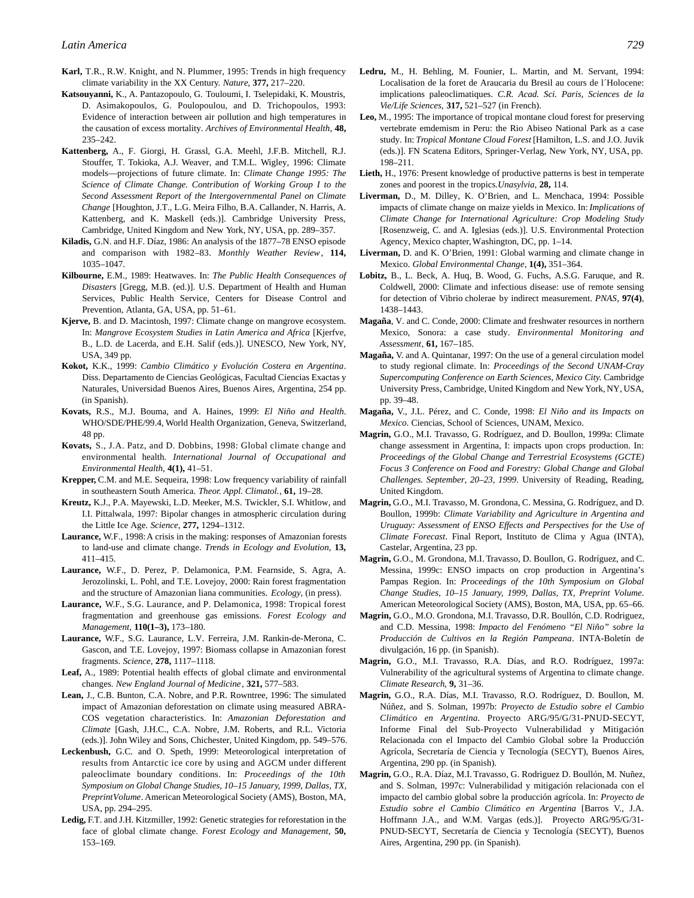**Karl,** T.R., R.W. Knight, and N. Plummer, 1995: Trends in high frequency climate variability in the XX Century. *Nature*, **377,** 217–220.

**Katsouyanni,** K., A. Pantazopoulo, G. Touloumi, I. Tselepidaki, K. Moustris, D. Asimakopoulos, G. Poulopoulou, and D. Trichopoulos, 1993: Evidence of interaction between air pollution and high temperatures in the causation of excess mortality. *Archives of Environmental Health*, **48,** 235–242.

**Kattenberg,** A., F. Giorgi, H. Grassl, G.A. Meehl, J.F.B. Mitchell, R.J. Stouffer, T. Tokioka, A.J. Weaver, and T.M.L. Wigley, 1996: Climate models—projections of future climate. In: *Climate Change 1995: The Science of Climate Change. Contribution of Working Group I to the Second Assessment Report of the Intergovernmental Panel on Climate Change* [Houghton, J.T., L.G. Meira Filho, B.A. Callander, N. Harris, A. Kattenberg, and K. Maskell (eds.)]. Cambridge University Press, Cambridge, United Kingdom and New York, NY, USA, pp. 289–357.

**Kiladis,** G.N. and H.F. Díaz, 1986: An analysis of the 1877–78 ENSO episode and comparison with 1982–83. *Monthly Weather Review*, **114,** 1035–1047.

**Kilbourne,** E.M., 1989: Heatwaves. In: *The Public Health Consequences of Disasters* [Gregg, M.B. (ed.)]. U.S. Department of Health and Human Services, Public Health Service, Centers for Disease Control and Prevention, Atlanta, GA, USA, pp. 51–61.

**Kjerve,** B. and D. Macintosh, 1997: Climate change on mangrove ecosystem. In: *Mangrove Ecosystem Studies in Latin America and Africa* [Kjerfve, B., L.D. de Lacerda, and E.H. Salif (eds.)]. UNESCO, New York, NY, USA, 349 pp.

**Kokot,** K.K., 1999: *Cambio Climático y Evolución Costera en Argentina*. Diss. Departamento de Ciencias Geológicas, Facultad Ciencias Exactas y Naturales, Universidad Buenos Aires, Buenos Aires, Argentina, 254 pp. (in Spanish).

**Kovats,** R.S., M.J. Bouma, and A. Haines, 1999: *El Niño and Health*. WHO/SDE/PHE/99.4, World Health Organization, Geneva, Switzerland, 48 pp.

**Kovats,** S., J.A. Patz, and D. Dobbins, 1998: Global climate change and environmental health. *International Journal of Occupational and Environmental Health*, **4(1),** 41–51.

**Krepper,** C.M. and M.E. Sequeira, 1998: Low frequency variability of rainfall in southeastern South America. *Theor. Appl. Climatol.*, **61,** 19–28.

**Kreutz,** K.J., P.A. Mayewski, L.D. Meeker, M.S. Twickler, S.I. Whitlow, and I.I. Pittalwala, 1997: Bipolar changes in atmospheric circulation during the Little Ice Age. *Science*, **277,** 1294–1312.

**Laurance,** W.F., 1998: A crisis in the making: responses of Amazonian forests to land-use and climate change. *Trends in Ecology and Evolution*, **13,** 411–415.

**Laurance,** W.F., D. Perez, P. Delamonica, P.M. Fearnside, S. Agra, A. Jerozolinski, L. Pohl, and T.E. Lovejoy, 2000: Rain forest fragmentation and the structure of Amazonian liana communities. *Ecology*, (in press).

**Laurance,** W.F., S.G. Laurance, and P. Delamonica, 1998: Tropical forest fragmentation and greenhouse gas emissions. *Forest Ecology and Management*, **110(1–3),** 173–180.

**Laurance,** W.F., S.G. Laurance, L.V. Ferreira, J.M. Rankin-de-Merona, C. Gascon, and T.E. Lovejoy, 1997: Biomass collapse in Amazonian forest fragments. *Science*, **278,** 1117–1118.

**Leaf,** A., 1989: Potential health effects of global climate and environmental changes. *New England Journal of Medicine*, **321,** 577–583.

**Lean,** J., C.B. Bunton, C.A. Nobre, and P.R. Rowntree, 1996: The simulated impact of Amazonian deforestation on climate using measured ABRACOS vegetation characteristics. In: *Amazonian Deforestation and Climate* [Gash, J.H.C., C.A. Nobre, J.M. Roberts, and R.L. Victoria (eds.)]. John Wiley and Sons, Chichester, United Kingdom, pp. 549–576.

**Leckenbush,** G.C. and O. Speth, 1999: Meteorological interpretation of results from Antarctic ice core by using and AGCM under different paleoclimate boundary conditions. In: *Proceedings of the 10th Symposium on Global Change Studies, 10–15 January, 1999, Dallas, TX, PreprintVolume*. American Meteorological Society (AMS), Boston, MA, USA, pp. 294–295.

**Ledig,** F.T. and J.H. Kitzmiller, 1992: Genetic strategies for reforestation in the face of global climate change. *Forest Ecology and Management*, **50,** 153–169.

**Ledru,** M., H. Behling, M. Founier, L. Martin, and M. Servant, 1994: Localisation de la foret de Araucaria du Bresil au cours de l´Holocene: implications paleoclimatiques. *C.R. Acad. Sci. Paris, Sciences de la Vie/Life Sciences*, **317,** 521–527 (in French).

**Leo,** M., 1995: The importance of tropical montane cloud forest for preserving vertebrate emdemism in Peru: the Rio Abiseo National Park as a case study. In: *Tropical Montane Cloud Forest* [Hamilton, L.S. and J.O. Juvik (eds.)]. FN Scatena Editors, Springer-Verlag, New York, NY, USA, pp. 198–211.

**Lieth,** H., 1976: Present knowledge of productive patterns is best in temperate zones and poorest in the tropics.*Unasylvia*, **28,** 114.

**Liverman,** D., M. Dilley, K. O'Brien, and L. Menchaca, 1994: Possible impacts of climate change on maize yields in Mexico. In: *Implications of Climate Change for International Agriculture: Crop Modeling Study* [Rosenzweig, C. and A. Iglesias (eds.)]. U.S. Environmental Protection Agency, Mexico chapter, Washington, DC, pp. 1–14.

**Liverman,** D. and K. O'Brien, 1991: Global warming and climate change in Mexico. *Global Environmental Change*, **1(4),** 351–364.

**Lobitz,** B., L. Beck, A. Huq, B. Wood, G. Fuchs, A.S.G. Faruque, and R. Coldwell, 2000: Climate and infectious disease: use of remote sensing for detection of Vibrio cholerae by indirect measurement. *PNAS*, **97(4)**, 1438–1443.

**Magaña**, V. and C. Conde, 2000: Climate and freshwater resources in northern Mexico, Sonora: a case study. *Environmental Monitoring and Assessment*, **61,** 167–185.

**Magaña,** V. and A. Quintanar, 1997: On the use of a general circulation model to study regional climate. In: *Proceedings of the Second UNAM-Cray Supercomputing Conference on Earth Sciences, Mexico City.* Cambridge University Press, Cambridge, United Kingdom and New York, NY, USA, pp. 39–48.

**Magaña,** V., J.L. Pérez, and C. Conde, 1998: *El Niño and its Impacts on Mexico*. Ciencias, School of Sciences, UNAM, Mexico.

**Magrin,** G.O., M.I. Travasso, G. Rodríguez, and D. Boullon, 1999a: Climate change assessment in Argentina, I: impacts upon crops production. In: *Proceedings of the Global Change and Terrestrial Ecosystems (GCTE) Focus 3 Conference on Food and Forestry: Global Change and Global Challenges. September, 20–23, 1999*. University of Reading, Reading, United Kingdom.

**Magrin,** G.O., M.I. Travasso, M. Grondona, C. Messina, G. Rodríguez, and D. Boullon, 1999b: *Climate Variability and Agriculture in Argentina and Uruguay: Assessment of ENSO Effects and Perspectives for the Use of Climate Forecast*. Final Report, Instituto de Clima y Agua (INTA), Castelar, Argentina, 23 pp.

**Magrin,** G.O., M. Grondona, M.I. Travasso, D. Boullon, G. Rodríguez, and C. Messina, 1999c: ENSO impacts on crop production in Argentina's Pampas Region. In: *Proceedings of the 10th Symposium on Global Change Studies, 10–15 January, 1999, Dallas, TX, Preprint Volume*. American Meteorological Society (AMS), Boston, MA, USA, pp. 65–66.

**Magrin,** G.O., M.O. Grondona, M.I. Travasso, D.R. Boullón, C.D. Rodriguez, and C.D. Messina, 1998: *Impacto del Fenómeno "El Niño" sobre la Producción de Cultivos en la Región Pampeana*. INTA-Boletín de divulgación, 16 pp. (in Spanish).

**Magrin,** G.O., M.I. Travasso, R.A. Días, and R.O. Rodríguez, 1997a: Vulnerability of the agricultural systems of Argentina to climate change. *Climate Research*, **9,** 31–36.

**Magrin,** G.O., R.A. Días, M.I. Travasso, R.O. Rodríguez, D. Boullon, M. Núñez, and S. Solman, 1997b: *Proyecto de Estudio sobre el Cambio Climático en Argentina*. Proyecto ARG/95/G/31-PNUD-SECYT, Informe Final del Sub-Proyecto Vulnerabilidad y Mitigación Relacionada con el Impacto del Cambio Global sobre la Producción Agrícola, Secretaría de Ciencia y Tecnología (SECYT), Buenos Aires, Argentina, 290 pp. (in Spanish).

**Magrin,** G.O., R.A. Díaz, M.I. Travasso, G. Rodriguez D. Boullón, M. Nuñez, and S. Solman, 1997c: Vulnerabilidad y mitigación relacionada con el impacto del cambio global sobre la producción agrícola. In: *Proyecto de Estudio sobre el Cambio Climático en Argentina* [Barros V., J.A. Hoffmann J.A., and W.M. Vargas (eds.)]. Proyecto ARG/95/G/31-PNUD-SECYT, Secretaría de Ciencia y Tecnología (SECYT), Buenos Aires, Argentina, 290 pp. (in Spanish).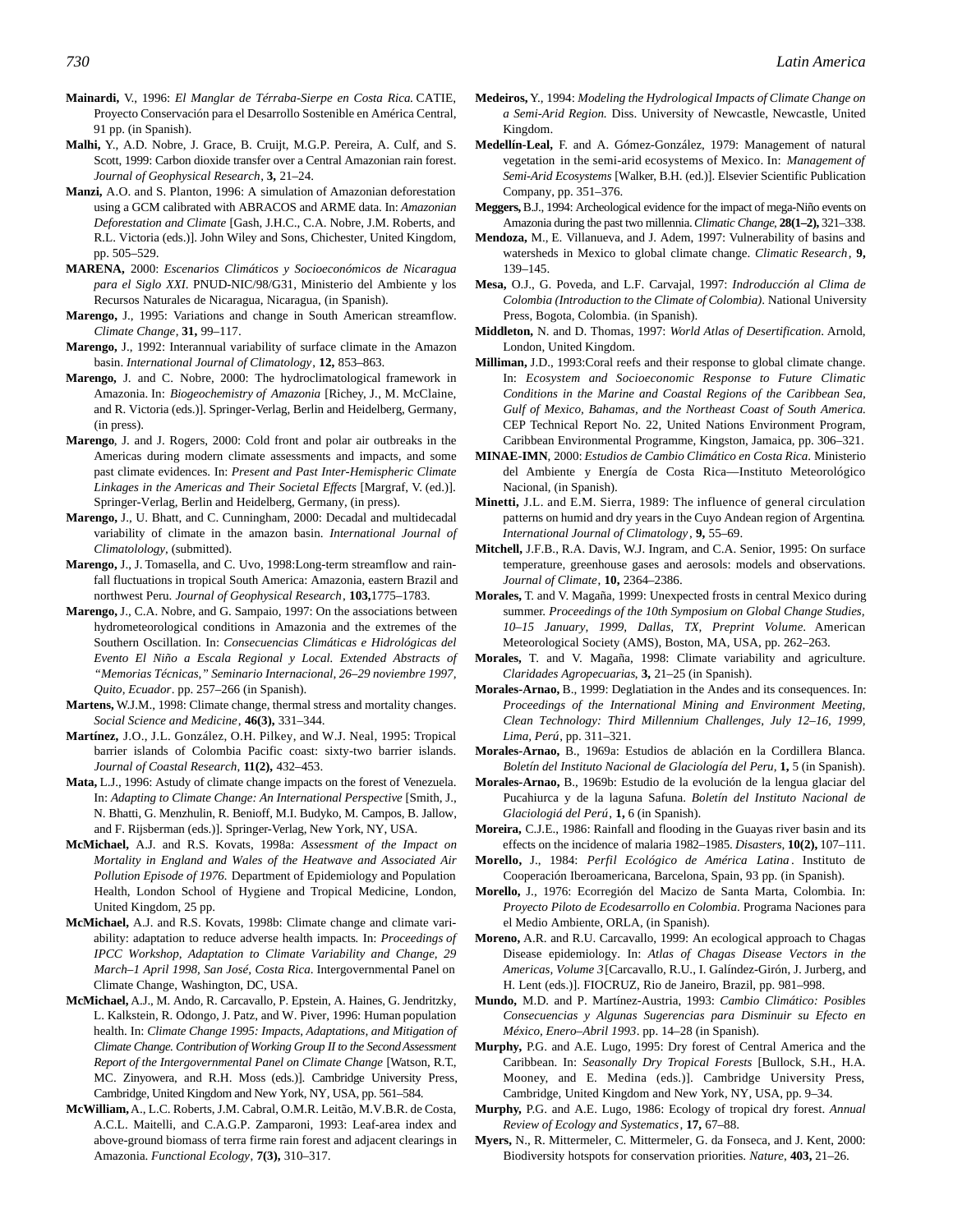**Mainardi,** V., 1996: *El Manglar de Térraba-Sierpe en Costa Rica.* CATIE, Proyecto Conservación para el Desarrollo Sostenible en América Central, 91 pp. (in Spanish).

**Malhi,** Y., A.D. Nobre, J. Grace, B. Cruijt, M.G.P. Pereira, A. Culf, and S. Scott, 1999: Carbon dioxide transfer over a Central Amazonian rain forest. *Journal of Geophysical Research*, **3,** 21–24.

**Manzi,** A.O. and S. Planton, 1996: A simulation of Amazonian deforestation using a GCM calibrated with ABRACOS and ARME data. In: *Amazonian Deforestation and Climate* [Gash, J.H.C., C.A. Nobre, J.M. Roberts, and R.L. Victoria (eds.)]. John Wiley and Sons, Chichester, United Kingdom, pp. 505–529.

**MARENA,** 2000: *Escenarios Climáticos y Socioeconómicos de Nicaragua para el Siglo XXI.* PNUD-NIC/98/G31, Ministerio del Ambiente y los Recursos Naturales de Nicaragua, Nicaragua, (in Spanish).

**Marengo,** J., 1995: Variations and change in South American streamflow. *Climate Change*, **31,** 99–117.

**Marengo,** J., 1992: Interannual variability of surface climate in the Amazon basin. *International Journal of Climatology*, **12,** 853–863.

**Marengo,** J. and C. Nobre, 2000: The hydroclimatological framework in Amazonia. In: *Biogeochemistry of Amazonia* [Richey, J., M. McClaine, and R. Victoria (eds.)]. Springer-Verlag, Berlin and Heidelberg, Germany, (in press).

**Marengo**, J. and J. Rogers, 2000: Cold front and polar air outbreaks in the Americas during modern climate assessments and impacts, and some past climate evidences. In: *Present and Past Inter-Hemispheric Climate Linkages in the Americas and Their Societal Effects* [Margraf, V. (ed.)]. Springer-Verlag, Berlin and Heidelberg, Germany, (in press).

**Marengo,** J., U. Bhatt, and C. Cunningham, 2000: Decadal and multidecadal variability of climate in the amazon basin. *International Journal of Climatolology*, (submitted).

**Marengo,** J., J. Tomasella, and C. Uvo, 1998:Long-term streamflow and rainfall fluctuations in tropical South America: Amazonia, eastern Brazil and northwest Peru. *Journal of Geophysical Research*, **103,**1775–1783.

**Marengo,** J., C.A. Nobre, and G. Sampaio, 1997: On the associations between hydrometeorological conditions in Amazonia and the extremes of the Southern Oscillation. In: *Consecuencias Climáticas e Hidrológicas del Evento El Niño a Escala Regional y Local. Extended Abstracts of "Memorias Técnicas," Seminario Internacional, 26–29 noviembre 1997, Quito, Ecuador*. pp. 257–266 (in Spanish).

**Martens,** W.J.M., 1998: Climate change, thermal stress and mortality changes. *Social Science and Medicine*, **46(3),** 331–344.

**Martínez,** J.O., J.L. González, O.H. Pilkey, and W.J. Neal, 1995: Tropical barrier islands of Colombia Pacific coast: sixty-two barrier islands. *Journal of Coastal Research*, **11(2),** 432–453.

**Mata,** L.J., 1996: Astudy of climate change impacts on the forest of Venezuela. In: *Adapting to Climate Change: An International Perspective* [Smith, J., N. Bhatti, G. Menzhulin, R. Benioff, M.I. Budyko, M. Campos, B. Jallow, and F. Rijsberman (eds.)]. Springer-Verlag, New York, NY, USA.

**McMichael,** A.J. and R.S. Kovats, 1998a: *Assessment of the Impact on Mortality in England and Wales of the Heatwave and Associated Air Pollution Episode of 1976.* Department of Epidemiology and Population Health, London School of Hygiene and Tropical Medicine, London, United Kingdom, 25 pp.

**McMichael,** A.J. and R.S. Kovats, 1998b: Climate change and climate variability: adaptation to reduce adverse health impacts. In: *Proceedings of IPCC Workshop, Adaptation to Climate Variability and Change, 29 March–1 April 1998, San José, Costa Rica*. Intergovernmental Panel on Climate Change, Washington, DC, USA.

**McMichael,** A.J., M. Ando, R. Carcavallo, P. Epstein, A. Haines, G. Jendritzky, L. Kalkstein, R. Odongo, J. Patz, and W. Piver, 1996: Human population health. In: *Climate Change 1995: Impacts, Adaptations, and Mitigation of Climate Change. Contribution of Working Group II to the Second Assessment Report of the Intergovernmental Panel on Climate Change* [Watson, R.T., MC. Zinyowera, and R.H. Moss (eds.)]. Cambridge University Press, Cambridge, United Kingdom and New York, NY, USA, pp. 561–584.

**McWilliam,** A., L.C. Roberts, J.M. Cabral, O.M.R. Leitão, M.V.B.R. de Costa, A.C.L. Maitelli, and C.A.G.P. Zamparoni, 1993: Leaf-area index and above-ground biomass of terra firme rain forest and adjacent clearings in Amazonia. *Functional Ecology*, **7(3),** 310–317.

**Medeiros,** Y., 1994: *Modeling the Hydrological Impacts of Climate Change on a Semi-Arid Region.* Diss. University of Newcastle, Newcastle, United Kingdom.

**Medellín-Leal,** F. and A. Gómez-González, 1979: Management of natural vegetation in the semi-arid ecosystems of Mexico. In: *Management of Semi-Arid Ecosystems* [Walker, B.H. (ed.)]. Elsevier Scientific Publication Company, pp. 351–376.

**Meggers,** B.J., 1994: Archeological evidence for the impact of mega-Niño events on Amazonia during the past two millennia. *Climatic Change*, **28(1–2),** 321–338.

**Mendoza,** M., E. Villanueva, and J. Adem, 1997: Vulnerability of basins and watersheds in Mexico to global climate change. *Climatic Research*, **9,** 139–145.

**Mesa,** O.J., G. Poveda, and L.F. Carvajal, 1997: *Indroducción al Clima de Colombia (Introduction to the Climate of Colombia)*. National University Press, Bogota, Colombia. (in Spanish).

**Middleton,** N. and D. Thomas, 1997: *World Atlas of Desertification*. Arnold, London, United Kingdom.

**Milliman,** J.D., 1993:Coral reefs and their response to global climate change. In: *Ecosystem and Socioeconomic Response to Future Climatic Conditions in the Marine and Coastal Regions of the Caribbean Sea, Gulf of Mexico, Bahamas, and the Northeast Coast of South America.* CEP Technical Report No. 22, United Nations Environment Program, Caribbean Environmental Programme, Kingston, Jamaica, pp. 306–321.

**MINAE-IMN**, 2000: *Estudios de Cambio Climático en Costa Rica.* Ministerio del Ambiente y Energía de Costa Rica—Instituto Meteorológico Nacional, (in Spanish).

**Minetti,** J.L. and E.M. Sierra, 1989: The influence of general circulation patterns on humid and dry years in the Cuyo Andean region of Argentina. *International Journal of Climatology*, **9,** 55–69.

**Mitchell,** J.F.B., R.A. Davis, W.J. Ingram, and C.A. Senior, 1995: On surface temperature, greenhouse gases and aerosols: models and observations. *Journal of Climate*, **10,** 2364–2386.

**Morales,** T. and V. Magaña, 1999: Unexpected frosts in central Mexico during summer. *Proceedings of the 10th Symposium on Global Change Studies, 10–15 January, 1999, Dallas, TX, Preprint Volume.* American Meteorological Society (AMS), Boston, MA, USA, pp. 262–263.

**Morales,** T. and V. Magaña, 1998: Climate variability and agriculture. *Claridades Agropecuarias*, **3,** 21–25 (in Spanish).

**Morales-Arnao,** B., 1999: Deglatiation in the Andes and its consequences. In: *Proceedings of the International Mining and Environment Meeting, Clean Technology: Third Millennium Challenges, July 12–16, 1999, Lima, Perú*, pp. 311–321.

**Morales-Arnao,** B., 1969a: Estudios de ablación en la Cordillera Blanca. *Boletín del Instituto Nacional de Glaciología del Peru*, **1,** 5 (in Spanish).

**Morales-Arnao,** B., 1969b: Estudio de la evolución de la lengua glaciar del Pucahiurca y de la laguna Safuna. *Boletín del Instituto Nacional de Glaciologiá del Perú*, **1,** 6 (in Spanish).

**Moreira,** C.J.E., 1986: Rainfall and flooding in the Guayas river basin and its effects on the incidence of malaria 1982–1985. *Disasters*, **10(2),** 107–111.

**Morello,** J., 1984: *Perfil Ecológico de América Latina*. Instituto de Cooperación Iberoamericana, Barcelona, Spain, 93 pp. (in Spanish).

**Morello,** J., 1976: Ecorregión del Macizo de Santa Marta, Colombia. In: *Proyecto Piloto de Ecodesarrollo en Colombia*. Programa Naciones para el Medio Ambiente, ORLA, (in Spanish).

**Moreno,** A.R. and R.U. Carcavallo, 1999: An ecological approach to Chagas Disease epidemiology. In: *Atlas of Chagas Disease Vectors in the Americas, Volume 3* [Carcavallo, R.U., I. Galíndez-Girón, J. Jurberg, and H. Lent (eds.)]. FIOCRUZ, Rio de Janeiro, Brazil, pp. 981–998.

**Mundo,** M.D. and P. Martínez-Austria, 1993: *Cambio Climático: Posibles Consecuencias y Algunas Sugerencias para Disminuir su Efecto en México, Enero–Abril 1993*. pp. 14–28 (in Spanish).

**Murphy,** P.G. and A.E. Lugo, 1995: Dry forest of Central America and the Caribbean. In: *Seasonally Dry Tropical Forests* [Bullock, S.H., H.A. Mooney, and E. Medina (eds.)]. Cambridge University Press, Cambridge, United Kingdom and New York, NY, USA, pp. 9–34.

**Murphy,** P.G. and A.E. Lugo, 1986: Ecology of tropical dry forest. *Annual Review of Ecology and Systematics*, **17,** 67–88.

**Myers,** N., R. Mittermeler, C. Mittermeler, G. da Fonseca, and J. Kent, 2000: Biodiversity hotspots for conservation priorities. *Nature*, **403,** 21–26.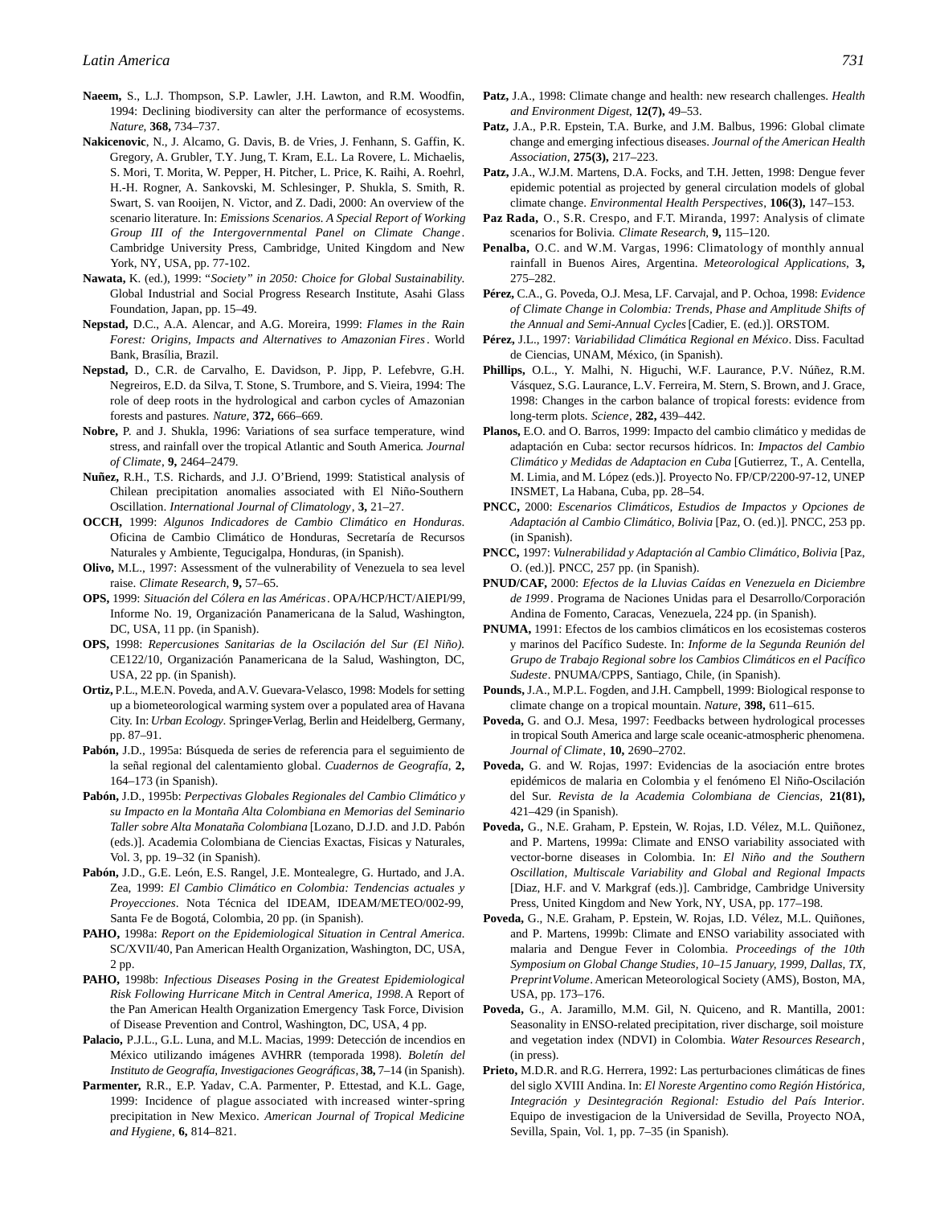**Naeem,** S., L.J. Thompson, S.P. Lawler, J.H. Lawton, and R.M. Woodfin, 1994: Declining biodiversity can alter the performance of ecosystems. *Nature*, **368,** 734–737.

**Nakicenovic**, N., J. Alcamo, G. Davis, B. de Vries, J. Fenhann, S. Gaffin, K. Gregory, A. Grubler, T.Y. Jung, T. Kram, E.L. La Rovere, L. Michaelis, S. Mori, T. Morita, W. Pepper, H. Pitcher, L. Price, K. Raihi, A. Roehrl, H.-H. Rogner, A. Sankovski, M. Schlesinger, P. Shukla, S. Smith, R. Swart, S. van Rooijen, N. Victor, and Z. Dadi, 2000: An overview of the scenario literature. In: *Emissions Scenarios. A Special Report of Working Group III of the Intergovernmental Panel on Climate Change*. Cambridge University Press, Cambridge, United Kingdom and New York, NY, USA, pp. 77-102.

**Nawata,** K. (ed.), 1999: "*Society" in 2050: Choice for Global Sustainability.* Global Industrial and Social Progress Research Institute, Asahi Glass Foundation, Japan, pp. 15–49.

**Nepstad,** D.C., A.A. Alencar, and A.G. Moreira, 1999: *Flames in the Rain Forest: Origins, Impacts and Alternatives to Amazonian Fires*. World Bank, Brasília, Brazil.

**Nepstad,** D., C.R. de Carvalho, E. Davidson, P. Jipp, P. Lefebvre, G.H. Negreiros, E.D. da Silva, T. Stone, S. Trumbore, and S. Vieira, 1994: The role of deep roots in the hydrological and carbon cycles of Amazonian forests and pastures. *Nature*, **372,** 666–669.

**Nobre,** P. and J. Shukla, 1996: Variations of sea surface temperature, wind stress, and rainfall over the tropical Atlantic and South America. *Journal of Climate*, **9,** 2464–2479.

**Nuñez,** R.H., T.S. Richards, and J.J. O'Briend, 1999: Statistical analysis of Chilean precipitation anomalies associated with El Niño-Southern Oscillation. *International Journal of Climatology*, **3,** 21–27.

**OCCH,** 1999: *Algunos Indicadores de Cambio Climático en Honduras*. Oficina de Cambio Climático de Honduras, Secretaría de Recursos Naturales y Ambiente, Tegucigalpa, Honduras, (in Spanish).

**Olivo,** M.L., 1997: Assessment of the vulnerability of Venezuela to sea level raise. *Climate Research*, **9,** 57–65.

**OPS,** 1999: *Situación del Cólera en las Américas*. OPA/HCP/HCT/AIEPI/99, Informe No. 19, Organización Panamericana de la Salud, Washington, DC, USA, 11 pp. (in Spanish).

**OPS,** 1998: *Repercusiones Sanitarias de la Oscilación del Sur (El Niño).* CE122/10, Organización Panamericana de la Salud, Washington, DC, USA, 22 pp. (in Spanish).

**Ortiz,** P.L., M.E.N. Poveda, and A.V. Guevara-Velasco, 1998: Models for setting up a biometeorological warming system over a populated area of Havana City. In: *Urban Ecology*. Springer-Verlag, Berlin and Heidelberg, Germany, pp. 87–91.

**Pabón,** J.D., 1995a: Búsqueda de series de referencia para el seguimiento de la señal regional del calentamiento global. *Cuadernos de Geografía*, **2,** 164–173 (in Spanish).

**Pabón,** J.D., 1995b: *Perspectivas Globales Regionales del Cambio Climático y su Impacto en la Montaña Alta Colombiana en Memorias del Seminario Taller sobre Alta Monataña Colombiana* [Lozano, D.J.D. and J.D. Pabón (eds.)]. Academia Colombiana de Ciencias Exactas, Fisicas y Naturales, Vol. 3, pp. 19–32 (in Spanish).

**Pabón,** J.D., G.E. León, E.S. Rangel, J.E. Montealegre, G. Hurtado, and J.A. Zea, 1999: *El Cambio Climático en Colombia: Tendencias actuales y Proyecciones*. Nota Técnica del IDEAM, IDEAM/METEO/002-99, Santa Fe de Bogotá, Colombia, 20 pp. (in Spanish).

**PAHO,** 1998a: *Report on the Epidemiological Situation in Central America.* SC/XVII/40, Pan American Health Organization, Washington, DC, USA, 2 pp.

**PAHO,** 1998b: *Infectious Diseases Posing in the Greatest Epidemiological Risk Following Hurricane Mitch in Central America, 1998*. A Report of the Pan American Health Organization Emergency Task Force, Division of Disease Prevention and Control, Washington, DC, USA, 4 pp.

**Palacio,** P.J.L., G.L. Luna, and M.L. Macias, 1999: Detección de incendios en México utilizando imágenes AVHRR (temporada 1998). *Boletín del Instituto de Geografía, Investigaciones Geográficas*, **38,** 7–14 (in Spanish).

**Parmenter,** R.R., E.P. Yadav, C.A. Parmenter, P. Ettestad, and K.L. Gage, 1999: Incidence of plague associated with increased winter-spring precipitation in New Mexico. *American Journal of Tropical Medicine and Hygiene*, **6,** 814–821.

**Patz,** J.A., 1998: Climate change and health: new research challenges. *Health and Environment Digest*, **12(7),** 49–53.

**Patz,** J.A., P.R. Epstein, T.A. Burke, and J.M. Balbus, 1996: Global climate change and emerging infectious diseases. *Journal of the American Health Association*, **275(3),** 217–223.

**Patz,** J.A., W.J.M. Martens, D.A. Focks, and T.H. Jetten, 1998: Dengue fever epidemic potential as projected by general circulation models of global climate change. *Environmental Health Perspectives*, **106(3),** 147–153.

**Paz Rada,** O., S.R. Crespo, and F.T. Miranda, 1997: Analysis of climate scenarios for Bolivia. *Climate Research*, **9,** 115–120.

**Penalba,** O.C. and W.M. Vargas, 1996: Climatology of monthly annual rainfall in Buenos Aires, Argentina. *Meteorological Applications*, **3,** 275–282.

**Pérez,** C.A., G. Poveda, O.J. Mesa, LF. Carvajal, and P. Ochoa, 1998: *Evidence of Climate Change in Colombia: Trends, Phase and Amplitude Shifts of the Annual and Semi-Annual Cycles* [Cadier, E. (ed.)]. ORSTOM.

**Pérez,** J.L., 1997: *Variabilidad Climática Regional en México*. Diss. Facultad de Ciencias, UNAM, México, (in Spanish).

**Phillips,** O.L., Y. Malhi, N. Higuchi, W.F. Laurance, P.V. Núñez, R.M. Vásquez, S.G. Laurance, L.V. Ferreira, M. Stern, S. Brown, and J. Grace, 1998: Changes in the carbon balance of tropical forests: evidence from long-term plots. *Science*, **282,** 439–442.

**Planos,** E.O. and O. Barros, 1999: Impacto del cambio climático y medidas de adaptación en Cuba: sector recursos hídricos. In: *Impactos del Cambio Climático y Medidas de Adaptacion en Cuba* [Gutierrez, T., A. Centella, M. Limia, and M. López (eds.)]. Proyecto No. FP/CP/2200-97-12, UNEP INSMET, La Habana, Cuba, pp. 28–54.

**PNCC,** 2000: *Escenarios Climáticos, Estudios de Impactos y Opciones de Adaptación al Cambio Climático, Bolivia* [Paz, O. (ed.)]. PNCC, 253 pp. (in Spanish).

**PNCC,** 1997: *Vulnerabilidad y Adaptación al Cambio Climático, Bolivia* [Paz, O. (ed.)]. PNCC, 257 pp. (in Spanish).

**PNUD/CAF,** 2000: *Efectos de la Lluvias Caídas en Venezuela en Diciembre de 1999*. Programa de Naciones Unidas para el Desarrollo/Corporación Andina de Fomento, Caracas, Venezuela, 224 pp. (in Spanish).

**PNUMA,** 1991: Efectos de los cambios climáticos en los ecosistemas costeros y marinos del Pacífico Sudeste. In: *Informe de la Segunda Reunión del Grupo de Trabajo Regional sobre los Cambios Climáticos en el Pacífico Sudeste*. PNUMA/CPPS, Santiago, Chile, (in Spanish).

**Pounds,** J.A., M.P.L. Fogden, and J.H. Campbell, 1999: Biological response to climate change on a tropical mountain. *Nature*, **398,** 611–615.

**Poveda,** G. and O.J. Mesa, 1997: Feedbacks between hydrological processes in tropical South America and large scale oceanic-atmospheric phenomena. *Journal of Climate*, **10,** 2690–2702.

**Poveda,** G. and W. Rojas, 1997: Evidencias de la asociación entre brotes epidémicos de malaria en Colombia y el fenómeno El Niño-Oscilación del Sur. *Revista de la Academia Colombiana de Ciencias*, **21(81),** 421–429 (in Spanish).

**Poveda,** G., N.E. Graham, P. Epstein, W. Rojas, I.D. Vélez, M.L. Quiñonez, and P. Martens, 1999a: Climate and ENSO variability associated with vector-borne diseases in Colombia. In: *El Niño and the Southern Oscillation, Multiscale Variability and Global and Regional Impacts* [Diaz, H.F. and V. Markgraf (eds.)]. Cambridge, Cambridge University Press, United Kingdom and New York, NY, USA, pp. 177–198.

**Poveda,** G., N.E. Graham, P. Epstein, W. Rojas, I.D. Vélez, M.L. Quiñones, and P. Martens, 1999b: Climate and ENSO variability associated with malaria and Dengue Fever in Colombia. *Proceedings of the 10th Symposium on Global Change Studies, 10–15 January, 1999, Dallas, TX, Preprint Volume*. American Meteorological Society (AMS), Boston, MA, USA, pp. 173–176.

**Poveda,** G., A. Jaramillo, M.M. Gil, N. Quiceno, and R. Mantilla, 2001: Seasonality in ENSO-related precipitation, river discharge, soil moisture and vegetation index (NDVI) in Colombia. *Water Resources Research*, (in press).

**Prieto,** M.D.R. and R.G. Herrera, 1992: Las perturbaciones climáticas de fines del siglo XVIII Andina. In: *El Noreste Argentino como Región Histórica, Integración y Desintegración Regional: Estudio del País Interior*. Equipo de investigacion de la Universidad de Sevilla, Proyecto NOA, Sevilla, Spain, Vol. 1, pp. 7–35 (in Spanish).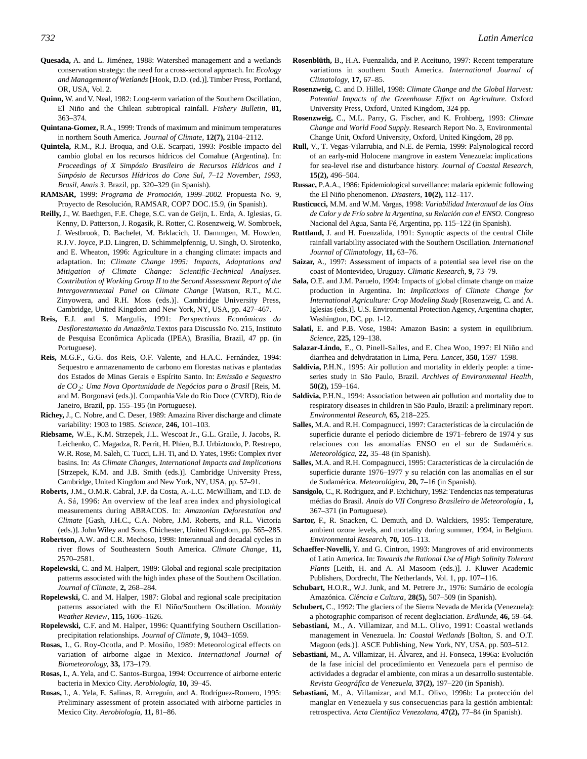**Quesada,** A. and L. Jiménez, 1988: Watershed management and a wetlands conservation strategy: the need for a cross-sectoral approach. In: *Ecology and Management of Wetlands* [Hook, D.D. (ed.)]. Timber Press, Portland, OR, USA, Vol. 2.

**Quinn,** W. and V. Neal, 1982: Long-term variation of the Southern Oscillation, El Niño and the Chilean subtropical rainfall. *Fishery Bulletin*, **81,** 363–374.

**Quintana-Gomez,** R.A., 1999: Trends of maximum and minimum temperatures in northern South America. *Journal of Climate*, **12(7),** 2104–2112.

**Quintela,** R.M., R.J. Broqua, and O.E. Scarpati, 1993: Posible impacto del cambio global en los recursos hídricos del Comahue (Argentina). In: *Proceedings of X Simpósio Brasileiro de Recursos Hídricos and I Simpósio de Recursos Hídricos do Cone Sul, 7–12 November, 1993, Brasil, Anais 3*. Brazil, pp. 320–329 (in Spanish).

**RAMSAR,** 1999: *Programa de Promoción, 1999–2002.* Propuesta No. 9, Proyecto de Resolución, RAMSAR, COP7 DOC.15.9, (in Spanish).

**Reilly,** J., W. Baethgen, F.E. Chege, S.C. van de Geijn, L. Erda, A. Iglesias, G. Kenny, D. Patterson, J. Rogasik, R. Rotter, C. Rosenzweig, W. Sombroek, J. Westbrook, D. Bachelet, M. Brklacich, U. Dammgen, M. Howden, R.J.V. Joyce, P.D. Lingren, D. Schimmelpfennig, U. Singh, O. Sirotenko, and E. Wheaton, 1996: Agriculture in a changing climate: impacts and adaptation. In: *Climate Change 1995: Impacts, Adaptations and Mitigation of Climate Change: Scientific-Technical Analyses. Contribution of Working Group II to the Second Assessment Report of the Intergovernmental Panel on Climate Change* [Watson, R.T., M.C. Zinyowera, and R.H. Moss (eds.)]. Cambridge University Press, Cambridge, United Kingdom and New York, NY, USA, pp. 427–467.

**Reis,** E.J. and S. Margulis, 1991: *Perspectivas Econômicas do Desflorestamento da Amazônia*. Textos para Discussão No. 215, Instituto de Pesquisa Econômica Aplicada (IPEA), Brasília, Brazil, 47 pp. (in Portuguese).

**Reis,** M.G.F., G.G. dos Reis, O.F. Valente, and H.A.C. Fernández, 1994: Sequestro e armazenamento de carbono em florestas nativas e plantadas dos Estados de Minas Gerais e Espírito Santo. In: *Emissão e Sequestro de $CO_2$: Uma Nova Oportunidade de Negócios para o Brasil* [Reis, M. and M. Borgonavi (eds.)]. Companhia Vale do Rio Doce (CVRD), Rio de Janeiro, Brazil, pp. 155–195 (in Portuguese).

**Richey,** J., C. Nobre, and C. Deser, 1989: Amazina River discharge and climate variability: 1903 to 1985. *Science*, **246,** 101–103.

**Riebsame,** W.E., K.M. Strzepek, J.L. Wescoat Jr., G.L. Graile, J. Jacobs, R. Leichenko, C. Magadza, R. Perrit, H. Phien, B.J. Urbiztondo, P. Restrepo, W.R. Rose, M. Saleh, C. Tucci, L.H. Ti, and D. Yates, 1995: Complex river basins. In: *As Climate Changes, International Impacts and Implications* [Strzepek, K.M. and J.B. Smith (eds.)]. Cambridge University Press, Cambridge, United Kingdom and New York, NY, USA, pp. 57–91.

**Roberts,** J.M., O.M.R. Cabral, J.P. da Costa, A.-L.C. McWilliam, and T.D. de A. Sá, 1996: An overview of the leaf area index and physiological measurements during ABRACOS. In: *Amazonian Deforestation and Climate* [Gash, J.H.C., C.A. Nobre, J.M. Roberts, and R.L. Victoria (eds.)]. John Wiley and Sons, Chichester, United Kingdom, pp. 565–285.

**Robertson,** A.W. and C.R. Mechoso, 1998: Interannual and decadal cycles in river flows of Southeastern South America. *Climate Change*, **11,** 2570–2581.

**Ropelewski,** C. and M. Halpert, 1989: Global and regional scale precipitation patterns associated with the high index phase of the Southern Oscillation. *Journal of Climate*, **2,** 268–284.

**Ropelewski,** C. and M. Halper, 1987: Global and regional scale precipitation patterns associated with the El Niño/Southern Oscillation. *Monthly Weather Review*, **115,** 1606–1626.

**Ropelewski,** C.F. and M. Halper, 1996: Quantifying Southern Oscillation-precipitation relationships. *Journal of Climate*, **9,** 1043–1059.

**Rosas,** I., G. Roy-Ocotla, and P. Mosiño, 1989: Meteorological effects on variation of airborne algae in Mexico. *International Journal of Biometeorology*, **33,** 173–179.

**Rosas,** I., A. Yela, and C. Santos-Burgoa, 1994: Occurrence of airborne enteric bacteria in Mexico City. *Aerobiología*, **10,** 39–45.

**Rosas,** I., A. Yela, E. Salinas, R. Arreguín, and A. Rodríguez-Romero, 1995: Preliminary assessment of protein associated with airborne particles in Mexico City. *Aerobiología*, **11,** 81–86.

**Rosenblüth,** B., H.A. Fuenzalida, and P. Aceituno, 1997: Recent temperature variations in southern South America. *International Journal of Climatology*, **17,** 67–85.

**Rosenzweig,** C. and D. Hillel, 1998: *Climate Change and the Global Harvest: Potential Impacts of the Greenhouse Effect on Agriculture*. Oxford University Press, Oxford, United Kingdom, 324 pp.

**Rosenzweig,** C., M.L. Parry, G. Fischer, and K. Frohberg, 1993: *Climate Change and World Food Supply*. Research Report No. 3, Environmental Change Unit, Oxford University, Oxford, United Kingdom, 28 pp.

**Rull,** V., T. Vegas-Vilarrubia, and N.E. de Pernia, 1999: Palynological record of an early-mid Holocene mangrove in eastern Venezuela: implications for sea-level rise and disturbance history. *Journal of Coastal Research*, **15(2),** 496–504.

**Russac,** P.A.A., 1986: Epidemiological surveillance: malaria epidemic following the El Niño phenomenon. *Disasters*, **10(2),** 112–117.

**Rusticucci,** M.M. and W.M. Vargas, 1998: *Variabilidad Interanual de las Olas de Calor y de Frío sobre la Argentina, su Relación con el ENSO*. Congreso Nacional del Agua, Santa Fé, Argentina, pp. 115–122 (in Spanish).

**Ruttland,** J. and H. Fuenzalida, 1991: Synoptic aspects of the central Chile rainfall variability associated with the Southern Oscillation. *International Journal of Climatology*, **11,** 63–76.

**Saizar,** A., 1997: Assessment of impacts of a potential sea level rise on the coast of Montevideo, Uruguay. *Climatic Research*, **9,** 73–79.

**Sala,** O.E. and J.M. Paruelo, 1994: Impacts of global climate change on maize production in Argentina. In: *Implications of Climate Change for International Agriculture: Crop Modeling Study* [Rosenzweig, C. and A. Iglesias (eds.)]. U.S. Environmental Protection Agency, Argentina chapter, Washington, DC, pp. 1-12.

**Salati,** E. and P.B. Vose, 1984: Amazon Basin: a system in equilibrium. *Science*, **225,** 129–138.

**Salazar-Lindo,** E., O. Pinell-Salles, and E. Chea Woo, 1997: El Niño and diarrhea and dehydratation in Lima, Peru. *Lancet*, **350,** 1597–1598.

**Saldivia,** P.H.N., 1995: Air pollution and mortality in elderly people: a time-series study in São Paulo, Brazil. *Archives of Environmental Health*, **50(2),** 159–164.

**Saldivia,** P.H.N., 1994: Association between air pollution and mortality due to respiratory diseases in children in São Paulo, Brazil: a preliminary report. *Environmental Research*, **65,** 218–225.

**Salles,** M.A. and R.H. Compagnucci, 1997: Características de la circulación de superficie durante el período diciembre de 1971–febrero de 1974 y sus relaciones con las anomalías ENSO en el sur de Sudamérica. *Meteorológica*, **22,** 35–48 (in Spanish).

**Salles,** M.A. and R.H. Compagnucci, 1995: Características de la circulación de superficie durante 1976–1977 y su relación con las anomalías en el sur de Sudamérica. *Meteorológica*, **20,** 7–16 (in Spanish).

**Sansigolo,** C., R. Rodriguez, and P. Etchichury, 1992: Tendencias nas temperaturas médias do Brasil. *Anais do VII Congreso Brasileiro de Meteorología*, **1,** 367–371 (in Portuguese).

**Sartor,** F., R. Snacken, C. Demuth, and D. Walckiers, 1995: Temperature, ambient ozone levels, and mortality during summer, 1994, in Belgium. *Environmental Research*, **70,** 105–113.

**Schaeffer-Novelli,** Y. and G. Cintron, 1993: Mangroves of arid environments of Latin America. In: *Towards the Rational Use of High Salinity Tolerant Plants* [Leith, H. and A. Al Masoom (eds.)]. J. Kluwer Academic Publishers, Dordrecht, The Netherlands, Vol. 1, pp. 107–116.

**Schubart,** H.O.R., W.J. Junk, and M. Petrere Jr., 1976: Sumário de ecología Amazónica. *Ciência e Cultura*, **28(5),** 507–509 (in Spanish).

**Schubert,** C., 1992: The glaciers of the Sierra Nevada de Merida (Venezuela): a photographic comparison of recent deglaciation. *Erdkunde*, **46,** 59–64.

**Sebastiani,** M., A. Villamizar, and M.L. Olivo, 1991: Coastal wetlands management in Venezuela. In: *Coastal Wetlands* [Bolton, S. and O.T. Magoon (eds.)]. ASCE Publishing, New York, NY, USA, pp. 503–512.

**Sebastiani,** M., A. Villamizar, H. Álvarez, and H. Fonseca, 1996a: Evolución de la fase inicial del procedimiento en Venezuela para el permiso de actividades a degradar el ambiente, con miras a un desarrollo sustentable. *Revista Geográfica de Venezuela*, **37(2),** 197–220 (in Spanish).

**Sebastiani,** M., A. Villamizar, and M.L. Olivo, 1996b: La protección del manglar en Venezuela y sus consecuencias para la gestión ambiental: retrospectiva. *Acta Científica Venezolana*, **47(2),** 77–84 (in Spanish).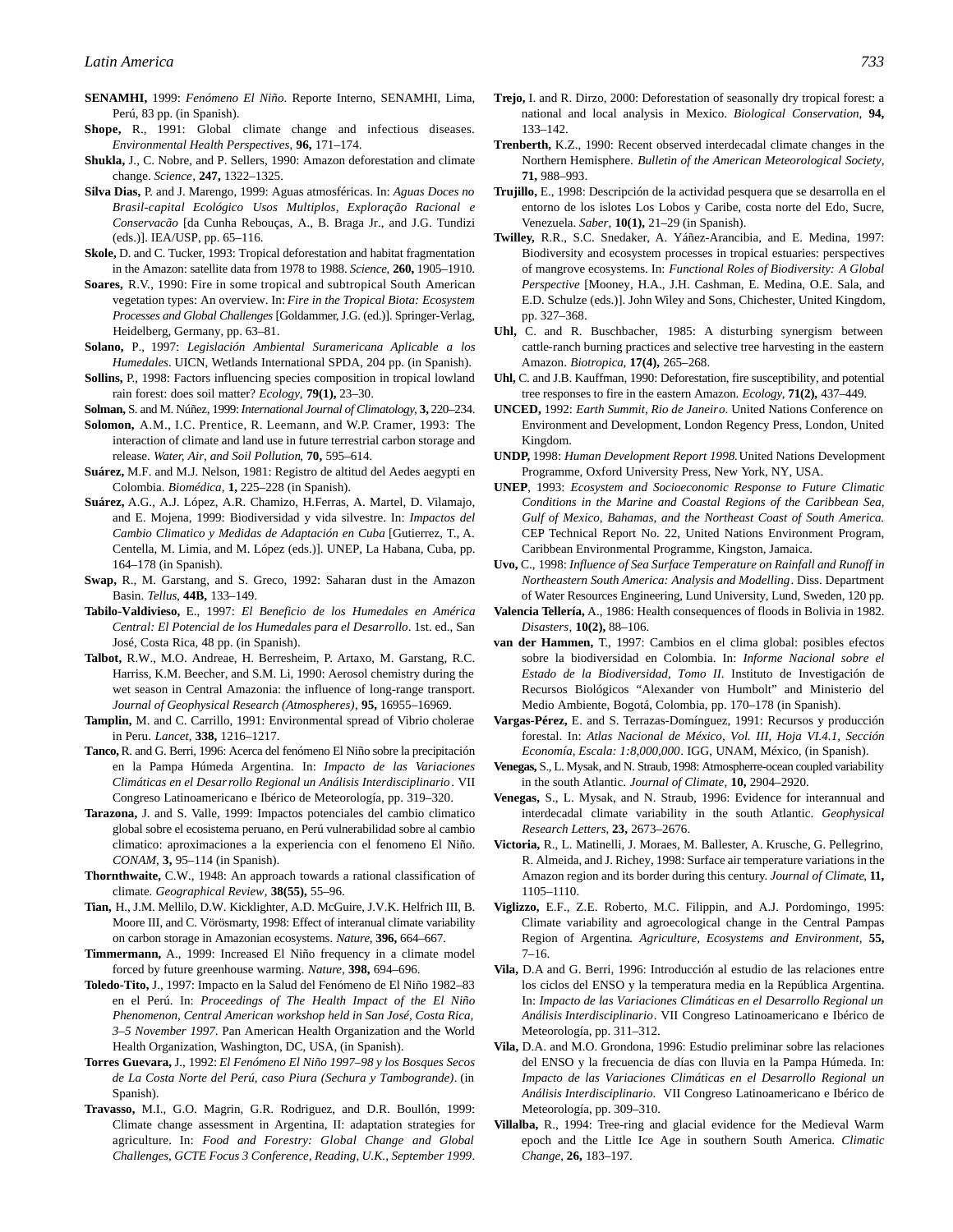**SENAMHI,** 1999: *Fenómeno El Niño*. Reporte Interno, SENAMHI, Lima, Perú, 83 pp. (in Spanish).

**Shope,** R., 1991: Global climate change and infectious diseases. *Environmental Health Perspectives*, **96,** 171–174.

**Shukla,** J., C. Nobre, and P. Sellers, 1990: Amazon deforestation and climate change. *Science*, **247,** 1322–1325.

**Silva Dias,** P. and J. Marengo, 1999: Aguas atmosféricas. In: *Aguas Doces no Brasil-capital Ecológico Usos Multiplos, Exploração Racional e Conservacão* [da Cunha Rebouças, A., B. Braga Jr., and J.G. Tundizi (eds.)]. IEA/USP, pp. 65–116.

**Skole,** D. and C. Tucker, 1993: Tropical deforestation and habitat fragmentation in the Amazon: satellite data from 1978 to 1988. *Science*, **260,** 1905–1910.

**Soares,** R.V., 1990: Fire in some tropical and subtropical South American vegetation types: An overview. In: *Fire in the Tropical Biota: Ecosystem Processes and Global Challenges* [Goldammer, J.G. (ed.)]. Springer-Verlag, Heidelberg, Germany, pp. 63–81.

**Solano,** P., 1997: *Legislación Ambiental Suramericana Aplicable a los Humedales*. UICN, Wetlands International SPDA, 204 pp. (in Spanish).

**Sollins,** P., 1998: Factors influencing species composition in tropical lowland rain forest: does soil matter? *Ecology*, **79(1),** 23–30.

**Solman,** S. and M. Núñez, 1999: *International Journal of Climatology*, **3,** 220–234.

**Solomon,** A.M., I.C. Prentice, R. Leemann, and W.P. Cramer, 1993: The interaction of climate and land use in future terrestrial carbon storage and release. *Water, Air, and Soil Pollution*, **70,** 595–614.

**Suárez,** M.F. and M.J. Nelson, 1981: Registro de altitud del Aedes aegypti en Colombia. *Biomédica*, **1,** 225–228 (in Spanish).

**Suárez,** A.G., A.J. López, A.R. Chamizo, H.Ferras, A. Martel, D. Vilamajo, and E. Mojena, 1999: Biodiversidad y vida silvestre. In: *Impactos del Cambio Climatico y Medidas de Adaptación en Cuba* [Gutierrez, T., A. Centella, M. Limia, and M. López (eds.)]. UNEP, La Habana, Cuba, pp. 164–178 (in Spanish).

**Swap,** R., M. Garstang, and S. Greco, 1992: Saharan dust in the Amazon Basin. *Tellus*, **44B,** 133–149.

**Tabilo-Valdivieso,** E., 1997: *El Beneficio de los Humedales en América Central: El Potencial de los Humedales para el Desarrollo*. 1st. ed., San José, Costa Rica, 48 pp. (in Spanish).

**Talbot,** R.W., M.O. Andreae, H. Berresheim, P. Artaxo, M. Garstang, R.C. Harriss, K.M. Beecher, and S.M. Li, 1990: Aerosol chemistry during the wet season in Central Amazonia: the influence of long-range transport. *Journal of Geophysical Research (Atmospheres)*, **95,** 16955–16969.

**Tamplin,** M. and C. Carrillo, 1991: Environmental spread of Vibrio cholerae in Peru. *Lancet*, **338,** 1216–1217.

**Tanco,** R. and G. Berri, 1996: Acerca del fenómeno El Niño sobre la precipitación en la Pampa Húmeda Argentina. In: *Impacto de las Variaciones Climáticas en el Desarrollo Regional un Análisis Interdisciplinario*. VII Congreso Latinoamericano e Ibérico de Meteorología, pp. 319–320.

**Tarazona,** J. and S. Valle, 1999: Impactos potenciales del cambio climatico global sobre el ecosistema peruano, en Perú vulnerabilidad sobre al cambio climatico: aproximaciones a la experiencia con el fenomeno El Niño. *CONAM*, **3,** 95–114 (in Spanish).

**Thornthwaite,** C.W., 1948: An approach towards a rational classification of climate. *Geographical Review*, **38(55),** 55–96.

**Tian,** H., J.M. Mellilo, D.W. Kicklighter, A.D. McGuire, J.V.K. Helfrich III, B. Moore III, and C. Vörösmarty, 1998: Effect of interanual climate variability on carbon storage in Amazonian ecosystems. *Nature*, **396,** 664–667.

**Timmermann,** A., 1999: Increased El Niño frequency in a climate model forced by future greenhouse warming. *Nature*, **398,** 694–696.

**Toledo-Tito,** J., 1997: Impacto en la Salud del Fenómeno de El Niño 1982–83 en el Perú. In: *Proceedings of The Health Impact of the El Niño Phenomenon, Central American workshop held in San José, Costa Rica, 3–5 November 1997*. Pan American Health Organization and the World Health Organization, Washington, DC, USA, (in Spanish).

**Torres Guevara,** J., 1992: *El Fenómeno El Niño 1997–98 y los Bosques Secos de La Costa Norte del Perú, caso Piura (Sechura y Tambogrande)*. (in Spanish).

**Travasso,** M.I., G.O. Magrin, G.R. Rodriguez, and D.R. Boullón, 1999: Climate change assessment in Argentina, II: adaptation strategies for agriculture. In: *Food and Forestry: Global Change and Global Challenges, GCTE Focus 3 Conference, Reading, U.K., September 1999*.

**Trejo,** I. and R. Dirzo, 2000: Deforestation of seasonally dry tropical forest: a national and local analysis in Mexico. *Biological Conservation*, **94,** 133–142.

**Trenberth,** K.Z., 1990: Recent observed interdecadal climate changes in the Northern Hemisphere. *Bulletin of the American Meteorological Society*, **71,** 988–993.

**Trujillo,** E., 1998: Descripción de la actividad pesquera que se desarrolla en el entorno de los islotes Los Lobos y Caribe, costa norte del Edo, Sucre, Venezuela. *Saber*, **10(1),** 21–29 (in Spanish).

**Twilley,** R.R., S.C. Snedaker, A. Yáñez-Arancibia, and E. Medina, 1997: Biodiversity and ecosystem processes in tropical estuaries: perspectives of mangrove ecosystems. In: *Functional Roles of Biodiversity: A Global Perspective* [Mooney, H.A., J.H. Cashman, E. Medina, O.E. Sala, and E.D. Schulze (eds.)]. John Wiley and Sons, Chichester, United Kingdom, pp. 327–368.

**Uhl,** C. and R. Buschbacher, 1985: A disturbing synergism between cattle-ranch burning practices and selective tree harvesting in the eastern Amazon. *Biotropica*, **17(4),** 265–268.

**Uhl,** C. and J.B. Kauffman, 1990: Deforestation, fire susceptibility, and potential tree responses to fire in the eastern Amazon. *Ecology*, **71(2),** 437–449.

**UNCED,** 1992: *Earth Summit, Rio de Janeiro*. United Nations Conference on Environment and Development, London Regency Press, London, United Kingdom.

**UNDP,** 1998: *Human Development Report 1998*. United Nations Development Programme, Oxford University Press, New York, NY, USA.

**UNEP**, 1993: *Ecosystem and Socioeconomic Response to Future Climatic Conditions in the Marine and Coastal Regions of the Caribbean Sea, Gulf of Mexico, Bahamas, and the Northeast Coast of South America.* CEP Technical Report No. 22, United Nations Environment Program, Caribbean Environmental Programme, Kingston, Jamaica.

**Uvo,** C., 1998: *Influence of Sea Surface Temperature on Rainfall and Runoff in Northeastern South America: Analysis and Modelling*. Diss. Department of Water Resources Engineering, Lund University, Lund, Sweden, 120 pp.

**Valencia Tellería,** A., 1986: Health consequences of floods in Bolivia in 1982. *Disasters*, **10(2),** 88–106.

**van der Hammen,** T., 1997: Cambios en el clima global: posibles efectos sobre la biodiversidad en Colombia. In: *Informe Nacional sobre el Estado de la Biodiversidad, Tomo II*. Instituto de Investigación de Recursos Biológicos "Alexander von Humbolt" and Ministerio del Medio Ambiente, Bogotá, Colombia, pp. 170–178 (in Spanish).

**Vargas-Pérez,** E. and S. Terrazas-Domínguez, 1991: Recursos y producción forestal. In: *Atlas Nacional de México, Vol. III, Hoja VI.4.1, Sección Economía, Escala: 1:8,000,000*. IGG, UNAM, México, (in Spanish).

**Venegas,** S., L. Mysak, and N. Straub, 1998: Atmospherre-ocean coupled variability in the south Atlantic. *Journal of Climate*, **10,** 2904–2920.

**Venegas,** S., L. Mysak, and N. Straub, 1996: Evidence for interannual and interdecadal climate variability in the south Atlantic. *Geophysical Research Letters*, **23,** 2673–2676.

**Victoria,** R., L. Matinelli, J. Moraes, M. Ballester, A. Krusche, G. Pellegrino, R. Almeida, and J. Richey, 1998: Surface air temperature variations in the Amazon region and its border during this century. *Journal of Climate*, **11,** 1105–1110.

**Viglizzo,** E.F., Z.E. Roberto, M.C. Filippin, and A.J. Pordomingo, 1995: Climate variability and agroecological change in the Central Pampas Region of Argentina. *Agriculture, Ecosystems and Environment*, **55,** 7–16.

**Vila,** D.A and G. Berri, 1996: Introducción al estudio de las relaciones entre los ciclos del ENSO y la temperatura media en la República Argentina. In: *Impacto de las Variaciones Climáticas en el Desarrollo Regional un Análisis Interdisciplinario*. VII Congreso Latinoamericano e Ibérico de Meteorología, pp. 311–312.

**Vila,** D.A. and M.O. Grondona, 1996: Estudio preliminar sobre las relaciones del ENSO y la frecuencia de días con lluvia en la Pampa Húmeda. In: *Impacto de las Variaciones Climáticas en el Desarrollo Regional un Análisis Interdisciplinario.* VII Congreso Latinoamericano e Ibérico de Meteorología, pp. 309–310.

**Villalba,** R., 1994: Tree-ring and glacial evidence for the Medieval Warm epoch and the Little Ice Age in southern South America. *Climatic Change*, **26,** 183–197.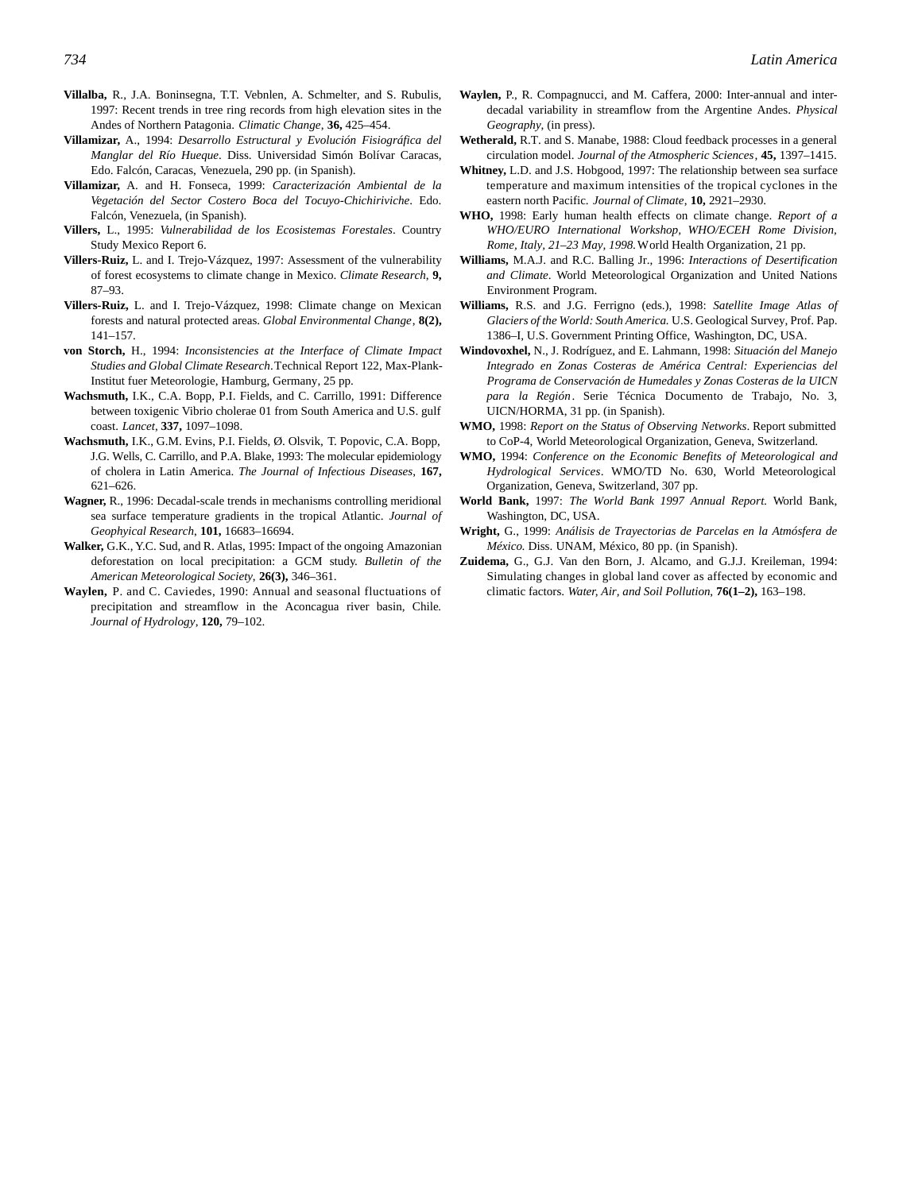**Villalba,** R., J.A. Boninsegna, T.T. Vebnlen, A. Schmelter, and S. Rubulis, 1997: Recent trends in tree ring records from high elevation sites in the Andes of Northern Patagonia. *Climatic Change*, **36,** 425–454.

**Villamizar,** A., 1994: *Desarrollo Estructural y Evolución Fisiográfica del Manglar del Río Hueque*. Diss. Universidad Simón Bolívar Caracas, Edo. Falcón, Caracas, Venezuela, 290 pp. (in Spanish).

**Villamizar,** A. and H. Fonseca, 1999: *Caracterización Ambiental de la Vegetación del Sector Costero Boca del Tocuyo-Chichiriviche*. Edo. Falcón, Venezuela, (in Spanish).

**Villers,** L., 1995: *Vulnerabilidad de los Ecosistemas Forestales*. Country Study Mexico Report 6.

**Villers-Ruiz,** L. and I. Trejo-Vázquez, 1997: Assessment of the vulnerability of forest ecosystems to climate change in Mexico. *Climate Research*, **9,** 87–93.

**Villers-Ruiz,** L. and I. Trejo-Vázquez, 1998: Climate change on Mexican forests and natural protected areas. *Global Environmental Change*, **8(2),** 141–157.

**von Storch,** H., 1994: *Inconsistencies at the Interface of Climate Impact Studies and Global Climate Research*. Technical Report 122, Max-Plank-Institut fuer Meteorologie, Hamburg, Germany, 25 pp.

**Wachsmuth,** I.K., C.A. Bopp, P.I. Fields, and C. Carrillo, 1991: Difference between toxigenic Vibrio cholerae 01 from South America and U.S. gulf coast. *Lancet*, **337,** 1097–1098.

**Wachsmuth,** I.K., G.M. Evins, P.I. Fields, Ø. Olsvik, T. Popovic, C.A. Bopp, J.G. Wells, C. Carrillo, and P.A. Blake, 1993: The molecular epidemiology of cholera in Latin America. *The Journal of Infectious Diseases*, **167,** 621–626.

**Wagner,** R., 1996: Decadal-scale trends in mechanisms controlling meridional sea surface temperature gradients in the tropical Atlantic. *Journal of Geophyical Research*, **101,** 16683–16694.

**Walker,** G.K., Y.C. Sud, and R. Atlas, 1995: Impact of the ongoing Amazonian deforestation on local precipitation: a GCM study. *Bulletin of the American Meteorological Society*, **26(3),** 346–361.

**Waylen,** P. and C. Caviedes, 1990: Annual and seasonal fluctuations of precipitation and streamflow in the Aconcagua river basin, Chile. *Journal of Hydrology*, **120,** 79–102.

**Waylen,** P., R. Compagnucci, and M. Caffera, 2000: Inter-annual and inter-decadal variability in streamflow from the Argentine Andes. *Physical Geography*, (in press).

**Wetherald,** R.T. and S. Manabe, 1988: Cloud feedback processes in a general circulation model. *Journal of the Atmospheric Sciences*, **45,** 1397–1415.

**Whitney,** L.D. and J.S. Hobgood, 1997: The relationship between sea surface temperature and maximum intensities of the tropical cyclones in the eastern north Pacific. *Journal of Climate*, **10,** 2921–2930.

**WHO,** 1998: Early human health effects on climate change. *Report of a WHO/EURO International Workshop, WHO/ECEH Rome Division, Rome, Italy, 21–23 May, 1998.* World Health Organization, 21 pp.

**Williams,** M.A.J. and R.C. Balling Jr., 1996: *Interactions of Desertification and Climate*. World Meteorological Organization and United Nations Environment Program.

**Williams,** R.S. and J.G. Ferrigno (eds.), 1998: *Satellite Image Atlas of Glaciers of the World: South America.* U.S. Geological Survey, Prof. Pap. 1386–I, U.S. Government Printing Office, Washington, DC, USA.

**Windovoxhel,** N., J. Rodríguez, and E. Lahmann, 1998: *Situación del Manejo Integrado en Zonas Costeras de América Central: Experiencias del Programa de Conservación de Humedales y Zonas Costeras de la UICN para la Región*. Serie Técnica Documento de Trabajo, No. 3, UICN/HORMA, 31 pp. (in Spanish).

**WMO,** 1998: *Report on the Status of Observing Networks*. Report submitted to CoP-4, World Meteorological Organization, Geneva, Switzerland.

**WMO,** 1994: *Conference on the Economic Benefits of Meteorological and Hydrological Services*. WMO/TD No. 630, World Meteorological Organization, Geneva, Switzerland, 307 pp.

**World Bank,** 1997: *The World Bank 1997 Annual Report*. World Bank, Washington, DC, USA.

**Wright,** G., 1999: *Análisis de Trayectorias de Parcelas en la Atmósfera de México.* Diss. UNAM, México, 80 pp. (in Spanish).

**Zuidema,** G., G.J. Van den Born, J. Alcamo, and G.J.J. Kreileman, 1994: Simulating changes in global land cover as affected by economic and climatic factors. *Water, Air, and Soil Pollution*, **76(1–2),** 163–198.